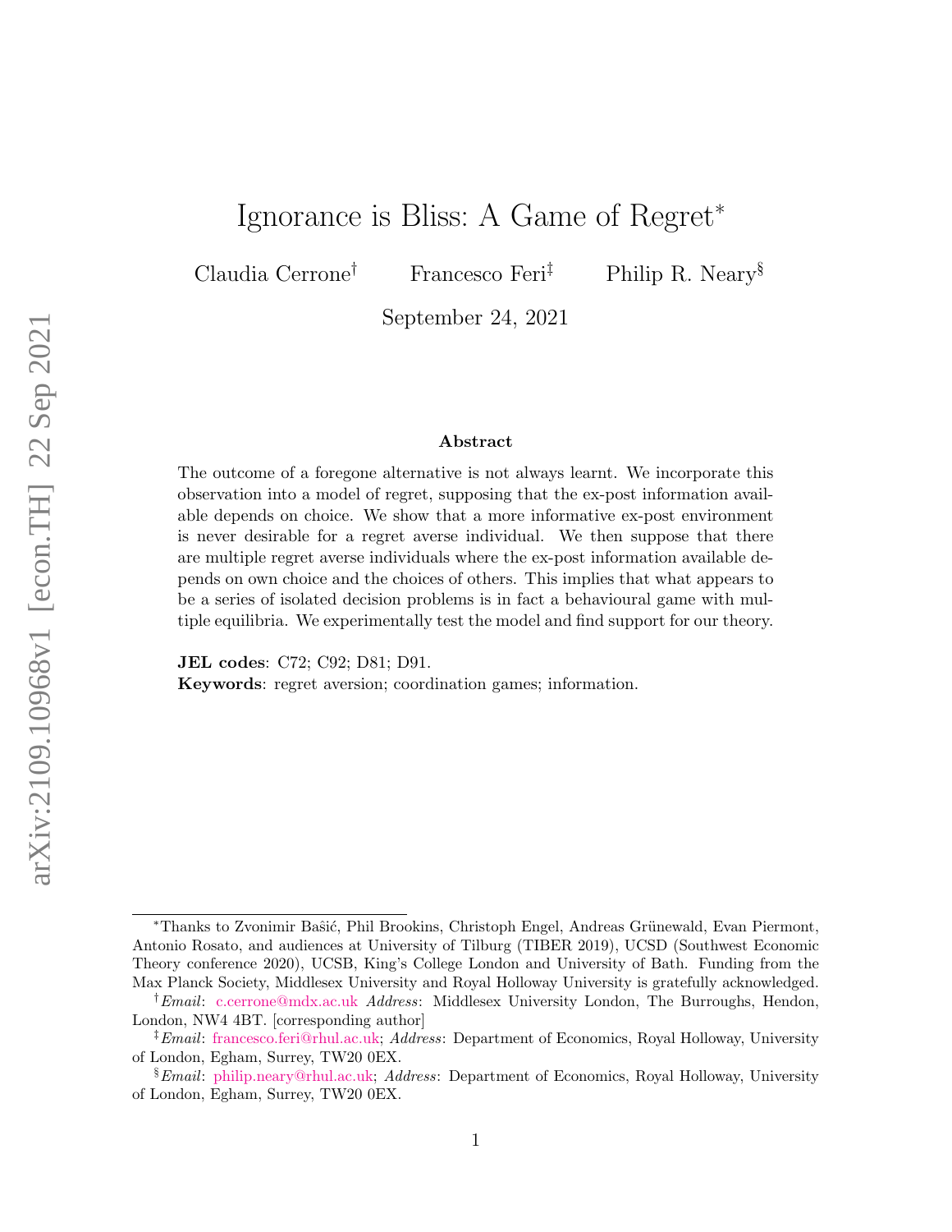# Ignorance is Bliss: A Game of Regret*

Claudia Cerrone[†] Francesco Feri[‡] Philip R. Neary[§]

September 24, 2021

## Abstract

The outcome of a foregone alternative is not always learnt. We incorporate this observation into a model of regret, supposing that the ex-post information available depends on choice. We show that a more informative ex-post environment is never desirable for a regret averse individual. We then suppose that there are multiple regret averse individuals where the ex-post information available depends on own choice and the choices of others. This implies that what appears to be a series of isolated decision problems is in fact a behavioural game with multiple equilibria. We experimentally test the model and find support for our theory.

**JEL codes**: C72; C92; D81; D91.
**Keywords**: regret aversion; coordination games; information.

---

*Thanks to Zvonimir Bašić, Phil Brookins, Christoph Engel, Andreas Grünewald, Evan Piermont, Antonio Rosato, and audiences at University of Tilburg (TIBER 2019), UCSD (Southwest Economic Theory conference 2020), UCSB, King's College London and University of Bath. Funding from the Max Planck Society, Middlesex University and Royal Holloway University is gratefully acknowledged.

[†] *Email*: c.cerrone@mdx.ac.uk *Address*: Middlesex University London, The Burroughs, Hendon, London, NW4 4BT. [corresponding author]

[‡] *Email*: francesco.feri@rhul.ac.uk; *Address*: Department of Economics, Royal Holloway, University of London, Egham, Surrey, TW20 0EX.

[§] *Email*: philip.neary@rhul.ac.uk; *Address*: Department of Economics, Royal Holloway, University of London, Egham, Surrey, TW20 0EX.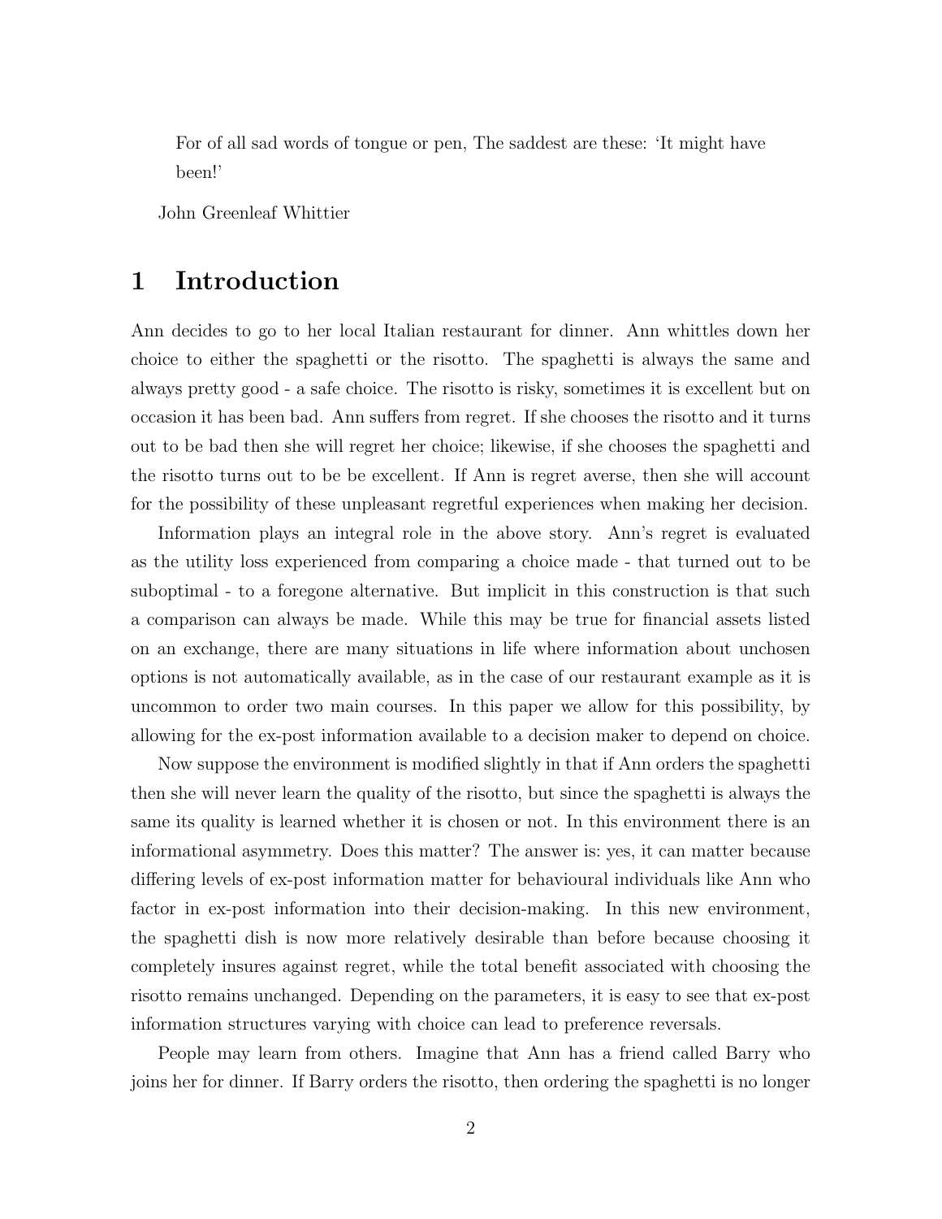> For of all sad words of tongue or pen, The saddest are these: 'It might have been!'
>
> John Greenleaf Whittier

# 1 Introduction

Ann decides to go to her local Italian restaurant for dinner. Ann whittles down her choice to either the spaghetti or the risotto. The spaghetti is always the same and always pretty good - a safe choice. The risotto is risky, sometimes it is excellent but on occasion it has been bad. Ann suffers from regret. If she chooses the risotto and it turns out to be bad then she will regret her choice; likewise, if she chooses the spaghetti and the risotto turns out to be be excellent. If Ann is regret averse, then she will account for the possibility of these unpleasant regretful experiences when making her decision.

Information plays an integral role in the above story. Ann's regret is evaluated as the utility loss experienced from comparing a choice made - that turned out to be suboptimal - to a foregone alternative. But implicit in this construction is that such a comparison can always be made. While this may be true for financial assets listed on an exchange, there are many situations in life where information about unchosen options is not automatically available, as in the case of our restaurant example as it is uncommon to order two main courses. In this paper we allow for this possibility, by allowing for the ex-post information available to a decision maker to depend on choice.

Now suppose the environment is modified slightly in that if Ann orders the spaghetti then she will never learn the quality of the risotto, but since the spaghetti is always the same its quality is learned whether it is chosen or not. In this environment there is an informational asymmetry. Does this matter? The answer is: yes, it can matter because differing levels of ex-post information matter for behavioural individuals like Ann who factor in ex-post information into their decision-making. In this new environment, the spaghetti dish is now more relatively desirable than before because choosing it completely insures against regret, while the total benefit associated with choosing the risotto remains unchanged. Depending on the parameters, it is easy to see that ex-post information structures varying with choice can lead to preference reversals.

People may learn from others. Imagine that Ann has a friend called Barry who joins her for dinner. If Barry orders the risotto, then ordering the spaghetti is no longer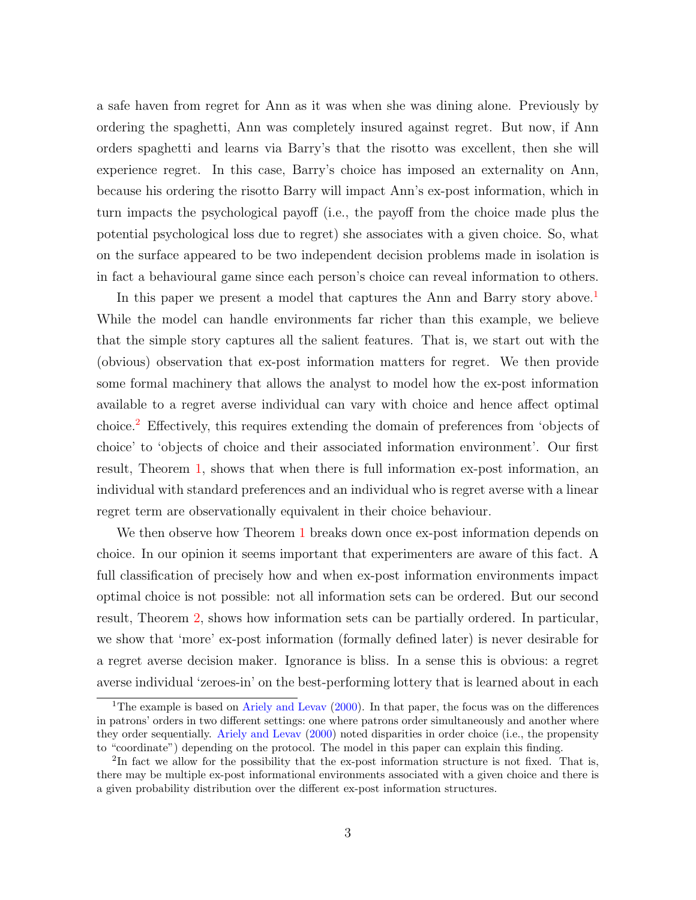a safe haven from regret for Ann as it was when she was dining alone. Previously by ordering the spaghetti, Ann was completely insured against regret. But now, if Ann orders spaghetti and learns via Barry's that the risotto was excellent, then she will experience regret. In this case, Barry's choice has imposed an externality on Ann, because his ordering the risotto Barry will impact Ann's ex-post information, which in turn impacts the psychological payoff (i.e., the payoff from the choice made plus the potential psychological loss due to regret) she associates with a given choice. So, what on the surface appeared to be two independent decision problems made in isolation is in fact a behavioural game since each person's choice can reveal information to others.

In this paper we present a model that captures the Ann and Barry story above.[1] While the model can handle environments far richer than this example, we believe that the simple story captures all the salient features. That is, we start out with the (obvious) observation that ex-post information matters for regret. We then provide some formal machinery that allows the analyst to model how the ex-post information available to a regret averse individual can vary with choice and hence affect optimal choice.[2] Effectively, this requires extending the domain of preferences from 'objects of choice' to 'objects of choice and their associated information environment'. Our first result, Theorem 1, shows that when there is full information ex-post information, an individual with standard preferences and an individual who is regret averse with a linear regret term are observationally equivalent in their choice behaviour.

We then observe how Theorem 1 breaks down once ex-post information depends on choice. In our opinion it seems important that experimenters are aware of this fact. A full classification of precisely how and when ex-post information environments impact optimal choice is not possible: not all information sets can be ordered. But our second result, Theorem 2, shows how information sets can be partially ordered. In particular, we show that 'more' ex-post information (formally defined later) is never desirable for a regret averse decision maker. Ignorance is bliss. In a sense this is obvious: a regret averse individual 'zeroes-in' on the best-performing lottery that is learned about in each

[1] The example is based on Ariely and Levav (2000). In that paper, the focus was on the differences in patrons' orders in two different settings: one where patrons order simultaneously and another where they order sequentially. Ariely and Levav (2000) noted disparities in order choice (i.e., the propensity to "coordinate") depending on the protocol. The model in this paper can explain this finding.

[2] In fact we allow for the possibility that the ex-post information structure is not fixed. That is, there may be multiple ex-post informational environments associated with a given choice and there is a given probability distribution over the different ex-post information structures.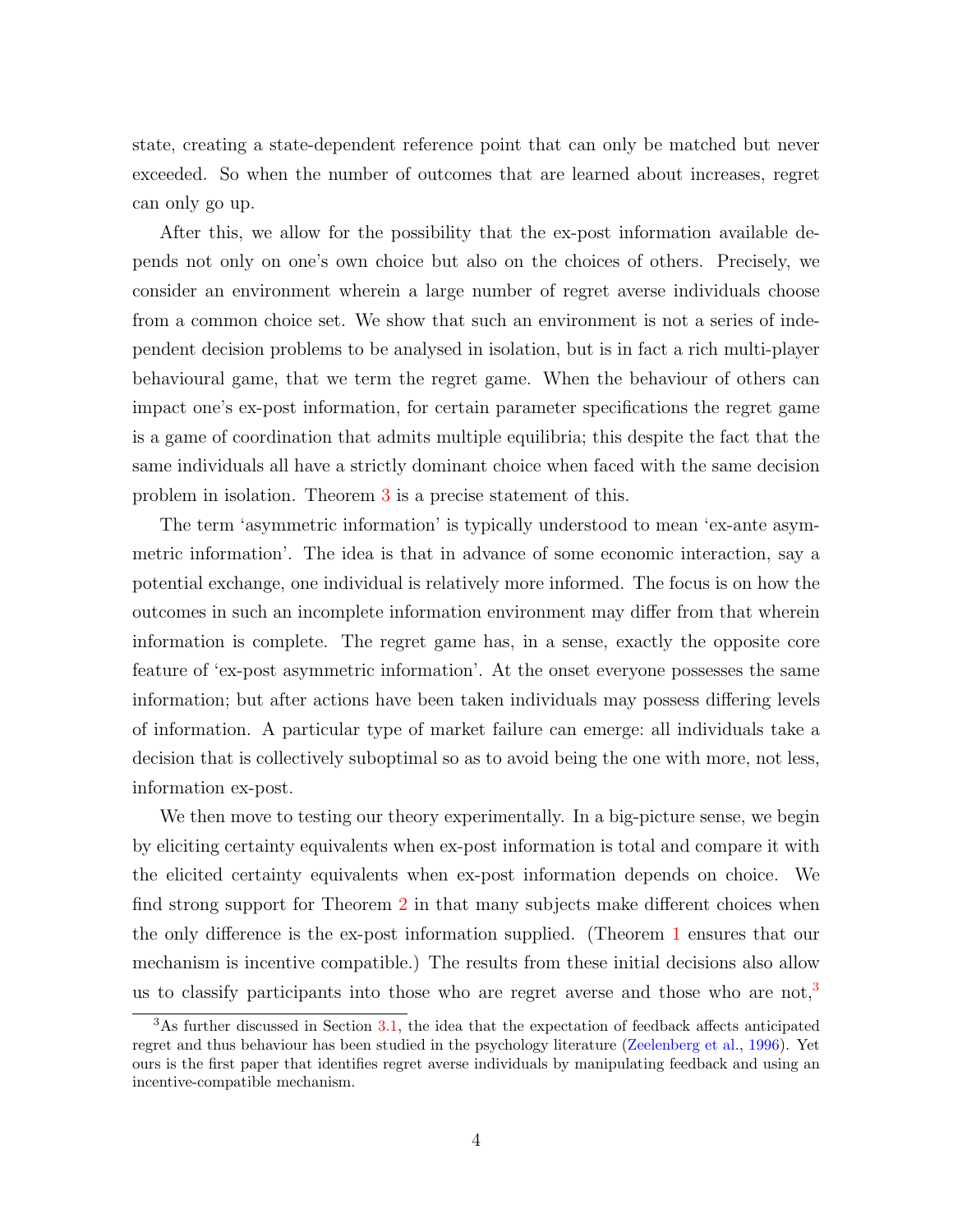state, creating a state-dependent reference point that can only be matched but never exceeded. So when the number of outcomes that are learned about increases, regret can only go up.

After this, we allow for the possibility that the ex-post information available depends not only on one's own choice but also on the choices of others. Precisely, we consider an environment wherein a large number of regret averse individuals choose from a common choice set. We show that such an environment is not a series of independent decision problems to be analysed in isolation, but is in fact a rich multi-player behavioural game, that we term the regret game. When the behaviour of others can impact one's ex-post information, for certain parameter specifications the regret game is a game of coordination that admits multiple equilibria; this despite the fact that the same individuals all have a strictly dominant choice when faced with the same decision problem in isolation. Theorem 3 is a precise statement of this.

The term 'asymmetric information' is typically understood to mean 'ex-ante asymmetric information'. The idea is that in advance of some economic interaction, say a potential exchange, one individual is relatively more informed. The focus is on how the outcomes in such an incomplete information environment may differ from that wherein information is complete. The regret game has, in a sense, exactly the opposite core feature of 'ex-post asymmetric information'. At the onset everyone possesses the same information; but after actions have been taken individuals may possess differing levels of information. A particular type of market failure can emerge: all individuals take a decision that is collectively suboptimal so as to avoid being the one with more, not less, information ex-post.

We then move to testing our theory experimentally. In a big-picture sense, we begin by eliciting certainty equivalents when ex-post information is total and compare it with the elicited certainty equivalents when ex-post information depends on choice. We find strong support for Theorem 2 in that many subjects make different choices when the only difference is the ex-post information supplied. (Theorem 1 ensures that our mechanism is incentive compatible.) The results from these initial decisions also allow us to classify participants into those who are regret averse and those who are not,[3]

[3] As further discussed in Section 3.1, the idea that the expectation of feedback affects anticipated regret and thus behaviour has been studied in the psychology literature (Zeelenberg et al., 1996). Yet ours is the first paper that identifies regret averse individuals by manipulating feedback and using an incentive-compatible mechanism.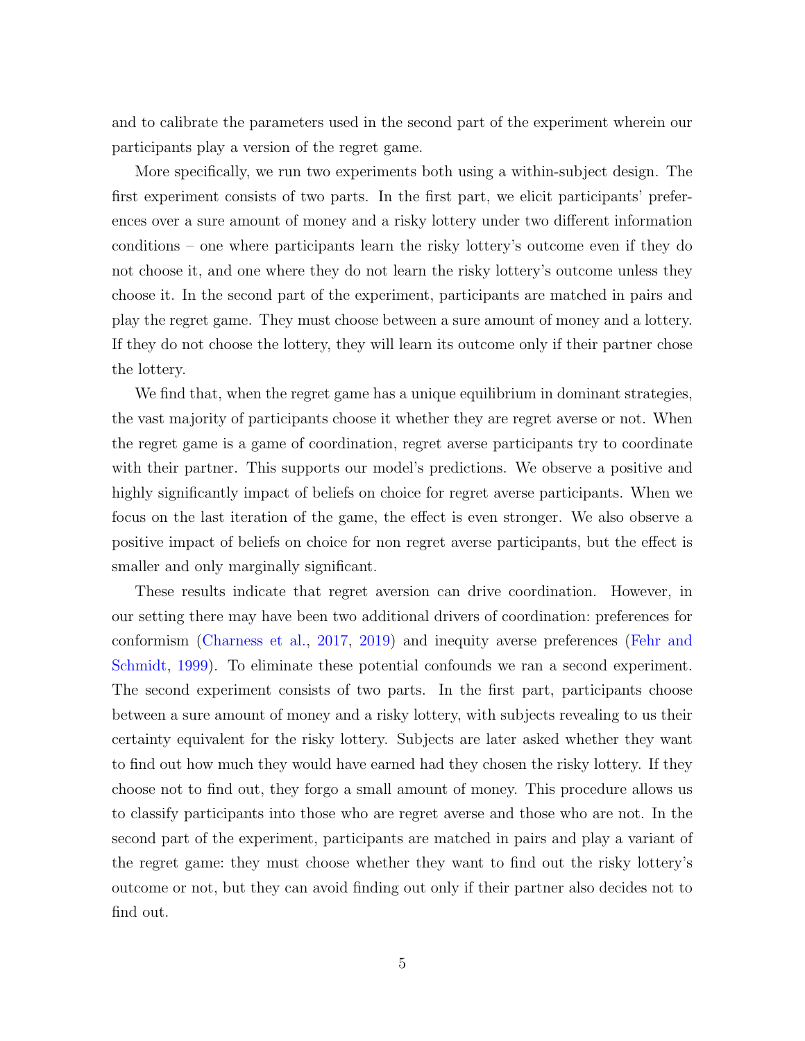and to calibrate the parameters used in the second part of the experiment wherein our participants play a version of the regret game.

More specifically, we run two experiments both using a within-subject design. The first experiment consists of two parts. In the first part, we elicit participants' preferences over a sure amount of money and a risky lottery under two different information conditions – one where participants learn the risky lottery's outcome even if they do not choose it, and one where they do not learn the risky lottery's outcome unless they choose it. In the second part of the experiment, participants are matched in pairs and play the regret game. They must choose between a sure amount of money and a lottery. If they do not choose the lottery, they will learn its outcome only if their partner chose the lottery.

We find that, when the regret game has a unique equilibrium in dominant strategies, the vast majority of participants choose it whether they are regret averse or not. When the regret game is a game of coordination, regret averse participants try to coordinate with their partner. This supports our model's predictions. We observe a positive and highly significantly impact of beliefs on choice for regret averse participants. When we focus on the last iteration of the game, the effect is even stronger. We also observe a positive impact of beliefs on choice for non regret averse participants, but the effect is smaller and only marginally significant.

These results indicate that regret aversion can drive coordination. However, in our setting there may have been two additional drivers of coordination: preferences for conformism (Charness et al., 2017, 2019) and inequity averse preferences (Fehr and Schmidt, 1999). To eliminate these potential confounds we ran a second experiment. The second experiment consists of two parts. In the first part, participants choose between a sure amount of money and a risky lottery, with subjects revealing to us their certainty equivalent for the risky lottery. Subjects are later asked whether they want to find out how much they would have earned had they chosen the risky lottery. If they choose not to find out, they forgo a small amount of money. This procedure allows us to classify participants into those who are regret averse and those who are not. In the second part of the experiment, participants are matched in pairs and play a variant of the regret game: they must choose whether they want to find out the risky lottery's outcome or not, but they can avoid finding out only if their partner also decides not to find out.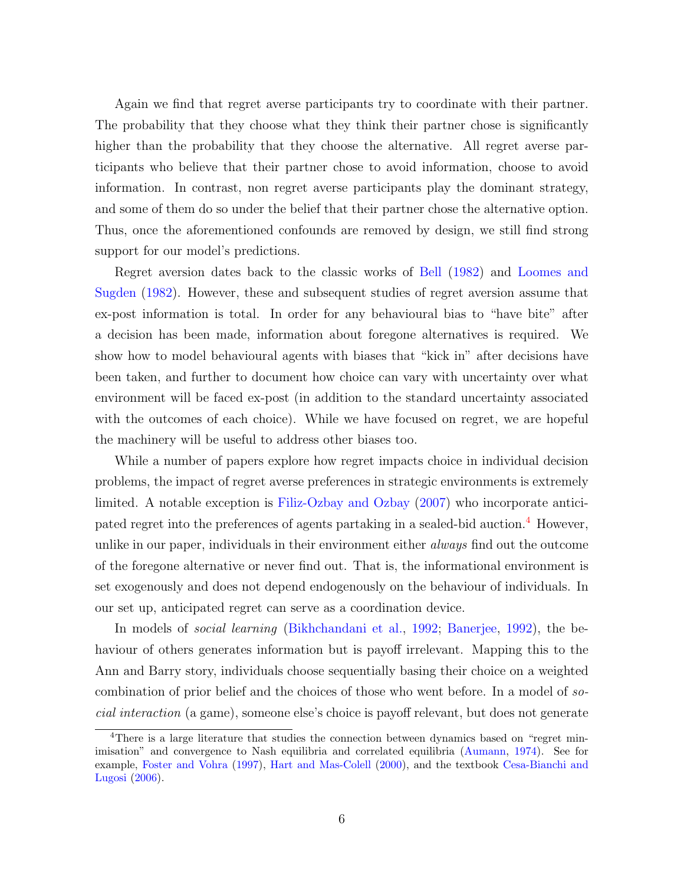Again we find that regret averse participants try to coordinate with their partner. The probability that they choose what they think their partner chose is significantly higher than the probability that they choose the alternative. All regret averse participants who believe that their partner chose to avoid information, choose to avoid information. In contrast, non regret averse participants play the dominant strategy, and some of them do so under the belief that their partner chose the alternative option. Thus, once the aforementioned confounds are removed by design, we still find strong support for our model's predictions.

Regret aversion dates back to the classic works of Bell (1982) and Loomes and Sugden (1982). However, these and subsequent studies of regret aversion assume that ex-post information is total. In order for any behavioural bias to "have bite" after a decision has been made, information about foregone alternatives is required. We show how to model behavioural agents with biases that "kick in" after decisions have been taken, and further to document how choice can vary with uncertainty over what environment will be faced ex-post (in addition to the standard uncertainty associated with the outcomes of each choice). While we have focused on regret, we are hopeful the machinery will be useful to address other biases too.

While a number of papers explore how regret impacts choice in individual decision problems, the impact of regret averse preferences in strategic environments is extremely limited. A notable exception is Filiz-Ozbay and Ozbay (2007) who incorporate anticipated regret into the preferences of agents partaking in a sealed-bid auction.[4] However, unlike in our paper, individuals in their environment either *always* find out the outcome of the foregone alternative or never find out. That is, the informational environment is set exogenously and does not depend endogenously on the behaviour of individuals. In our set up, anticipated regret can serve as a coordination device.

In models of *social learning* (Bikhchandani et al., 1992; Banerjee, 1992), the behaviour of others generates information but is payoff irrelevant. Mapping this to the Ann and Barry story, individuals choose sequentially basing their choice on a weighted combination of prior belief and the choices of those who went before. In a model of *social interaction* (a game), someone else's choice is payoff relevant, but does not generate

---

[4] There is a large literature that studies the connection between dynamics based on "regret minimisation" and convergence to Nash equilibria and correlated equilibria (Aumann, 1974). See for example, Foster and Vohra (1997), Hart and Mas-Colell (2000), and the textbook Cesa-Bianchi and Lugosi (2006).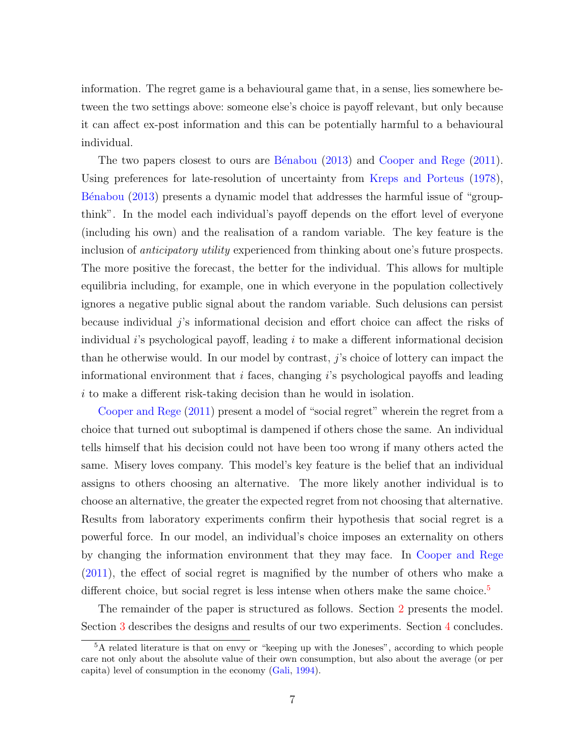information. The regret game is a behavioural game that, in a sense, lies somewhere between the two settings above: someone else's choice is payoff relevant, but only because it can affect ex-post information and this can be potentially harmful to a behavioural individual.

The two papers closest to ours are Bénabou (2013) and Cooper and Rege (2011). Using preferences for late-resolution of uncertainty from Kreps and Porteus (1978), Bénabou (2013) presents a dynamic model that addresses the harmful issue of "groupthink". In the model each individual's payoff depends on the effort level of everyone (including his own) and the realisation of a random variable. The key feature is the inclusion of *anticipatory utility* experienced from thinking about one's future prospects. The more positive the forecast, the better for the individual. This allows for multiple equilibria including, for example, one in which everyone in the population collectively ignores a negative public signal about the random variable. Such delusions can persist because individual $j$'s informational decision and effort choice can affect the risks of individual $i$'s psychological payoff, leading $i$ to make a different informational decision than he otherwise would. In our model by contrast, $j$'s choice of lottery can impact the informational environment that $i$ faces, changing $i$'s psychological payoffs and leading $i$ to make a different risk-taking decision than he would in isolation.

Cooper and Rege (2011) present a model of "social regret" wherein the regret from a choice that turned out suboptimal is dampened if others chose the same. An individual tells himself that his decision could not have been too wrong if many others acted the same. Misery loves company. This model's key feature is the belief that an individual assigns to others choosing an alternative. The more likely another individual is to choose an alternative, the greater the expected regret from not choosing that alternative. Results from laboratory experiments confirm their hypothesis that social regret is a powerful force. In our model, an individual's choice imposes an externality on others by changing the information environment that they may face. In Cooper and Rege (2011), the effect of social regret is magnified by the number of others who make a different choice, but social regret is less intense when others make the same choice.[5]

The remainder of the paper is structured as follows. Section 2 presents the model. Section 3 describes the designs and results of our two experiments. Section 4 concludes.

[5] A related literature is that on envy or "keeping up with the Joneses", according to which people care not only about the absolute value of their own consumption, but also about the average (or per capita) level of consumption in the economy (Gali, 1994).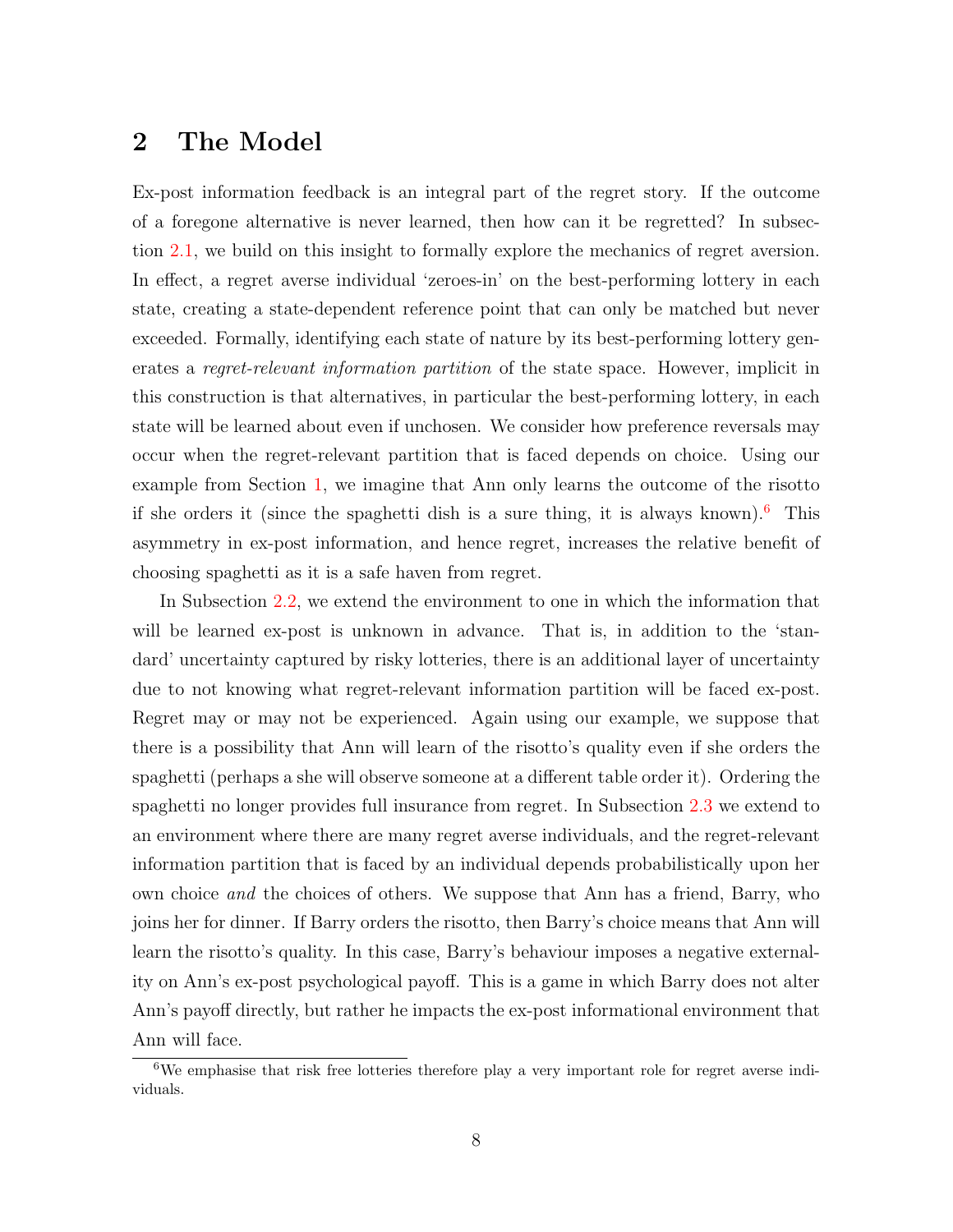## 2 The Model

Ex-post information feedback is an integral part of the regret story. If the outcome of a foregone alternative is never learned, then how can it be regretted? In subsection 2.1, we build on this insight to formally explore the mechanics of regret aversion. In effect, a regret averse individual 'zeroes-in' on the best-performing lottery in each state, creating a state-dependent reference point that can only be matched but never exceeded. Formally, identifying each state of nature by its best-performing lottery generates a *regret-relevant information partition* of the state space. However, implicit in this construction is that alternatives, in particular the best-performing lottery, in each state will be learned about even if unchosen. We consider how preference reversals may occur when the regret-relevant partition that is faced depends on choice. Using our example from Section 1, we imagine that Ann only learns the outcome of the risotto if she orders it (since the spaghetti dish is a sure thing, it is always known).[6] This asymmetry in ex-post information, and hence regret, increases the relative benefit of choosing spaghetti as it is a safe haven from regret.

In Subsection 2.2, we extend the environment to one in which the information that will be learned ex-post is unknown in advance. That is, in addition to the 'standard' uncertainty captured by risky lotteries, there is an additional layer of uncertainty due to not knowing what regret-relevant information partition will be faced ex-post. Regret may or may not be experienced. Again using our example, we suppose that there is a possibility that Ann will learn of the risotto's quality even if she orders the spaghetti (perhaps a she will observe someone at a different table order it). Ordering the spaghetti no longer provides full insurance from regret. In Subsection 2.3 we extend to an environment where there are many regret averse individuals, and the regret-relevant information partition that is faced by an individual depends probabilistically upon her own choice *and* the choices of others. We suppose that Ann has a friend, Barry, who joins her for dinner. If Barry orders the risotto, then Barry's choice means that Ann will learn the risotto's quality. In this case, Barry's behaviour imposes a negative externality on Ann's ex-post psychological payoff. This is a game in which Barry does not alter Ann's payoff directly, but rather he impacts the ex-post informational environment that Ann will face.

[6] We emphasise that risk free lotteries therefore play a very important role for regret averse individuals.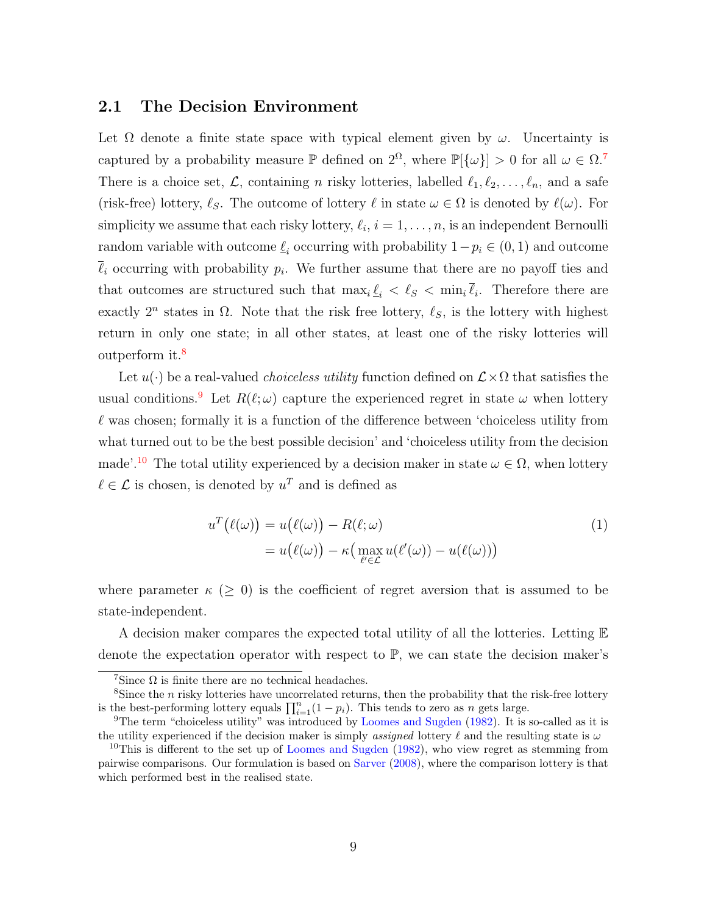## 2.1 The Decision Environment

Let $\Omega$ denote a finite state space with typical element given by $\omega$. Uncertainty is captured by a probability measure $\mathbb{P}$ defined on $2^{\Omega}$, where $\mathbb{P}[\{\omega\}] > 0$ for all $\omega \in \Omega$.[7] There is a choice set, $\mathcal{L}$, containing $n$ risky lotteries, labelled $\ell_1, \ell_2, \ldots, \ell_n$, and a safe (risk-free) lottery, $\ell_S$. The outcome of lottery $\ell$ in state $\omega \in \Omega$ is denoted by $\ell(\omega)$. For simplicity we assume that each risky lottery, $\ell_i$, $i = 1, \ldots, n$, is an independent Bernoulli random variable with outcome $\underline{\ell}_i$ occurring with probability $1 - p_i \in (0, 1)$ and outcome $\overline{\ell}_i$ occurring with probability $p_i$. We further assume that there are no payoff ties and that outcomes are structured such that $\max_i \underline{\ell}_i < \ell_S < \min_i \overline{\ell}_i$. Therefore there are exactly $2^n$ states in $\Omega$. Note that the risk free lottery, $\ell_S$, is the lottery with highest return in only one state; in all other states, at least one of the risky lotteries will outperform it.[8]

Let $u(\cdot)$ be a real-valued *choiceless utility* function defined on $\mathcal{L} \times \Omega$ that satisfies the usual conditions.[9] Let $R(\ell; \omega)$ capture the experienced regret in state $\omega$ when lottery $\ell$ was chosen; formally it is a function of the difference between 'choiceless utility from what turned out to be the best possible decision' and 'choiceless utility from the decision made'.[10] The total utility experienced by a decision maker in state $\omega \in \Omega$, when lottery $\ell \in \mathcal{L}$ is chosen, is denoted by $u^T$ and is defined as

$$\begin{aligned} u^T\big(\ell(\omega)\big) &= u\big(\ell(\omega)\big) - R(\ell; \omega) \\ &= u\big(\ell(\omega)\big) - \kappa\big(\max_{\ell' \in \mathcal{L}} u(\ell'(\omega)) - u(\ell(\omega))\big) \end{aligned} \tag{1}$$

where parameter $\kappa$ ($\geq 0$) is the coefficient of regret aversion that is assumed to be state-independent.

A decision maker compares the expected total utility of all the lotteries. Letting $\mathbb{E}$ denote the expectation operator with respect to $\mathbb{P}$, we can state the decision maker's

---

[7] Since $\Omega$ is finite there are no technical headaches.

[8] Since the $n$ risky lotteries have uncorrelated returns, then the probability that the risk-free lottery is the best-performing lottery equals $\prod_{i=1}^{n}(1 - p_i)$. This tends to zero as $n$ gets large.

[9] The term "choiceless utility" was introduced by Loomes and Sugden (1982). It is so-called as it is the utility experienced if the decision maker is simply *assigned* lottery $\ell$ and the resulting state is $\omega$

[10] This is different to the set up of Loomes and Sugden (1982), who view regret as stemming from pairwise comparisons. Our formulation is based on Sarver (2008), where the comparison lottery is that which performed best in the realised state.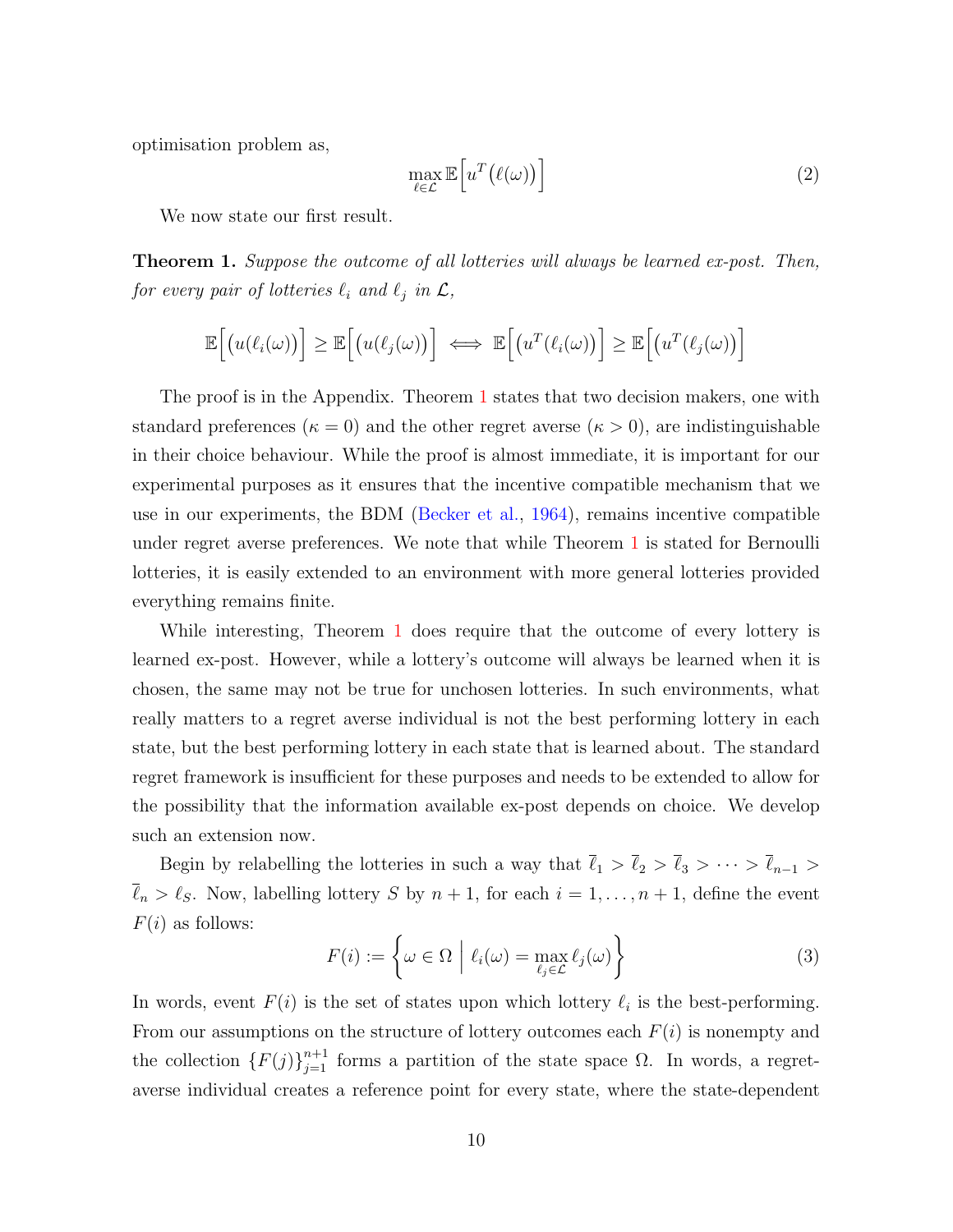optimisation problem as,

$$\max_{\ell \in \mathcal{L}} \mathbb{E}\Big[u^T\big(\ell(\omega)\big)\Big] \tag{2}$$

We now state our first result.

**Theorem 1.** *Suppose the outcome of all lotteries will always be learned ex-post. Then, for every pair of lotteries $\ell_i$ and $\ell_j$ in $\mathcal{L}$,*

$$\mathbb{E}\Big[\big(u(\ell_i(\omega)\big)\Big] \geq \mathbb{E}\Big[\big(u(\ell_j(\omega)\big)\Big] \iff \mathbb{E}\Big[\big(u^T(\ell_i(\omega)\big)\Big] \geq \mathbb{E}\Big[\big(u^T(\ell_j(\omega)\big)\Big]$$

The proof is in the Appendix. Theorem 1 states that two decision makers, one with standard preferences ($\kappa = 0$) and the other regret averse ($\kappa > 0$), are indistinguishable in their choice behaviour. While the proof is almost immediate, it is important for our experimental purposes as it ensures that the incentive compatible mechanism that we use in our experiments, the BDM (Becker et al., 1964), remains incentive compatible under regret averse preferences. We note that while Theorem 1 is stated for Bernoulli lotteries, it is easily extended to an environment with more general lotteries provided everything remains finite.

While interesting, Theorem 1 does require that the outcome of every lottery is learned ex-post. However, while a lottery's outcome will always be learned when it is chosen, the same may not be true for unchosen lotteries. In such environments, what really matters to a regret averse individual is not the best performing lottery in each state, but the best performing lottery in each state that is learned about. The standard regret framework is insufficient for these purposes and needs to be extended to allow for the possibility that the information available ex-post depends on choice. We develop such an extension now.

Begin by relabelling the lotteries in such a way that $\overline{\ell}_1 > \overline{\ell}_2 > \overline{\ell}_3 > \cdots > \overline{\ell}_{n-1} > \overline{\ell}_n > \ell_S$. Now, labelling lottery $S$ by $n+1$, for each $i = 1, \ldots, n+1$, define the event $F(i)$ as follows:

$$F(i) := \left\{\omega \in \Omega \;\middle|\; \ell_i(\omega) = \max_{\ell_j \in \mathcal{L}} \ell_j(\omega)\right\} \tag{3}$$

In words, event $F(i)$ is the set of states upon which lottery $\ell_i$ is the best-performing. From our assumptions on the structure of lottery outcomes each $F(i)$ is nonempty and the collection $\{F(j)\}_{j=1}^{n+1}$ forms a partition of the state space $\Omega$. In words, a regret-averse individual creates a reference point for every state, where the state-dependent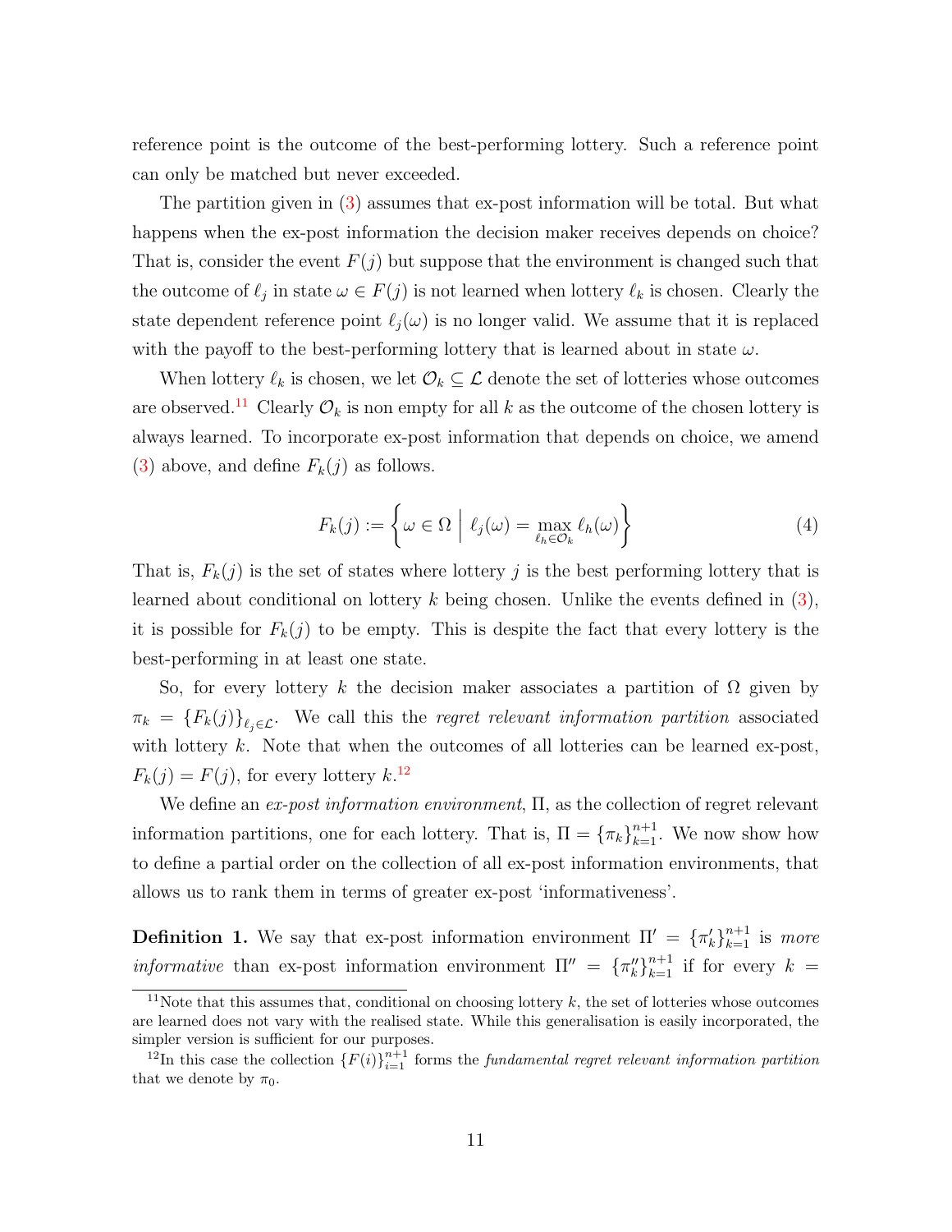reference point is the outcome of the best-performing lottery. Such a reference point can only be matched but never exceeded.

The partition given in (3) assumes that ex-post information will be total. But what happens when the ex-post information the decision maker receives depends on choice? That is, consider the event $F(j)$ but suppose that the environment is changed such that the outcome of $\ell_j$ in state $\omega \in F(j)$ is not learned when lottery $\ell_k$ is chosen. Clearly the state dependent reference point $\ell_j(\omega)$ is no longer valid. We assume that it is replaced with the payoff to the best-performing lottery that is learned about in state $\omega$.

When lottery $\ell_k$ is chosen, we let $\mathcal{O}_k \subseteq \mathcal{L}$ denote the set of lotteries whose outcomes are observed.[11] Clearly $\mathcal{O}_k$ is non empty for all $k$ as the outcome of the chosen lottery is always learned. To incorporate ex-post information that depends on choice, we amend (3) above, and define $F_k(j)$ as follows.

$$F_k(j) := \left\{ \omega \in \Omega \;\middle|\; \ell_j(\omega) = \max_{\ell_h \in \mathcal{O}_k} \ell_h(\omega) \right\} \tag{4}$$

That is, $F_k(j)$ is the set of states where lottery $j$ is the best performing lottery that is learned about conditional on lottery $k$ being chosen. Unlike the events defined in (3), it is possible for $F_k(j)$ to be empty. This is despite the fact that every lottery is the best-performing in at least one state.

So, for every lottery $k$ the decision maker associates a partition of $\Omega$ given by $\pi_k = \{F_k(j)\}_{\ell_j \in \mathcal{L}}$. We call this the *regret relevant information partition* associated with lottery $k$. Note that when the outcomes of all lotteries can be learned ex-post, $F_k(j) = F(j)$, for every lottery $k$.[12]

We define an *ex-post information environment*, $\Pi$, as the collection of regret relevant information partitions, one for each lottery. That is, $\Pi = \{\pi_k\}_{k=1}^{n+1}$. We now show how to define a partial order on the collection of all ex-post information environments, that allows us to rank them in terms of greater ex-post 'informativeness'.

**Definition 1.** We say that ex-post information environment $\Pi' = \{\pi'_k\}_{k=1}^{n+1}$ is *more informative* than ex-post information environment $\Pi'' = \{\pi''_k\}_{k=1}^{n+1}$ if for every $k =$

---

[11] Note that this assumes that, conditional on choosing lottery $k$, the set of lotteries whose outcomes are learned does not vary with the realised state. While this generalisation is easily incorporated, the simpler version is sufficient for our purposes.

[12] In this case the collection $\{F(i)\}_{i=1}^{n+1}$ forms the *fundamental regret relevant information partition* that we denote by $\pi_0$.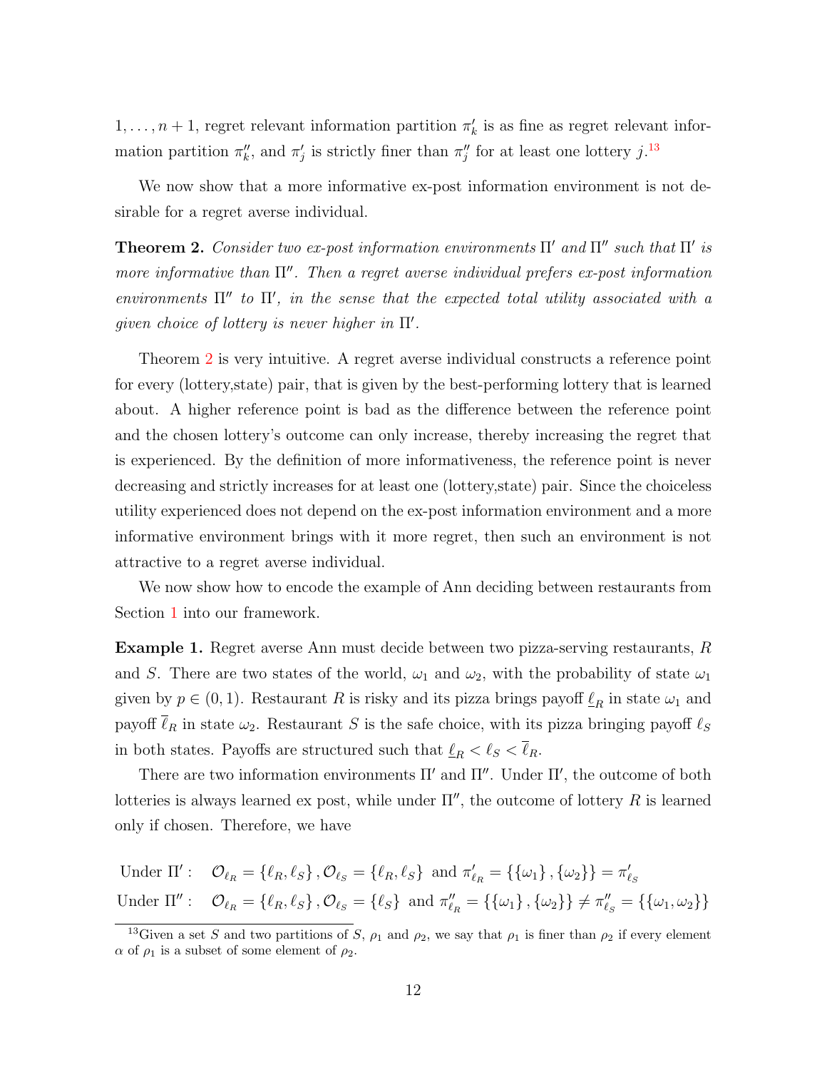$1, \ldots, n+1$, regret relevant information partition $\pi'_k$ is as fine as regret relevant information partition $\pi''_k$, and $\pi'_j$ is strictly finer than $\pi''_j$ for at least one lottery $j$.[13]

We now show that a more informative ex-post information environment is not desirable for a regret averse individual.

**Theorem 2.** *Consider two ex-post information environments $\Pi'$ and $\Pi''$ such that $\Pi'$ is more informative than $\Pi''$. Then a regret averse individual prefers ex-post information environments $\Pi''$ to $\Pi'$, in the sense that the expected total utility associated with a given choice of lottery is never higher in $\Pi'$.*

Theorem 2 is very intuitive. A regret averse individual constructs a reference point for every (lottery,state) pair, that is given by the best-performing lottery that is learned about. A higher reference point is bad as the difference between the reference point and the chosen lottery's outcome can only increase, thereby increasing the regret that is experienced. By the definition of more informativeness, the reference point is never decreasing and strictly increases for at least one (lottery,state) pair. Since the choiceless utility experienced does not depend on the ex-post information environment and a more informative environment brings with it more regret, then such an environment is not attractive to a regret averse individual.

We now show how to encode the example of Ann deciding between restaurants from Section 1 into our framework.

**Example 1.** Regret averse Ann must decide between two pizza-serving restaurants, $R$ and $S$. There are two states of the world, $\omega_1$ and $\omega_2$, with the probability of state $\omega_1$ given by $p \in (0,1)$. Restaurant $R$ is risky and its pizza brings payoff $\underline{\ell}_R$ in state $\omega_1$ and payoff $\overline{\ell}_R$ in state $\omega_2$. Restaurant $S$ is the safe choice, with its pizza bringing payoff $\ell_S$ in both states. Payoffs are structured such that $\underline{\ell}_R < \ell_S < \overline{\ell}_R$.

There are two information environments $\Pi'$ and $\Pi''$. Under $\Pi'$, the outcome of both lotteries is always learned ex post, while under $\Pi''$, the outcome of lottery $R$ is learned only if chosen. Therefore, we have

$$\text{Under } \Pi': \quad \mathcal{O}_{\ell_R} = \{\ell_R, \ell_S\}, \mathcal{O}_{\ell_S} = \{\ell_R, \ell_S\} \text{ and } \pi'_{\ell_R} = \{\{\omega_1\}, \{\omega_2\}\} = \pi'_{\ell_S}$$

$$\text{Under } \Pi'': \quad \mathcal{O}_{\ell_R} = \{\ell_R, \ell_S\}, \mathcal{O}_{\ell_S} = \{\ell_S\} \text{ and } \pi''_{\ell_R} = \{\{\omega_1\}, \{\omega_2\}\} \neq \pi''_{\ell_S} = \{\{\omega_1, \omega_2\}\}$$

[13] Given a set $S$ and two partitions of $S$, $\rho_1$ and $\rho_2$, we say that $\rho_1$ is finer than $\rho_2$ if every element $\alpha$ of $\rho_1$ is a subset of some element of $\rho_2$.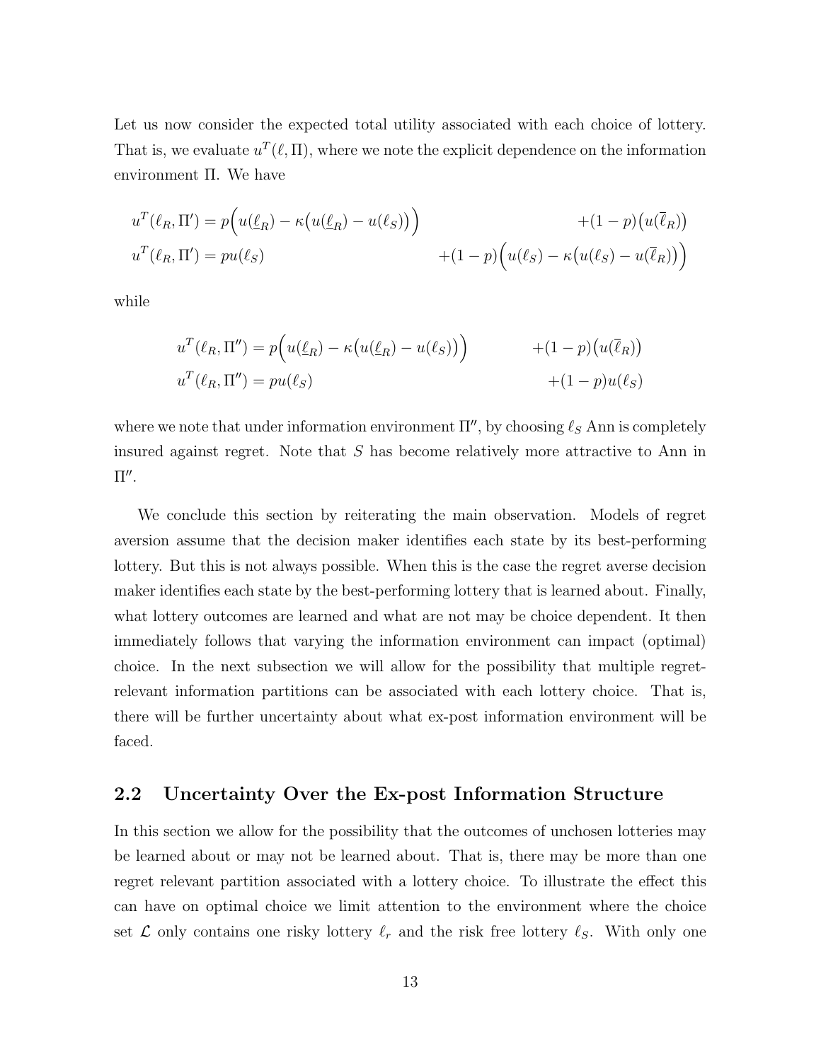Let us now consider the expected total utility associated with each choice of lottery. That is, we evaluate $u^T(\ell, \Pi)$, where we note the explicit dependence on the information environment $\Pi$. We have

$$
\begin{aligned}
u^T(\ell_R, \Pi') &= p\Big(u(\underline{\ell}_R) - \kappa\big(u(\underline{\ell}_R) - u(\ell_S)\big)\Big) && +(1-p)\big(u(\overline{\ell}_R)\big) \\
u^T(\ell_R, \Pi') &= pu(\ell_S) && +(1-p)\Big(u(\ell_S) - \kappa\big(u(\ell_S) - u(\overline{\ell}_R)\big)\Big)
\end{aligned}
$$

while

$$
\begin{aligned}
u^T(\ell_R, \Pi'') &= p\Big(u(\underline{\ell}_R) - \kappa\big(u(\underline{\ell}_R) - u(\ell_S)\big)\Big) && +(1-p)\big(u(\overline{\ell}_R)\big) \\
u^T(\ell_R, \Pi'') &= pu(\ell_S) && +(1-p)u(\ell_S)
\end{aligned}
$$

where we note that under information environment $\Pi''$, by choosing $\ell_S$ Ann is completely insured against regret. Note that $S$ has become relatively more attractive to Ann in $\Pi''$.

We conclude this section by reiterating the main observation. Models of regret aversion assume that the decision maker identifies each state by its best-performing lottery. But this is not always possible. When this is the case the regret averse decision maker identifies each state by the best-performing lottery that is learned about. Finally, what lottery outcomes are learned and what are not may be choice dependent. It then immediately follows that varying the information environment can impact (optimal) choice. In the next subsection we will allow for the possibility that multiple regret-relevant information partitions can be associated with each lottery choice. That is, there will be further uncertainty about what ex-post information environment will be faced.

## 2.2 Uncertainty Over the Ex-post Information Structure

In this section we allow for the possibility that the outcomes of unchosen lotteries may be learned about or may not be learned about. That is, there may be more than one regret relevant partition associated with a lottery choice. To illustrate the effect this can have on optimal choice we limit attention to the environment where the choice set $\mathcal{L}$ only contains one risky lottery $\ell_r$ and the risk free lottery $\ell_S$. With only one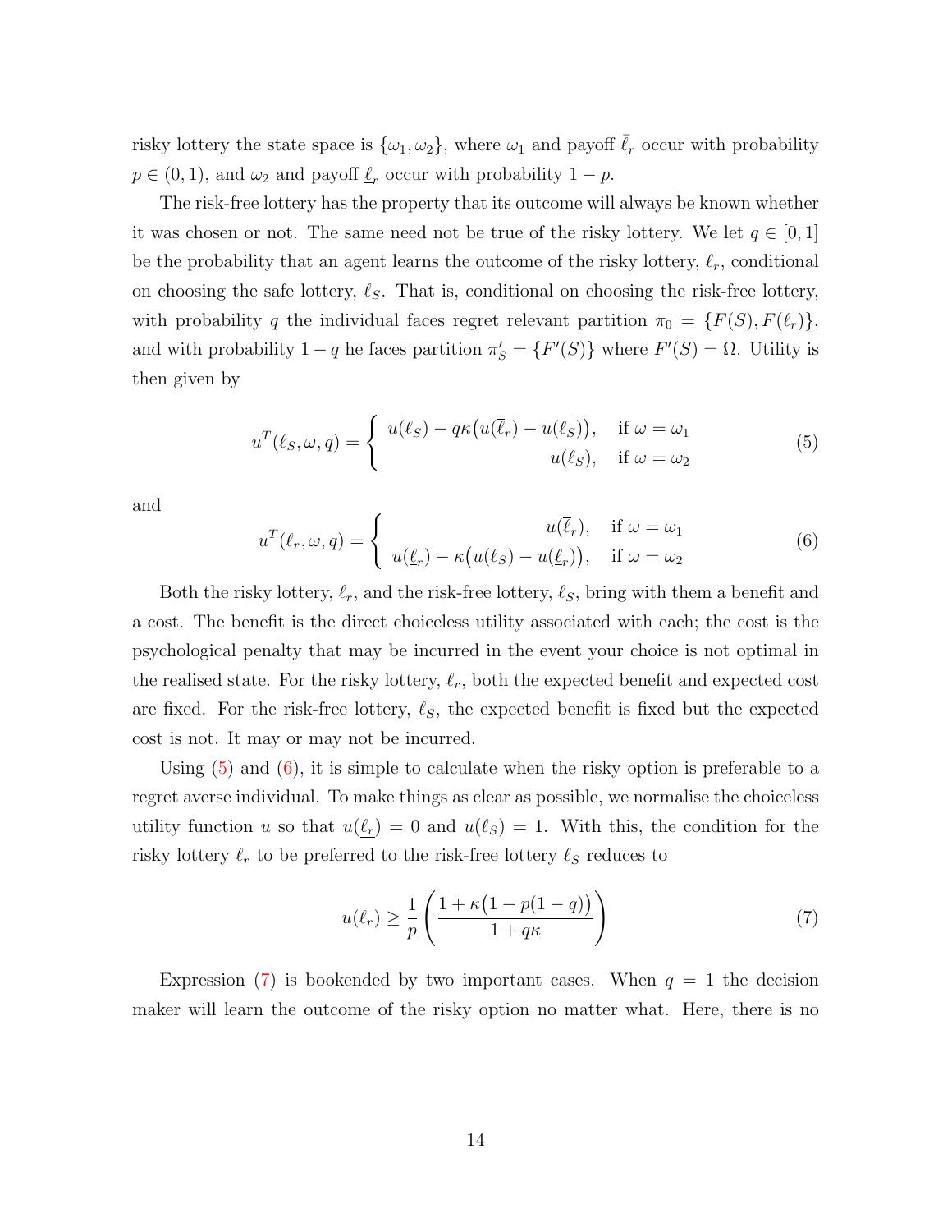risky lottery the state space is $\{\omega_1, \omega_2\}$, where $\omega_1$ and payoff $\bar{\ell}_r$ occur with probability $p \in (0,1)$, and $\omega_2$ and payoff $\underline{\ell}_r$ occur with probability $1-p$.

The risk-free lottery has the property that its outcome will always be known whether it was chosen or not. The same need not be true of the risky lottery. We let $q \in [0,1]$ be the probability that an agent learns the outcome of the risky lottery, $\ell_r$, conditional on choosing the safe lottery, $\ell_S$. That is, conditional on choosing the risk-free lottery, with probability $q$ the individual faces regret relevant partition $\pi_0 = \{F(S), F(\ell_r)\}$, and with probability $1-q$ he faces partition $\pi'_S = \{F'(S)\}$ where $F'(S) = \Omega$. Utility is then given by

$$u^T(\ell_S, \omega, q) = \begin{cases} u(\ell_S) - q\kappa\big(u(\overline{\ell}_r) - u(\ell_S)\big), & \text{if } \omega = \omega_1 \\ u(\ell_S), & \text{if } \omega = \omega_2 \end{cases} \tag{5}$$

and

$$u^T(\ell_r, \omega, q) = \begin{cases} u(\overline{\ell}_r), & \text{if } \omega = \omega_1 \\ u(\underline{\ell}_r) - \kappa\big(u(\ell_S) - u(\underline{\ell}_r)\big), & \text{if } \omega = \omega_2 \end{cases} \tag{6}$$

Both the risky lottery, $\ell_r$, and the risk-free lottery, $\ell_S$, bring with them a benefit and a cost. The benefit is the direct choiceless utility associated with each; the cost is the psychological penalty that may be incurred in the event your choice is not optimal in the realised state. For the risky lottery, $\ell_r$, both the expected benefit and expected cost are fixed. For the risk-free lottery, $\ell_S$, the expected benefit is fixed but the expected cost is not. It may or may not be incurred.

Using (5) and (6), it is simple to calculate when the risky option is preferable to a regret averse individual. To make things as clear as possible, we normalise the choiceless utility function $u$ so that $u(\underline{\ell_r}) = 0$ and $u(\ell_S) = 1$. With this, the condition for the risky lottery $\ell_r$ to be preferred to the risk-free lottery $\ell_S$ reduces to

$$u(\overline{\ell}_r) \geq \frac{1}{p}\left(\frac{1 + \kappa\big(1 - p(1-q)\big)}{1 + q\kappa}\right) \tag{7}$$

Expression (7) is bookended by two important cases. When $q = 1$ the decision maker will learn the outcome of the risky option no matter what. Here, there is no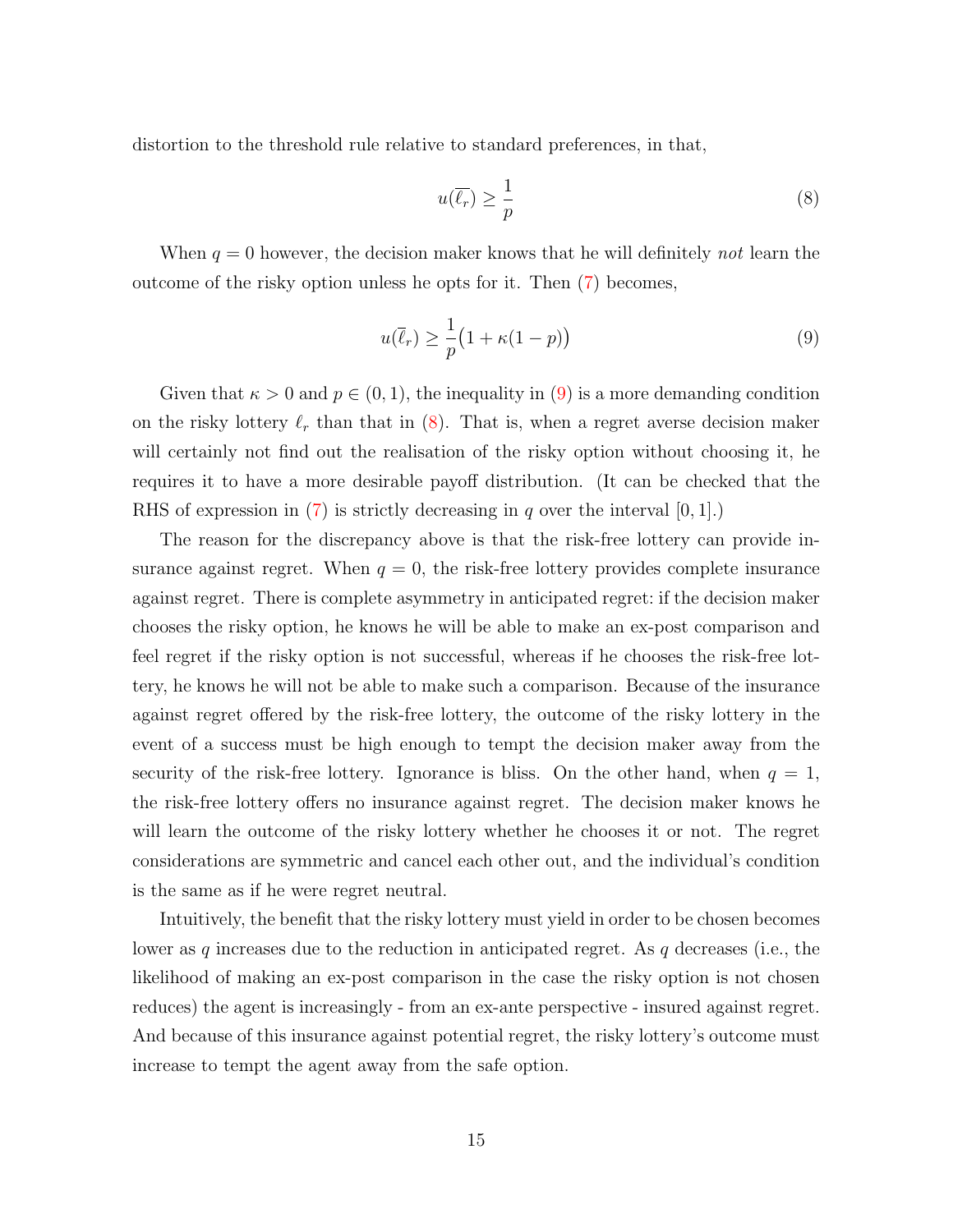distortion to the threshold rule relative to standard preferences, in that,

$$u(\overline{\ell_r}) \geq \frac{1}{p} \tag{8}$$

When $q = 0$ however, the decision maker knows that he will definitely *not* learn the outcome of the risky option unless he opts for it. Then (7) becomes,

$$u(\overline{\ell}_r) \geq \frac{1}{p}\big(1 + \kappa(1-p)\big) \tag{9}$$

Given that $\kappa > 0$ and $p \in (0, 1)$, the inequality in (9) is a more demanding condition on the risky lottery $\ell_r$ than that in (8). That is, when a regret averse decision maker will certainly not find out the realisation of the risky option without choosing it, he requires it to have a more desirable payoff distribution. (It can be checked that the RHS of expression in (7) is strictly decreasing in $q$ over the interval $[0, 1]$.)

The reason for the discrepancy above is that the risk-free lottery can provide insurance against regret. When $q = 0$, the risk-free lottery provides complete insurance against regret. There is complete asymmetry in anticipated regret: if the decision maker chooses the risky option, he knows he will be able to make an ex-post comparison and feel regret if the risky option is not successful, whereas if he chooses the risk-free lottery, he knows he will not be able to make such a comparison. Because of the insurance against regret offered by the risk-free lottery, the outcome of the risky lottery in the event of a success must be high enough to tempt the decision maker away from the security of the risk-free lottery. Ignorance is bliss. On the other hand, when $q = 1$, the risk-free lottery offers no insurance against regret. The decision maker knows he will learn the outcome of the risky lottery whether he chooses it or not. The regret considerations are symmetric and cancel each other out, and the individual's condition is the same as if he were regret neutral.

Intuitively, the benefit that the risky lottery must yield in order to be chosen becomes lower as $q$ increases due to the reduction in anticipated regret. As $q$ decreases (i.e., the likelihood of making an ex-post comparison in the case the risky option is not chosen reduces) the agent is increasingly - from an ex-ante perspective - insured against regret. And because of this insurance against potential regret, the risky lottery's outcome must increase to tempt the agent away from the safe option.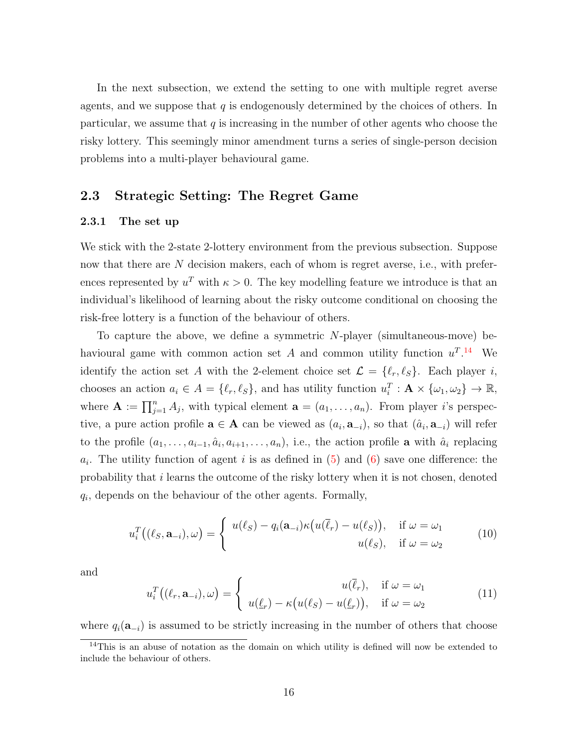In the next subsection, we extend the setting to one with multiple regret averse agents, and we suppose that $q$ is endogenously determined by the choices of others. In particular, we assume that $q$ is increasing in the number of other agents who choose the risky lottery. This seemingly minor amendment turns a series of single-person decision problems into a multi-player behavioural game.

## 2.3 Strategic Setting: The Regret Game

### 2.3.1 The set up

We stick with the 2-state 2-lottery environment from the previous subsection. Suppose now that there are $N$ decision makers, each of whom is regret averse, i.e., with preferences represented by $u^T$ with $\kappa > 0$. The key modelling feature we introduce is that an individual's likelihood of learning about the risky outcome conditional on choosing the risk-free lottery is a function of the behaviour of others.

To capture the above, we define a symmetric $N$-player (simultaneous-move) behavioural game with common action set $A$ and common utility function $u^T$.[14] We identify the action set $A$ with the 2-element choice set $\mathcal{L} = \{\ell_r, \ell_S\}$. Each player $i$, chooses an action $a_i \in A = \{\ell_r, \ell_S\}$, and has utility function $u_i^T : \mathbf{A} \times \{\omega_1, \omega_2\} \to \mathbb{R}$, where $\mathbf{A} := \prod_{j=1}^{n} A_j$, with typical element $\mathbf{a} = (a_1, \ldots, a_n)$. From player $i$'s perspective, a pure action profile $\mathbf{a} \in \mathbf{A}$ can be viewed as $(a_i, \mathbf{a}_{-i})$, so that $(\hat{a}_i, \mathbf{a}_{-i})$ will refer to the profile $(a_1, \ldots, a_{i-1}, \hat{a}_i, a_{i+1}, \ldots, a_n)$, i.e., the action profile $\mathbf{a}$ with $\hat{a}_i$ replacing $a_i$. The utility function of agent $i$ is as defined in (5) and (6) save one difference: the probability that $i$ learns the outcome of the risky lottery when it is not chosen, denoted $q_i$, depends on the behaviour of the other agents. Formally,

$$u_i^T\big((\ell_S, \mathbf{a}_{-i}), \omega\big) = \begin{cases} u(\ell_S) - q_i(\mathbf{a}_{-i})\kappa\big(u(\overline{\ell}_r) - u(\ell_S)\big), & \text{if } \omega = \omega_1 \\ u(\ell_S), & \text{if } \omega = \omega_2 \end{cases} \tag{10}$$

and

$$u_i^T\big((\ell_r, \mathbf{a}_{-i}), \omega\big) = \begin{cases} u(\overline{\ell}_r), & \text{if } \omega = \omega_1 \\ u(\underline{\ell}_r) - \kappa\big(u(\ell_S) - u(\underline{\ell}_r)\big), & \text{if } \omega = \omega_2 \end{cases} \tag{11}$$

where $q_i(\mathbf{a}_{-i})$ is assumed to be strictly increasing in the number of others that choose

[14] This is an abuse of notation as the domain on which utility is defined will now be extended to include the behaviour of others.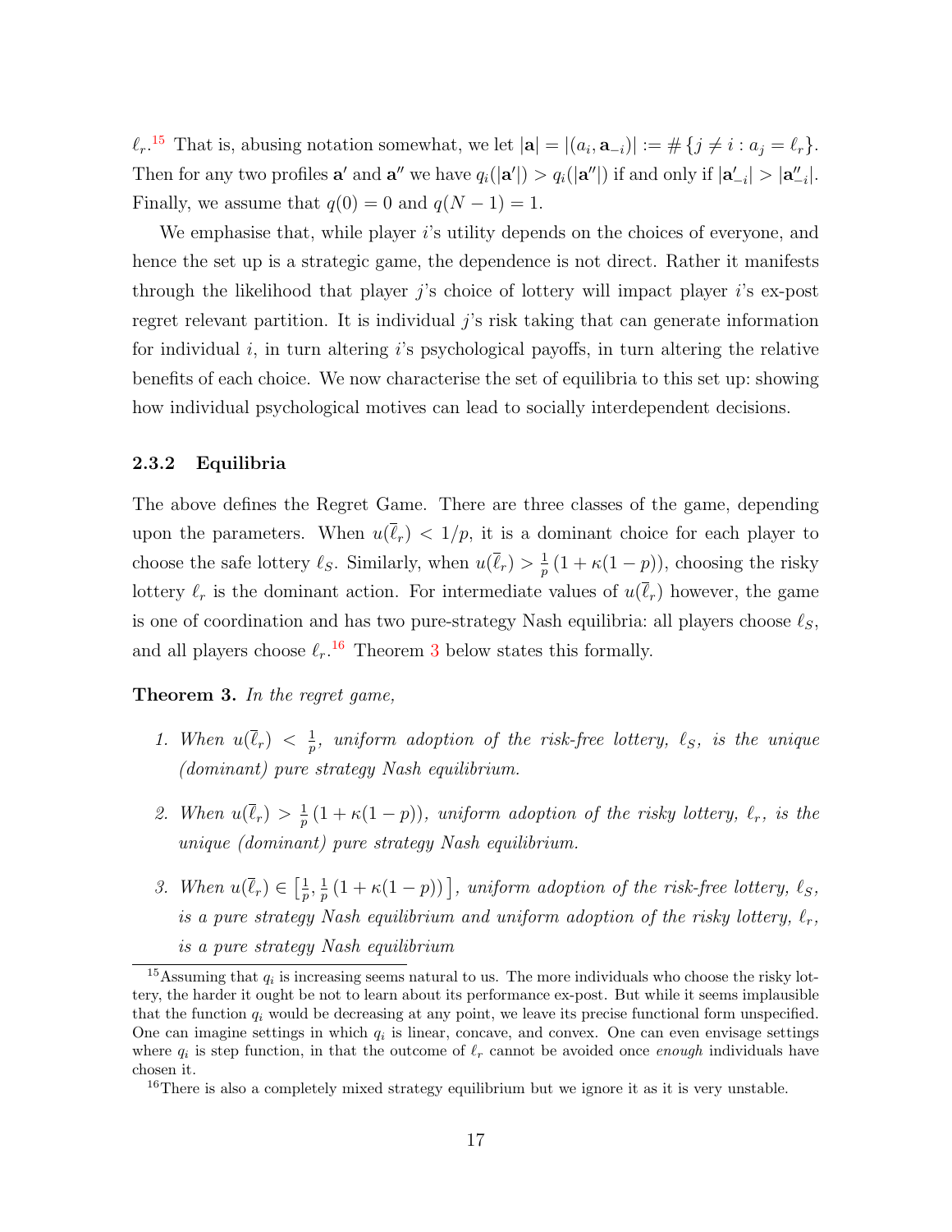$\ell_r$.[15] That is, abusing notation somewhat, we let $|\mathbf{a}| = |(a_i, \mathbf{a}_{-i})| := \#\{j \neq i : a_j = \ell_r\}$. Then for any two profiles $\mathbf{a}'$ and $\mathbf{a}''$ we have $q_i(|\mathbf{a}'|) > q_i(|\mathbf{a}''|)$ if and only if $|\mathbf{a}'_{-i}| > |\mathbf{a}''_{-i}|$. Finally, we assume that $q(0) = 0$ and $q(N-1) = 1$.

We emphasise that, while player $i$'s utility depends on the choices of everyone, and hence the set up is a strategic game, the dependence is not direct. Rather it manifests through the likelihood that player $j$'s choice of lottery will impact player $i$'s ex-post regret relevant partition. It is individual $j$'s risk taking that can generate information for individual $i$, in turn altering $i$'s psychological payoffs, in turn altering the relative benefits of each choice. We now characterise the set of equilibria to this set up: showing how individual psychological motives can lead to socially interdependent decisions.

### 2.3.2 Equilibria

The above defines the Regret Game. There are three classes of the game, depending upon the parameters. When $u(\overline{\ell}_r) < 1/p$, it is a dominant choice for each player to choose the safe lottery $\ell_S$. Similarly, when $u(\overline{\ell}_r) > \frac{1}{p}(1 + \kappa(1-p))$, choosing the risky lottery $\ell_r$ is the dominant action. For intermediate values of $u(\overline{\ell}_r)$ however, the game is one of coordination and has two pure-strategy Nash equilibria: all players choose $\ell_S$, and all players choose $\ell_r$.[16] Theorem 3 below states this formally.

**Theorem 3.** *In the regret game,*

1. *When $u(\overline{\ell}_r) < \frac{1}{p}$, uniform adoption of the risk-free lottery, $\ell_S$, is the unique (dominant) pure strategy Nash equilibrium.*
2. *When $u(\overline{\ell}_r) > \frac{1}{p}(1 + \kappa(1-p))$, uniform adoption of the risky lottery, $\ell_r$, is the unique (dominant) pure strategy Nash equilibrium.*
3. *When $u(\overline{\ell}_r) \in \left[\frac{1}{p}, \frac{1}{p}(1 + \kappa(1-p))\right]$, uniform adoption of the risk-free lottery, $\ell_S$, is a pure strategy Nash equilibrium and uniform adoption of the risky lottery, $\ell_r$, is a pure strategy Nash equilibrium*

---

[15] Assuming that $q_i$ is increasing seems natural to us. The more individuals who choose the risky lottery, the harder it ought be not to learn about its performance ex-post. But while it seems implausible that the function $q_i$ would be decreasing at any point, we leave its precise functional form unspecified. One can imagine settings in which $q_i$ is linear, concave, and convex. One can even envisage settings where $q_i$ is step function, in that the outcome of $\ell_r$ cannot be avoided once *enough* individuals have chosen it.

[16] There is also a completely mixed strategy equilibrium but we ignore it as it is very unstable.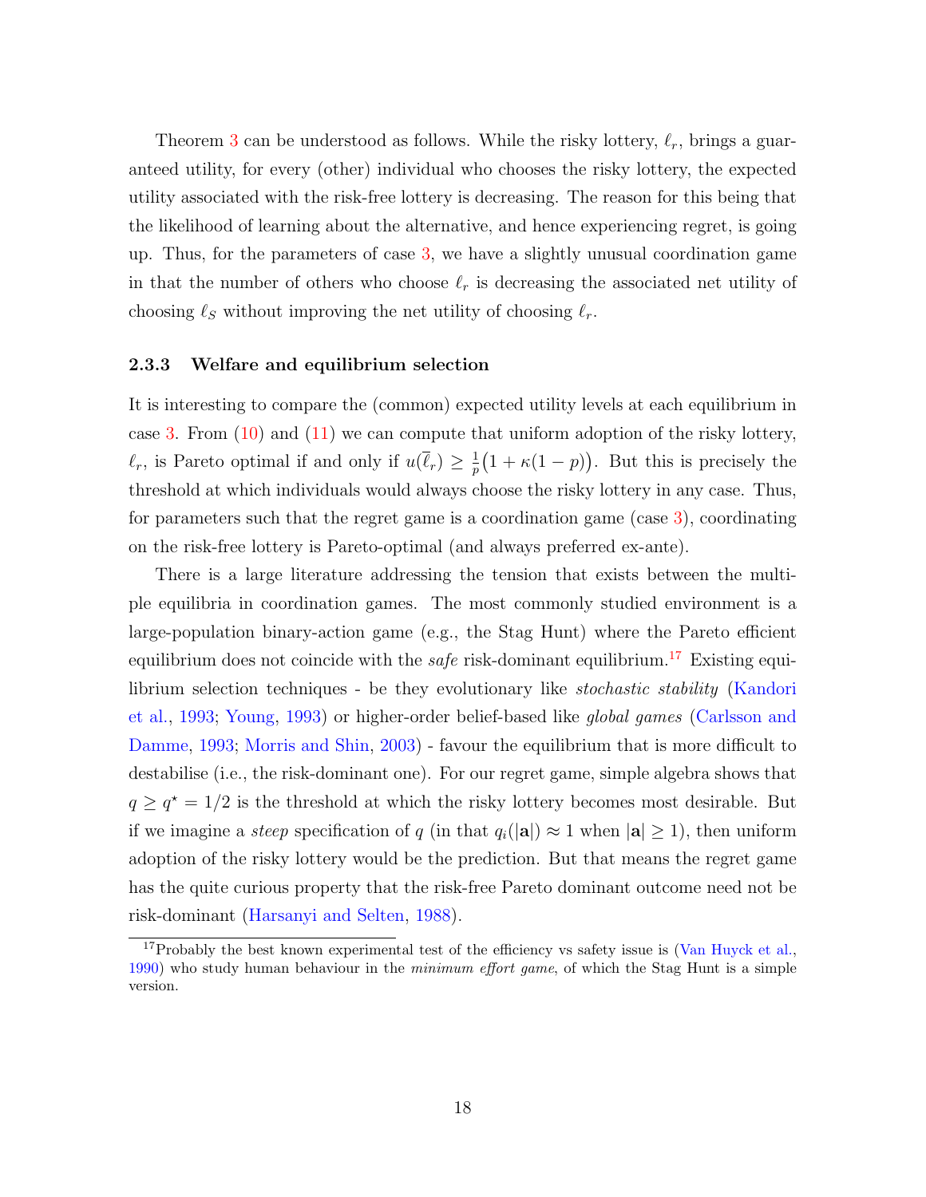Theorem 3 can be understood as follows. While the risky lottery, $\ell_r$, brings a guaranteed utility, for every (other) individual who chooses the risky lottery, the expected utility associated with the risk-free lottery is decreasing. The reason for this being that the likelihood of learning about the alternative, and hence experiencing regret, is going up. Thus, for the parameters of case 3, we have a slightly unusual coordination game in that the number of others who choose $\ell_r$ is decreasing the associated net utility of choosing $\ell_S$ without improving the net utility of choosing $\ell_r$.

### 2.3.3 Welfare and equilibrium selection

It is interesting to compare the (common) expected utility levels at each equilibrium in case 3. From (10) and (11) we can compute that uniform adoption of the risky lottery, $\ell_r$, is Pareto optimal if and only if $u(\overline{\ell}_r) \geq \frac{1}{p}\big(1 + \kappa(1-p)\big)$. But this is precisely the threshold at which individuals would always choose the risky lottery in any case. Thus, for parameters such that the regret game is a coordination game (case 3), coordinating on the risk-free lottery is Pareto-optimal (and always preferred ex-ante).

There is a large literature addressing the tension that exists between the multiple equilibria in coordination games. The most commonly studied environment is a large-population binary-action game (e.g., the Stag Hunt) where the Pareto efficient equilibrium does not coincide with the *safe* risk-dominant equilibrium.[17] Existing equilibrium selection techniques - be they evolutionary like *stochastic stability* (Kandori et al., 1993; Young, 1993) or higher-order belief-based like *global games* (Carlsson and Damme, 1993; Morris and Shin, 2003) - favour the equilibrium that is more difficult to destabilise (i.e., the risk-dominant one). For our regret game, simple algebra shows that $q \geq q^\star = 1/2$ is the threshold at which the risky lottery becomes most desirable. But if we imagine a *steep* specification of $q$ (in that $q_i(|\mathbf{a}|) \approx 1$ when $|\mathbf{a}| \geq 1$), then uniform adoption of the risky lottery would be the prediction. But that means the regret game has the quite curious property that the risk-free Pareto dominant outcome need not be risk-dominant (Harsanyi and Selten, 1988).

[17] Probably the best known experimental test of the efficiency vs safety issue is (Van Huyck et al., 1990) who study human behaviour in the *minimum effort game*, of which the Stag Hunt is a simple version.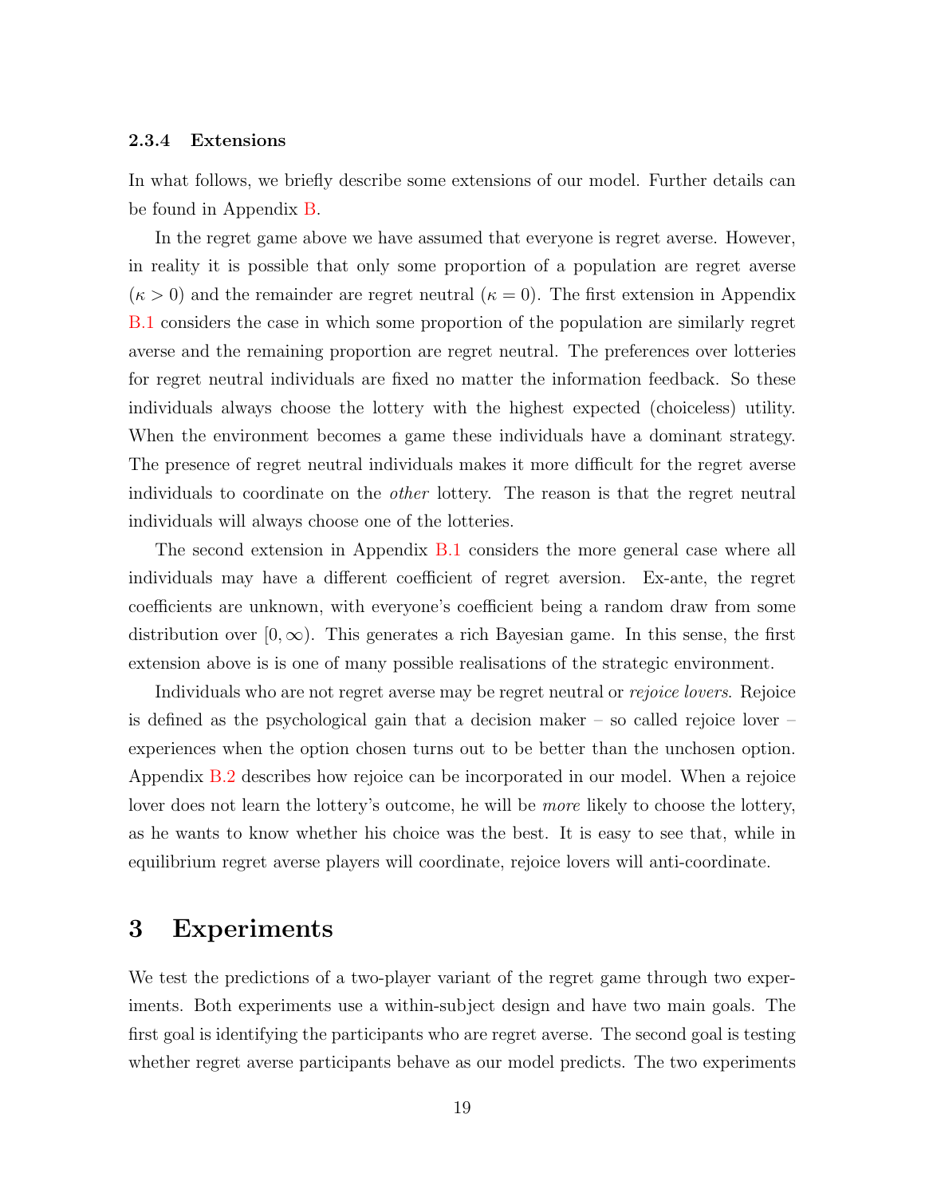### 2.3.4 Extensions

In what follows, we briefly describe some extensions of our model. Further details can be found in Appendix B.

In the regret game above we have assumed that everyone is regret averse. However, in reality it is possible that only some proportion of a population are regret averse ($\kappa > 0$) and the remainder are regret neutral ($\kappa = 0$). The first extension in Appendix B.1 considers the case in which some proportion of the population are similarly regret averse and the remaining proportion are regret neutral. The preferences over lotteries for regret neutral individuals are fixed no matter the information feedback. So these individuals always choose the lottery with the highest expected (choiceless) utility. When the environment becomes a game these individuals have a dominant strategy. The presence of regret neutral individuals makes it more difficult for the regret averse individuals to coordinate on the *other* lottery. The reason is that the regret neutral individuals will always choose one of the lotteries.

The second extension in Appendix B.1 considers the more general case where all individuals may have a different coefficient of regret aversion. Ex-ante, the regret coefficients are unknown, with everyone's coefficient being a random draw from some distribution over $[0, \infty)$. This generates a rich Bayesian game. In this sense, the first extension above is is one of many possible realisations of the strategic environment.

Individuals who are not regret averse may be regret neutral or *rejoice lovers*. Rejoice is defined as the psychological gain that a decision maker – so called rejoice lover – experiences when the option chosen turns out to be better than the unchosen option. Appendix B.2 describes how rejoice can be incorporated in our model. When a rejoice lover does not learn the lottery's outcome, he will be *more* likely to choose the lottery, as he wants to know whether his choice was the best. It is easy to see that, while in equilibrium regret averse players will coordinate, rejoice lovers will anti-coordinate.

# 3 Experiments

We test the predictions of a two-player variant of the regret game through two experiments. Both experiments use a within-subject design and have two main goals. The first goal is identifying the participants who are regret averse. The second goal is testing whether regret averse participants behave as our model predicts. The two experiments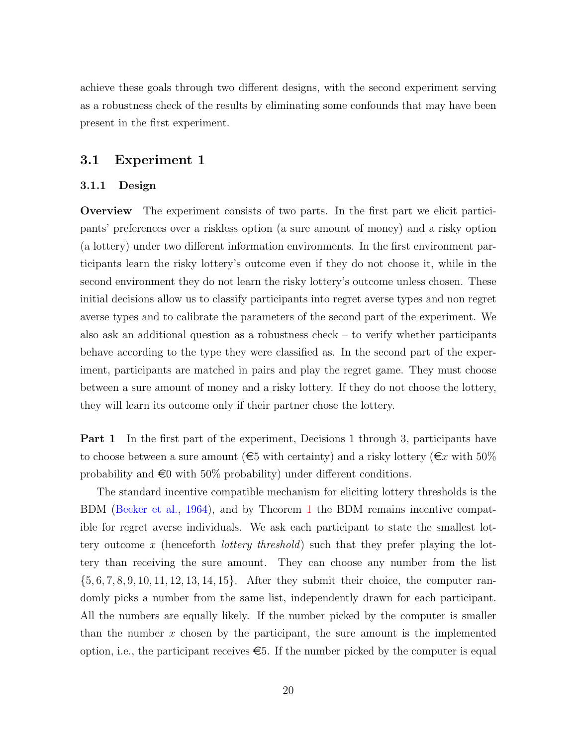achieve these goals through two different designs, with the second experiment serving as a robustness check of the results by eliminating some confounds that may have been present in the first experiment.

## 3.1 Experiment 1

### 3.1.1 Design

**Overview** The experiment consists of two parts. In the first part we elicit participants' preferences over a riskless option (a sure amount of money) and a risky option (a lottery) under two different information environments. In the first environment participants learn the risky lottery's outcome even if they do not choose it, while in the second environment they do not learn the risky lottery's outcome unless chosen. These initial decisions allow us to classify participants into regret averse types and non regret averse types and to calibrate the parameters of the second part of the experiment. We also ask an additional question as a robustness check – to verify whether participants behave according to the type they were classified as. In the second part of the experiment, participants are matched in pairs and play the regret game. They must choose between a sure amount of money and a risky lottery. If they do not choose the lottery, they will learn its outcome only if their partner chose the lottery.

**Part 1** In the first part of the experiment, Decisions 1 through 3, participants have to choose between a sure amount (€5 with certainty) and a risky lottery (€$x$ with 50% probability and €0 with 50% probability) under different conditions.

The standard incentive compatible mechanism for eliciting lottery thresholds is the BDM (Becker et al., 1964), and by Theorem 1 the BDM remains incentive compatible for regret averse individuals. We ask each participant to state the smallest lottery outcome $x$ (henceforth *lottery threshold*) such that they prefer playing the lottery than receiving the sure amount. They can choose any number from the list $\{5, 6, 7, 8, 9, 10, 11, 12, 13, 14, 15\}$. After they submit their choice, the computer randomly picks a number from the same list, independently drawn for each participant. All the numbers are equally likely. If the number picked by the computer is smaller than the number $x$ chosen by the participant, the sure amount is the implemented option, i.e., the participant receives €5. If the number picked by the computer is equal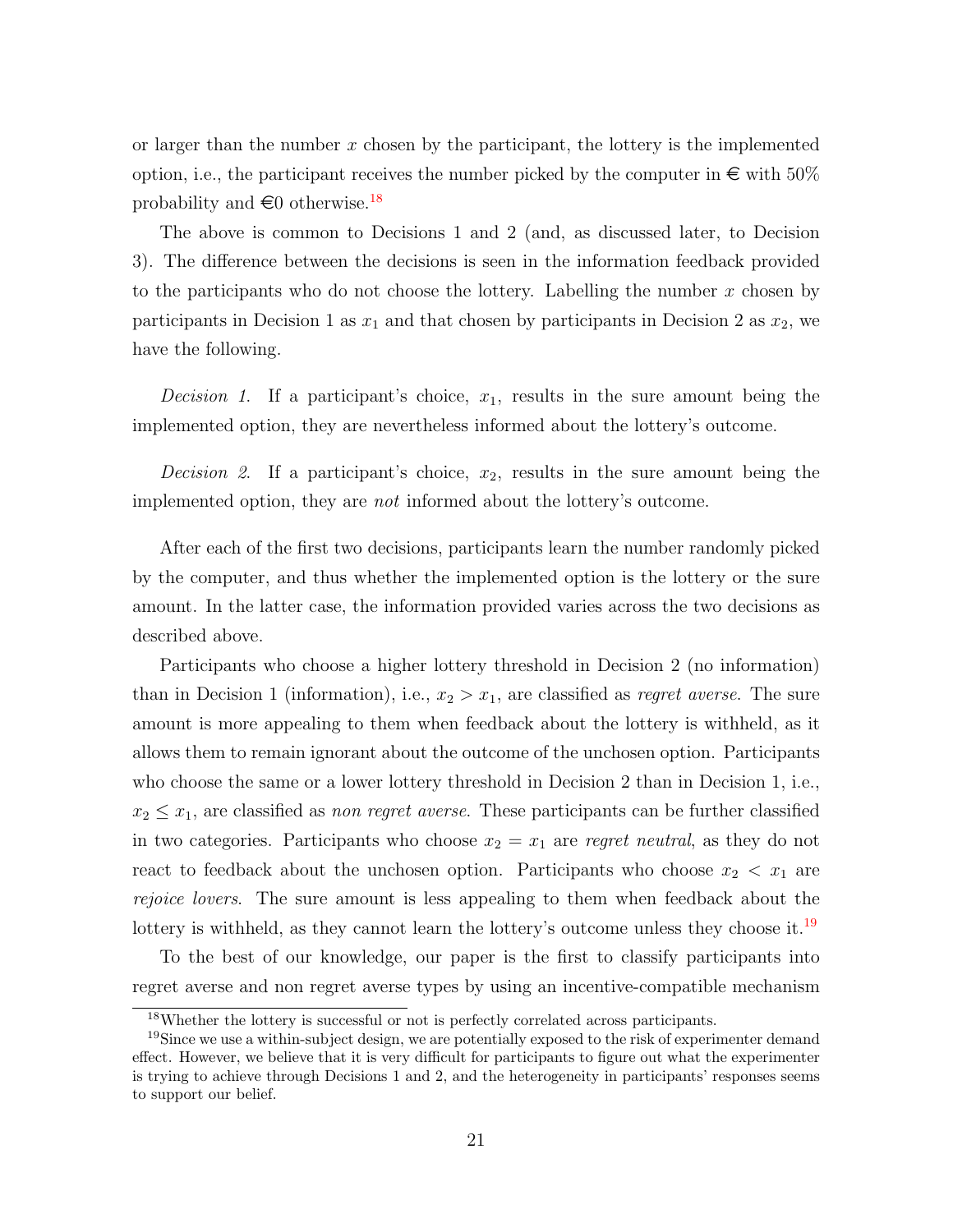or larger than the number $x$ chosen by the participant, the lottery is the implemented option, i.e., the participant receives the number picked by the computer in € with 50% probability and €0 otherwise.[18]

The above is common to Decisions 1 and 2 (and, as discussed later, to Decision 3). The difference between the decisions is seen in the information feedback provided to the participants who do not choose the lottery. Labelling the number $x$ chosen by participants in Decision 1 as $x_1$ and that chosen by participants in Decision 2 as $x_2$, we have the following.

*Decision 1.* If a participant's choice, $x_1$, results in the sure amount being the implemented option, they are nevertheless informed about the lottery's outcome.

*Decision 2.* If a participant's choice, $x_2$, results in the sure amount being the implemented option, they are *not* informed about the lottery's outcome.

After each of the first two decisions, participants learn the number randomly picked by the computer, and thus whether the implemented option is the lottery or the sure amount. In the latter case, the information provided varies across the two decisions as described above.

Participants who choose a higher lottery threshold in Decision 2 (no information) than in Decision 1 (information), i.e., $x_2 > x_1$, are classified as *regret averse*. The sure amount is more appealing to them when feedback about the lottery is withheld, as it allows them to remain ignorant about the outcome of the unchosen option. Participants who choose the same or a lower lottery threshold in Decision 2 than in Decision 1, i.e., $x_2 \leq x_1$, are classified as *non regret averse*. These participants can be further classified in two categories. Participants who choose $x_2 = x_1$ are *regret neutral*, as they do not react to feedback about the unchosen option. Participants who choose $x_2 < x_1$ are *rejoice lovers*. The sure amount is less appealing to them when feedback about the lottery is withheld, as they cannot learn the lottery's outcome unless they choose it.[19]

To the best of our knowledge, our paper is the first to classify participants into regret averse and non regret averse types by using an incentive-compatible mechanism

[18] Whether the lottery is successful or not is perfectly correlated across participants.

[19] Since we use a within-subject design, we are potentially exposed to the risk of experimenter demand effect. However, we believe that it is very difficult for participants to figure out what the experimenter is trying to achieve through Decisions 1 and 2, and the heterogeneity in participants' responses seems to support our belief.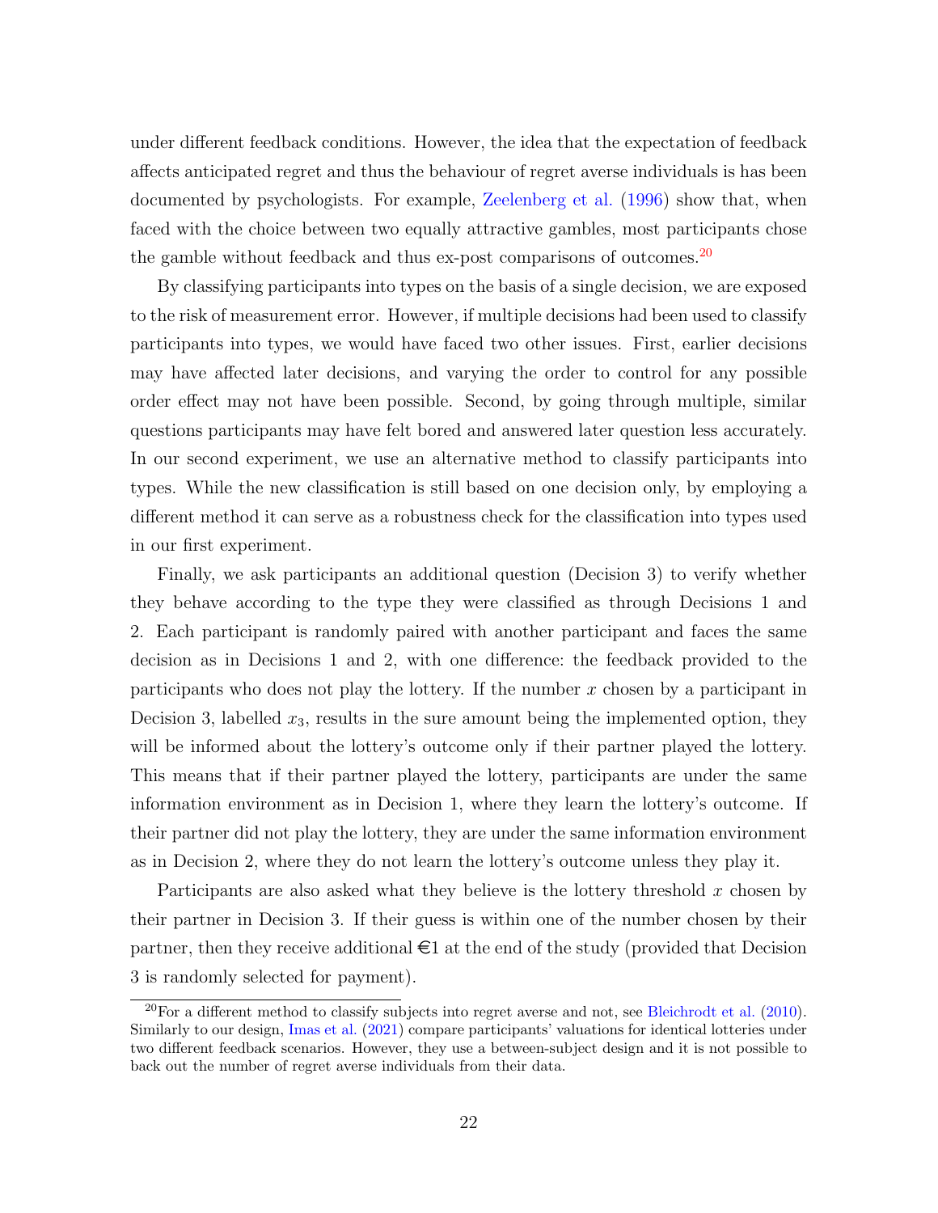under different feedback conditions. However, the idea that the expectation of feedback affects anticipated regret and thus the behaviour of regret averse individuals is has been documented by psychologists. For example, Zeelenberg et al. (1996) show that, when faced with the choice between two equally attractive gambles, most participants chose the gamble without feedback and thus ex-post comparisons of outcomes.[20]

By classifying participants into types on the basis of a single decision, we are exposed to the risk of measurement error. However, if multiple decisions had been used to classify participants into types, we would have faced two other issues. First, earlier decisions may have affected later decisions, and varying the order to control for any possible order effect may not have been possible. Second, by going through multiple, similar questions participants may have felt bored and answered later question less accurately. In our second experiment, we use an alternative method to classify participants into types. While the new classification is still based on one decision only, by employing a different method it can serve as a robustness check for the classification into types used in our first experiment.

Finally, we ask participants an additional question (Decision 3) to verify whether they behave according to the type they were classified as through Decisions 1 and 2. Each participant is randomly paired with another participant and faces the same decision as in Decisions 1 and 2, with one difference: the feedback provided to the participants who does not play the lottery. If the number $x$ chosen by a participant in Decision 3, labelled $x_3$, results in the sure amount being the implemented option, they will be informed about the lottery's outcome only if their partner played the lottery. This means that if their partner played the lottery, participants are under the same information environment as in Decision 1, where they learn the lottery's outcome. If their partner did not play the lottery, they are under the same information environment as in Decision 2, where they do not learn the lottery's outcome unless they play it.

Participants are also asked what they believe is the lottery threshold $x$ chosen by their partner in Decision 3. If their guess is within one of the number chosen by their partner, then they receive additional €1 at the end of the study (provided that Decision 3 is randomly selected for payment).

[20]For a different method to classify subjects into regret averse and not, see Bleichrodt et al. (2010). Similarly to our design, Imas et al. (2021) compare participants' valuations for identical lotteries under two different feedback scenarios. However, they use a between-subject design and it is not possible to back out the number of regret averse individuals from their data.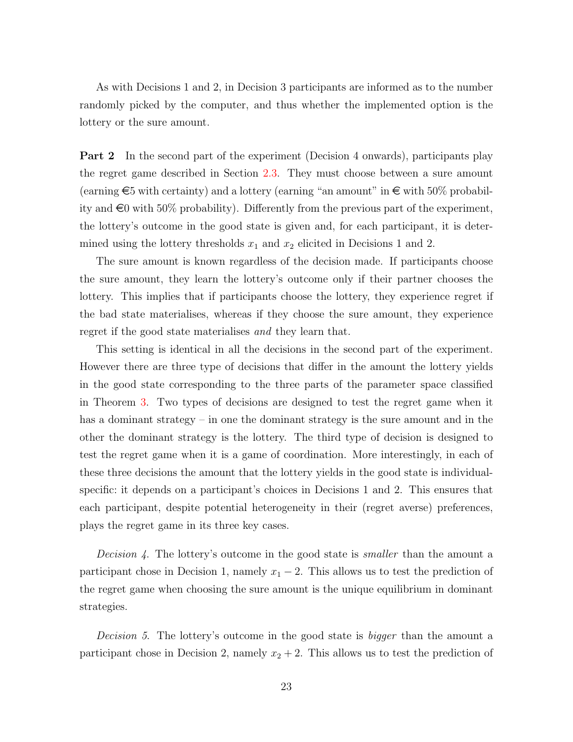As with Decisions 1 and 2, in Decision 3 participants are informed as to the number randomly picked by the computer, and thus whether the implemented option is the lottery or the sure amount.

**Part 2** In the second part of the experiment (Decision 4 onwards), participants play the regret game described in Section 2.3. They must choose between a sure amount (earning €5 with certainty) and a lottery (earning "an amount" in € with 50% probability and €0 with 50% probability). Differently from the previous part of the experiment, the lottery's outcome in the good state is given and, for each participant, it is determined using the lottery thresholds $x_1$ and $x_2$ elicited in Decisions 1 and 2.

The sure amount is known regardless of the decision made. If participants choose the sure amount, they learn the lottery's outcome only if their partner chooses the lottery. This implies that if participants choose the lottery, they experience regret if the bad state materialises, whereas if they choose the sure amount, they experience regret if the good state materialises *and* they learn that.

This setting is identical in all the decisions in the second part of the experiment. However there are three type of decisions that differ in the amount the lottery yields in the good state corresponding to the three parts of the parameter space classified in Theorem 3. Two types of decisions are designed to test the regret game when it has a dominant strategy – in one the dominant strategy is the sure amount and in the other the dominant strategy is the lottery. The third type of decision is designed to test the regret game when it is a game of coordination. More interestingly, in each of these three decisions the amount that the lottery yields in the good state is individual-specific: it depends on a participant's choices in Decisions 1 and 2. This ensures that each participant, despite potential heterogeneity in their (regret averse) preferences, plays the regret game in its three key cases.

*Decision 4.* The lottery's outcome in the good state is *smaller* than the amount a participant chose in Decision 1, namely $x_1 - 2$. This allows us to test the prediction of the regret game when choosing the sure amount is the unique equilibrium in dominant strategies.

*Decision 5.* The lottery's outcome in the good state is *bigger* than the amount a participant chose in Decision 2, namely $x_2 + 2$. This allows us to test the prediction of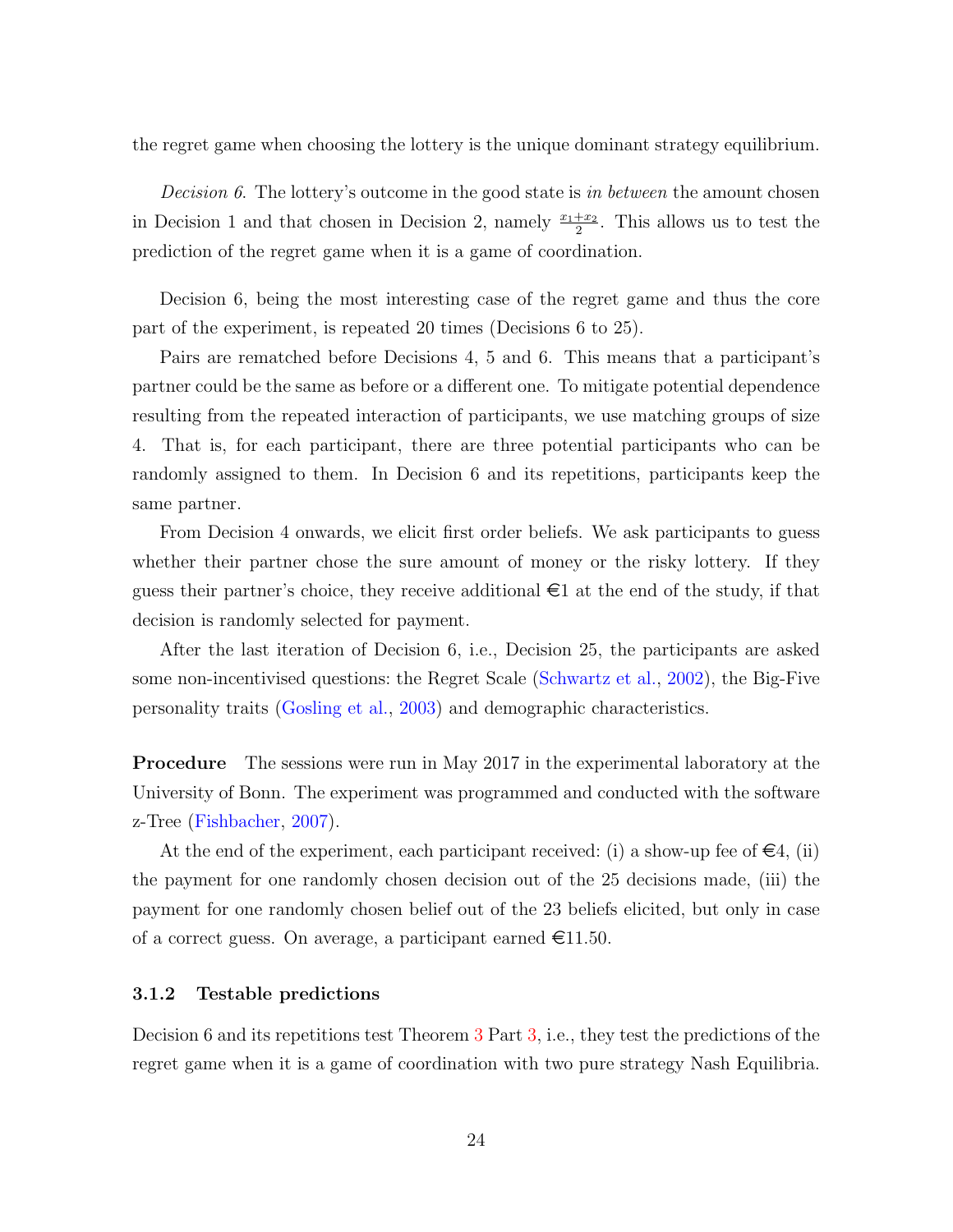the regret game when choosing the lottery is the unique dominant strategy equilibrium.

*Decision 6.* The lottery's outcome in the good state is *in between* the amount chosen in Decision 1 and that chosen in Decision 2, namely $\frac{x_1+x_2}{2}$. This allows us to test the prediction of the regret game when it is a game of coordination.

Decision 6, being the most interesting case of the regret game and thus the core part of the experiment, is repeated 20 times (Decisions 6 to 25).

Pairs are rematched before Decisions 4, 5 and 6. This means that a participant's partner could be the same as before or a different one. To mitigate potential dependence resulting from the repeated interaction of participants, we use matching groups of size 4. That is, for each participant, there are three potential participants who can be randomly assigned to them. In Decision 6 and its repetitions, participants keep the same partner.

From Decision 4 onwards, we elicit first order beliefs. We ask participants to guess whether their partner chose the sure amount of money or the risky lottery. If they guess their partner's choice, they receive additional €1 at the end of the study, if that decision is randomly selected for payment.

After the last iteration of Decision 6, i.e., Decision 25, the participants are asked some non-incentivised questions: the Regret Scale (Schwartz et al., 2002), the Big-Five personality traits (Gosling et al., 2003) and demographic characteristics.

**Procedure** The sessions were run in May 2017 in the experimental laboratory at the University of Bonn. The experiment was programmed and conducted with the software z-Tree (Fishbacher, 2007).

At the end of the experiment, each participant received: (i) a show-up fee of €4, (ii) the payment for one randomly chosen decision out of the 25 decisions made, (iii) the payment for one randomly chosen belief out of the 23 beliefs elicited, but only in case of a correct guess. On average, a participant earned €11.50.

### 3.1.2 Testable predictions

Decision 6 and its repetitions test Theorem 3 Part 3, i.e., they test the predictions of the regret game when it is a game of coordination with two pure strategy Nash Equilibria.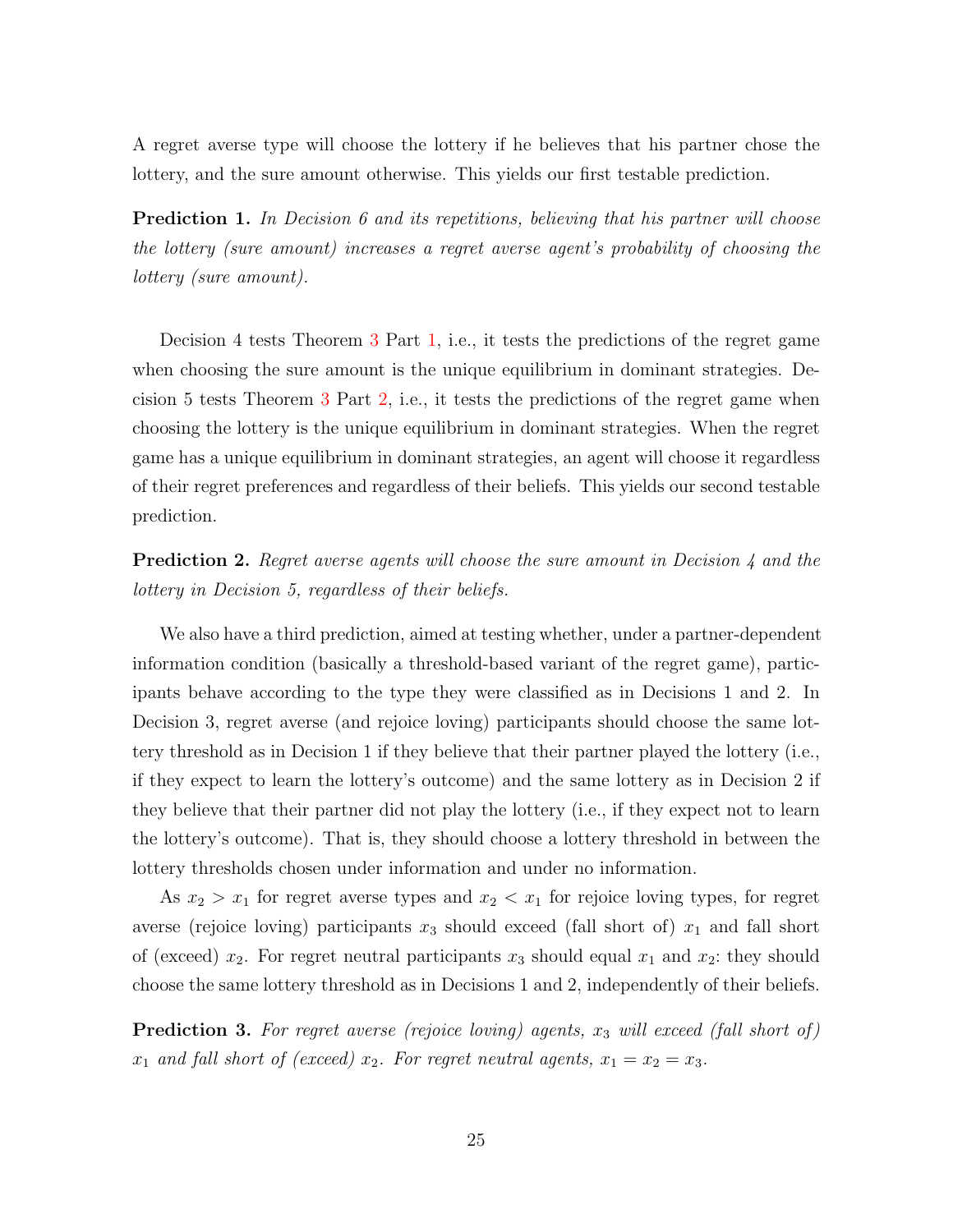A regret averse type will choose the lottery if he believes that his partner chose the lottery, and the sure amount otherwise. This yields our first testable prediction.

**Prediction 1.** *In Decision 6 and its repetitions, believing that his partner will choose the lottery (sure amount) increases a regret averse agent's probability of choosing the lottery (sure amount).*

Decision 4 tests Theorem 3 Part 1, i.e., it tests the predictions of the regret game when choosing the sure amount is the unique equilibrium in dominant strategies. Decision 5 tests Theorem 3 Part 2, i.e., it tests the predictions of the regret game when choosing the lottery is the unique equilibrium in dominant strategies. When the regret game has a unique equilibrium in dominant strategies, an agent will choose it regardless of their regret preferences and regardless of their beliefs. This yields our second testable prediction.

**Prediction 2.** *Regret averse agents will choose the sure amount in Decision 4 and the lottery in Decision 5, regardless of their beliefs.*

We also have a third prediction, aimed at testing whether, under a partner-dependent information condition (basically a threshold-based variant of the regret game), participants behave according to the type they were classified as in Decisions 1 and 2. In Decision 3, regret averse (and rejoice loving) participants should choose the same lottery threshold as in Decision 1 if they believe that their partner played the lottery (i.e., if they expect to learn the lottery's outcome) and the same lottery as in Decision 2 if they believe that their partner did not play the lottery (i.e., if they expect not to learn the lottery's outcome). That is, they should choose a lottery threshold in between the lottery thresholds chosen under information and under no information.

As $x_2 > x_1$ for regret averse types and $x_2 < x_1$ for rejoice loving types, for regret averse (rejoice loving) participants $x_3$ should exceed (fall short of) $x_1$ and fall short of (exceed) $x_2$. For regret neutral participants $x_3$ should equal $x_1$ and $x_2$: they should choose the same lottery threshold as in Decisions 1 and 2, independently of their beliefs.

**Prediction 3.** *For regret averse (rejoice loving) agents, $x_3$ will exceed (fall short of) $x_1$ and fall short of (exceed) $x_2$. For regret neutral agents, $x_1 = x_2 = x_3$.*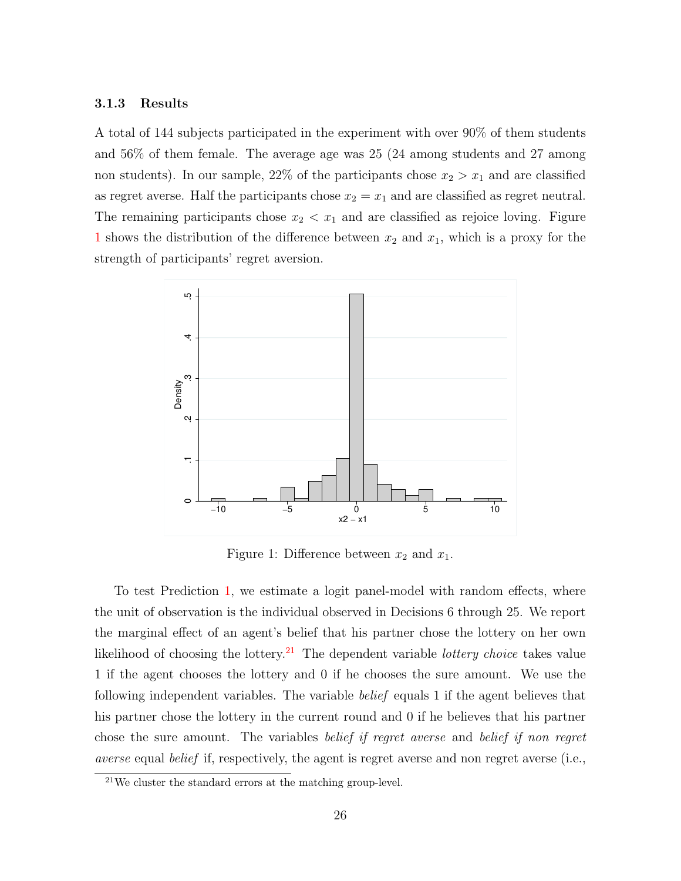### 3.1.3 Results

A total of 144 subjects participated in the experiment with over 90% of them students and 56% of them female. The average age was 25 (24 among students and 27 among non students). In our sample, 22% of the participants chose $x_2 > x_1$ and are classified as regret averse. Half the participants chose $x_2 = x_1$ and are classified as regret neutral. The remaining participants chose $x_2 < x_1$ and are classified as rejoice loving. Figure 1 shows the distribution of the difference between $x_2$ and $x_1$, which is a proxy for the strength of participants' regret aversion.

Figure 1: Difference between $x_2$ and $x_1$.

To test Prediction 1, we estimate a logit panel-model with random effects, where the unit of observation is the individual observed in Decisions 6 through 25. We report the marginal effect of an agent's belief that his partner chose the lottery on her own likelihood of choosing the lottery.[21] The dependent variable *lottery choice* takes value 1 if the agent chooses the lottery and 0 if he chooses the sure amount. We use the following independent variables. The variable *belief* equals 1 if the agent believes that his partner chose the lottery in the current round and 0 if he believes that his partner chose the sure amount. The variables *belief if regret averse* and *belief if non regret averse* equal *belief* if, respectively, the agent is regret averse and non regret averse (i.e.,

[21] We cluster the standard errors at the matching group-level.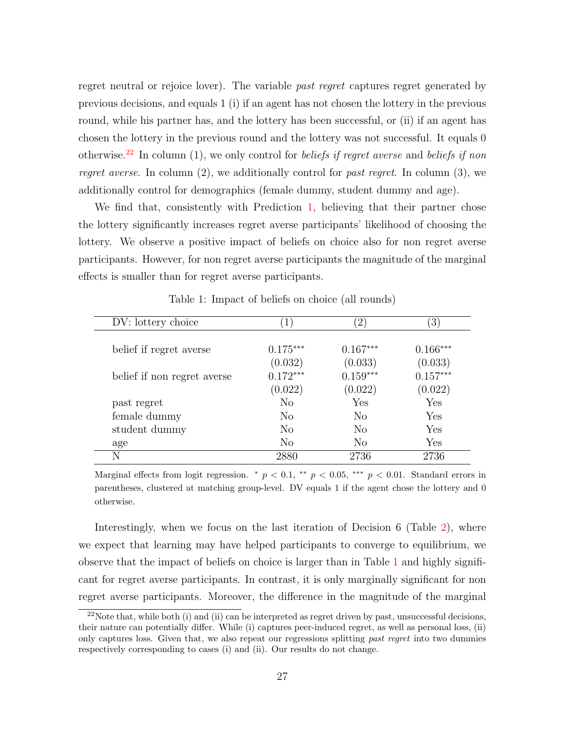regret neutral or rejoice lover). The variable *past regret* captures regret generated by previous decisions, and equals 1 (i) if an agent has not chosen the lottery in the previous round, while his partner has, and the lottery has been successful, or (ii) if an agent has chosen the lottery in the previous round and the lottery was not successful. It equals 0 otherwise.[22] In column (1), we only control for *beliefs if regret averse* and *beliefs if non regret averse*. In column (2), we additionally control for *past regret*. In column (3), we additionally control for demographics (female dummy, student dummy and age).

We find that, consistently with Prediction 1, believing that their partner chose the lottery significantly increases regret averse participants' likelihood of choosing the lottery. We observe a positive impact of beliefs on choice also for non regret averse participants. However, for non regret averse participants the magnitude of the marginal effects is smaller than for regret averse participants.

Table 1: Impact of beliefs on choice (all rounds)

| DV: lottery choice | (1) | (2) | (3) |
|---|---|---|---|
| belief if regret averse | $0.175^{***}$ | $0.167^{***}$ | $0.166^{***}$ |
| | (0.032) | (0.033) | (0.033) |
| belief if non regret averse | $0.172^{***}$ | $0.159^{***}$ | $0.157^{***}$ |
| | (0.022) | (0.022) | (0.022) |
| past regret | No | Yes | Yes |
| female dummy | No | No | Yes |
| student dummy | No | No | Yes |
| age | No | No | Yes |
| N | 2880 | 2736 | 2736 |

Marginal effects from logit regression. $^{*}$ $p < 0.1$, $^{**}$ $p < 0.05$, $^{***}$ $p < 0.01$. Standard errors in parentheses, clustered at matching group-level. DV equals 1 if the agent chose the lottery and 0 otherwise.

Interestingly, when we focus on the last iteration of Decision 6 (Table 2), where we expect that learning may have helped participants to converge to equilibrium, we observe that the impact of beliefs on choice is larger than in Table 1 and highly significant for regret averse participants. In contrast, it is only marginally significant for non regret averse participants. Moreover, the difference in the magnitude of the marginal

[22] Note that, while both (i) and (ii) can be interpreted as regret driven by past, unsuccessful decisions, their nature can potentially differ. While (i) captures peer-induced regret, as well as personal loss, (ii) only captures loss. Given that, we also repeat our regressions splitting *past regret* into two dummies respectively corresponding to cases (i) and (ii). Our results do not change.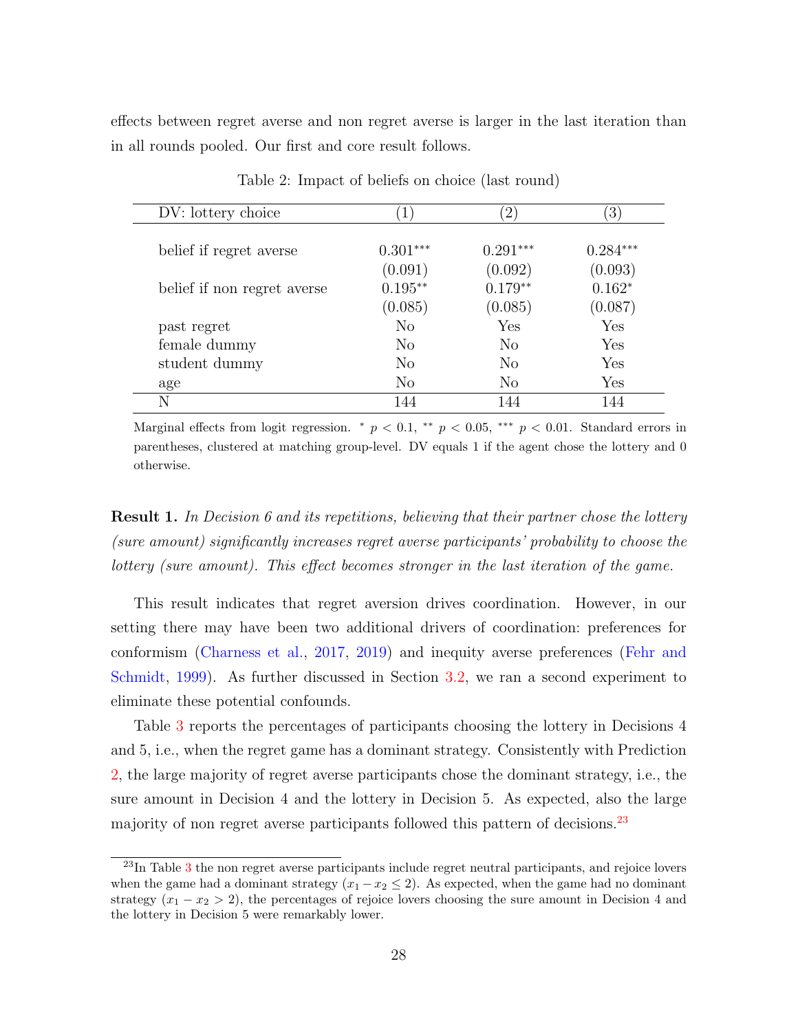effects between regret averse and non regret averse is larger in the last iteration than in all rounds pooled. Our first and core result follows.

Table 2: Impact of beliefs on choice (last round)

| DV: lottery choice | (1) | (2) | (3) |
|---|---|---|---|
| belief if regret averse | 0.301*** | 0.291*** | 0.284*** |
| | (0.091) | (0.092) | (0.093) |
| belief if non regret averse | 0.195** | 0.179** | 0.162* |
| | (0.085) | (0.085) | (0.087) |
| past regret | No | Yes | Yes |
| female dummy | No | No | Yes |
| student dummy | No | No | Yes |
| age | No | No | Yes |
| N | 144 | 144 | 144 |

Marginal effects from logit regression. * $p < 0.1$, ** $p < 0.05$, *** $p < 0.01$. Standard errors in parentheses, clustered at matching group-level. DV equals 1 if the agent chose the lottery and 0 otherwise.

**Result 1.** *In Decision 6 and its repetitions, believing that their partner chose the lottery (sure amount) significantly increases regret averse participants' probability to choose the lottery (sure amount). This effect becomes stronger in the last iteration of the game.*

This result indicates that regret aversion drives coordination. However, in our setting there may have been two additional drivers of coordination: preferences for conformism (Charness et al., 2017, 2019) and inequity averse preferences (Fehr and Schmidt, 1999). As further discussed in Section 3.2, we ran a second experiment to eliminate these potential confounds.

Table 3 reports the percentages of participants choosing the lottery in Decisions 4 and 5, i.e., when the regret game has a dominant strategy. Consistently with Prediction 2, the large majority of regret averse participants chose the dominant strategy, i.e., the sure amount in Decision 4 and the lottery in Decision 5. As expected, also the large majority of non regret averse participants followed this pattern of decisions.[23]

[23]In Table 3 the non regret averse participants include regret neutral participants, and rejoice lovers when the game had a dominant strategy ($x_1 - x_2 \leq 2$). As expected, when the game had no dominant strategy ($x_1 - x_2 > 2$), the percentages of rejoice lovers choosing the sure amount in Decision 4 and the lottery in Decision 5 were remarkably lower.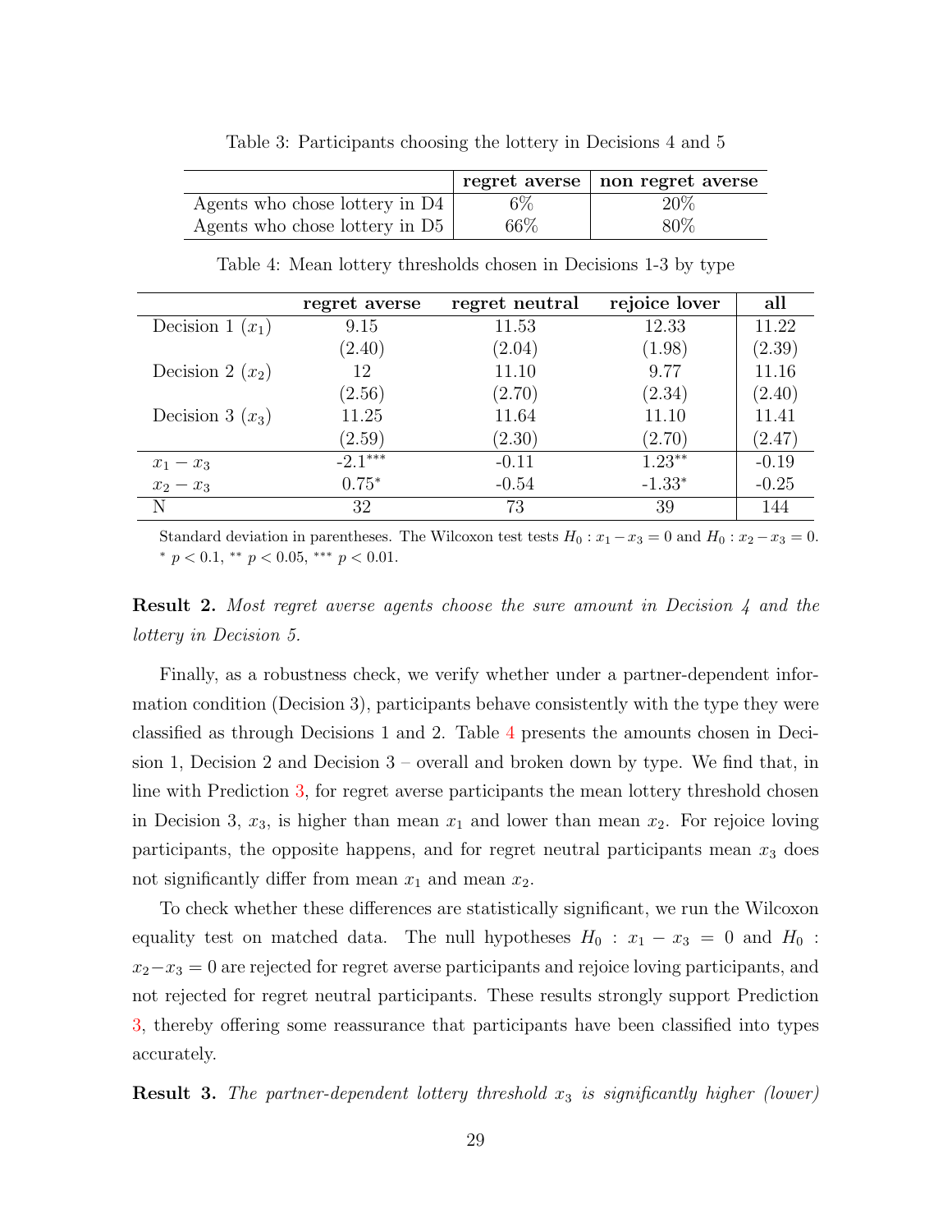Table 3: Participants choosing the lottery in Decisions 4 and 5

| | **regret averse** | **non regret averse** |
|---|---|---|
| Agents who chose lottery in D4 | 6% | 20% |
| Agents who chose lottery in D5 | 66% | 80% |

Table 4: Mean lottery thresholds chosen in Decisions 1-3 by type

| | **regret averse** | **regret neutral** | **rejoice lover** | **all** |
|---|---|---|---|---|
| Decision 1 ($x_1$) | 9.15 | 11.53 | 12.33 | 11.22 |
| | (2.40) | (2.04) | (1.98) | (2.39) |
| Decision 2 ($x_2$) | 12 | 11.10 | 9.77 | 11.16 |
| | (2.56) | (2.70) | (2.34) | (2.40) |
| Decision 3 ($x_3$) | 11.25 | 11.64 | 11.10 | 11.41 |
| | (2.59) | (2.30) | (2.70) | (2.47) |
| $x_1 - x_3$ | -2.1$^{***}$ | -0.11 | 1.23$^{**}$ | -0.19 |
| $x_2 - x_3$ | 0.75$^{*}$ | -0.54 | -1.33$^{*}$ | -0.25 |
| N | 32 | 73 | 39 | 144 |

Standard deviation in parentheses. The Wilcoxon test tests $H_0 : x_1 - x_3 = 0$ and $H_0 : x_2 - x_3 = 0$. $^{*}$ $p < 0.1$, $^{**}$ $p < 0.05$, $^{***}$ $p < 0.01$.

**Result 2.** *Most regret averse agents choose the sure amount in Decision 4 and the lottery in Decision 5.*

Finally, as a robustness check, we verify whether under a partner-dependent information condition (Decision 3), participants behave consistently with the type they were classified as through Decisions 1 and 2. Table 4 presents the amounts chosen in Decision 1, Decision 2 and Decision 3 – overall and broken down by type. We find that, in line with Prediction 3, for regret averse participants the mean lottery threshold chosen in Decision 3, $x_3$, is higher than mean $x_1$ and lower than mean $x_2$. For rejoice loving participants, the opposite happens, and for regret neutral participants mean $x_3$ does not significantly differ from mean $x_1$ and mean $x_2$.

To check whether these differences are statistically significant, we run the Wilcoxon equality test on matched data. The null hypotheses $H_0 : x_1 - x_3 = 0$ and $H_0 : x_2 - x_3 = 0$ are rejected for regret averse participants and rejoice loving participants, and not rejected for regret neutral participants. These results strongly support Prediction 3, thereby offering some reassurance that participants have been classified into types accurately.

**Result 3.** *The partner-dependent lottery threshold $x_3$ is significantly higher (lower)*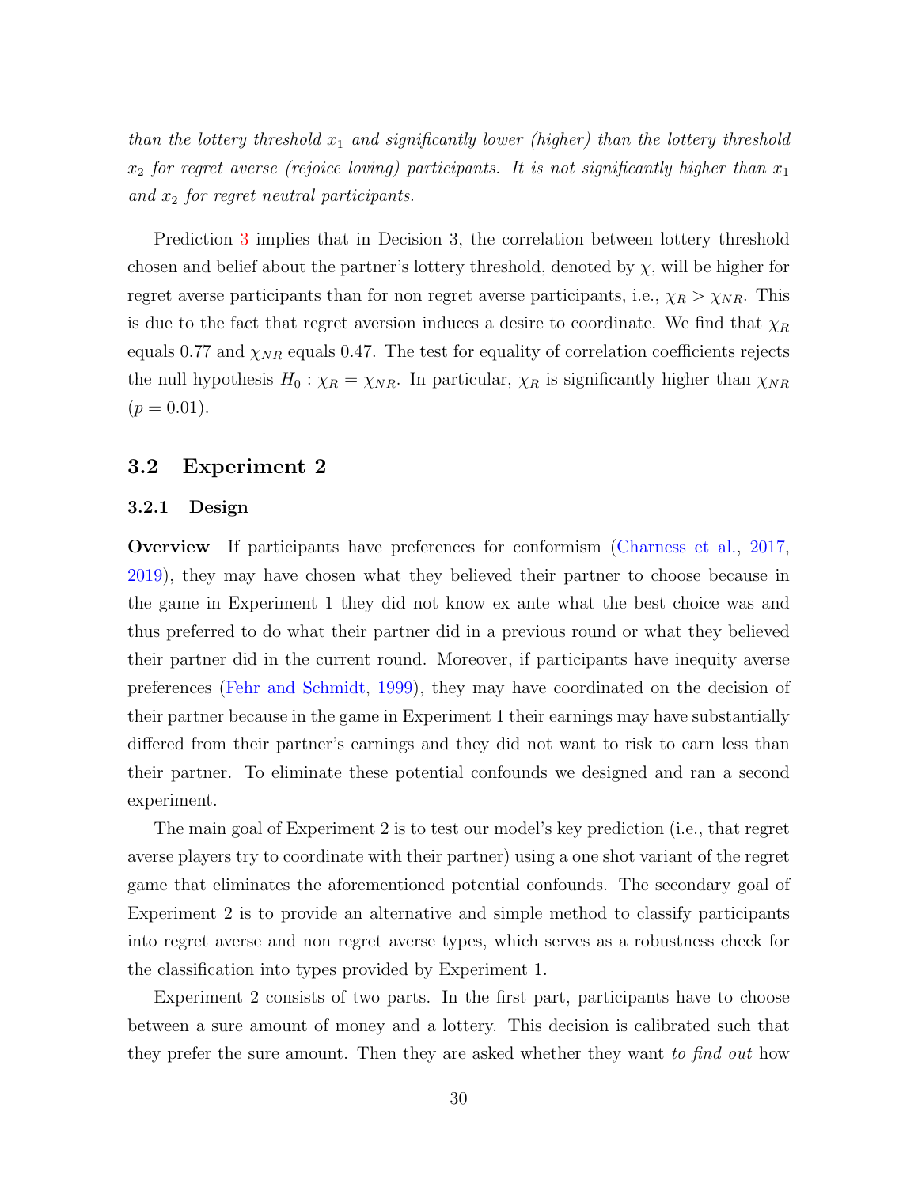*than the lottery threshold $x_1$ and significantly lower (higher) than the lottery threshold $x_2$ for regret averse (rejoice loving) participants. It is not significantly higher than $x_1$ and $x_2$ for regret neutral participants.*

Prediction 3 implies that in Decision 3, the correlation between lottery threshold chosen and belief about the partner's lottery threshold, denoted by $\chi$, will be higher for regret averse participants than for non regret averse participants, i.e., $\chi_R > \chi_{NR}$. This is due to the fact that regret aversion induces a desire to coordinate. We find that $\chi_R$ equals 0.77 and $\chi_{NR}$ equals 0.47. The test for equality of correlation coefficients rejects the null hypothesis $H_0 : \chi_R = \chi_{NR}$. In particular, $\chi_R$ is significantly higher than $\chi_{NR}$ ($p = 0.01$).

## 3.2 Experiment 2

### 3.2.1 Design

**Overview** If participants have preferences for conformism (Charness et al., 2017, 2019), they may have chosen what they believed their partner to choose because in the game in Experiment 1 they did not know ex ante what the best choice was and thus preferred to do what their partner did in a previous round or what they believed their partner did in the current round. Moreover, if participants have inequity averse preferences (Fehr and Schmidt, 1999), they may have coordinated on the decision of their partner because in the game in Experiment 1 their earnings may have substantially differed from their partner's earnings and they did not want to risk to earn less than their partner. To eliminate these potential confounds we designed and ran a second experiment.

The main goal of Experiment 2 is to test our model's key prediction (i.e., that regret averse players try to coordinate with their partner) using a one shot variant of the regret game that eliminates the aforementioned potential confounds. The secondary goal of Experiment 2 is to provide an alternative and simple method to classify participants into regret averse and non regret averse types, which serves as a robustness check for the classification into types provided by Experiment 1.

Experiment 2 consists of two parts. In the first part, participants have to choose between a sure amount of money and a lottery. This decision is calibrated such that they prefer the sure amount. Then they are asked whether they want *to find out* how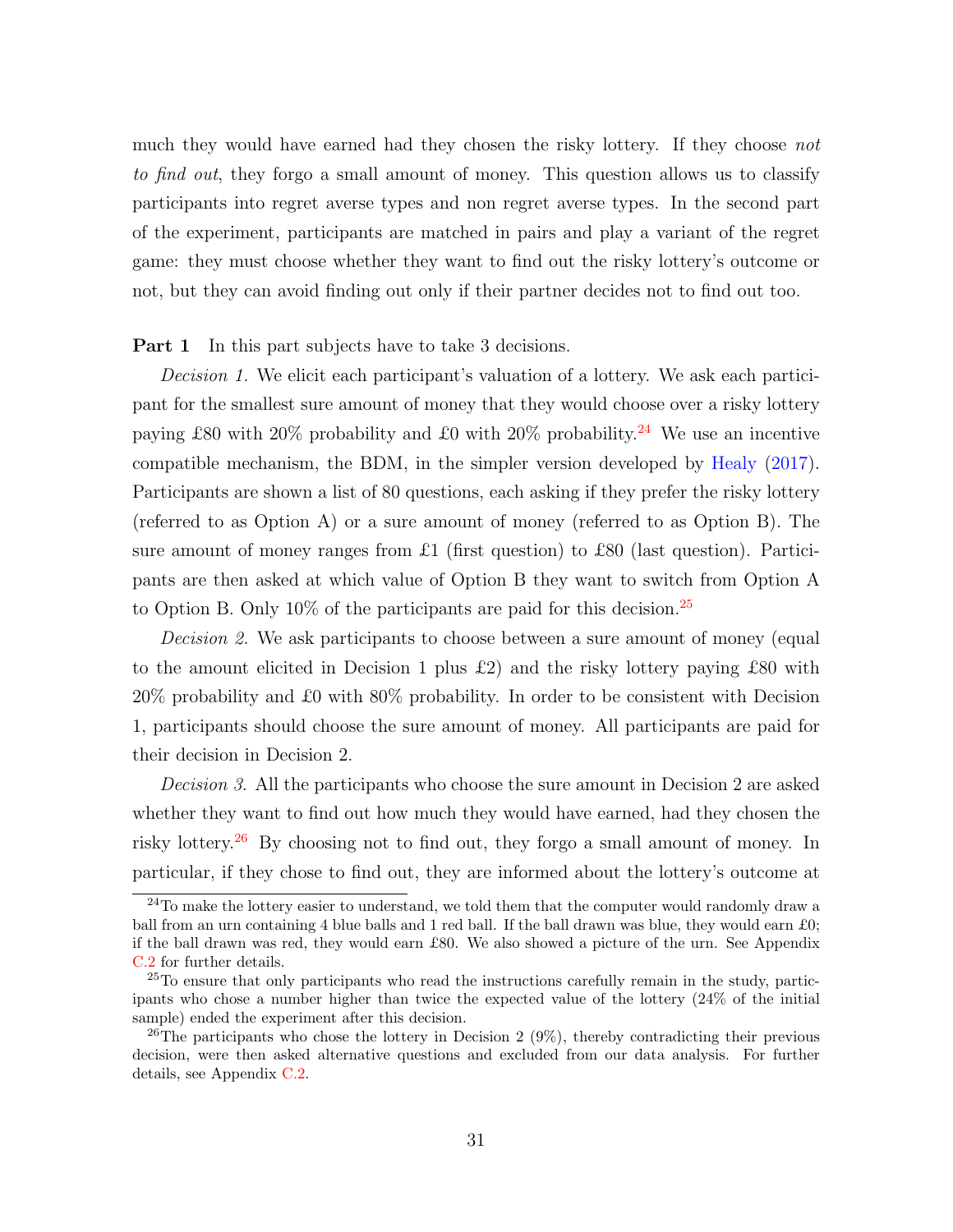much they would have earned had they chosen the risky lottery. If they choose *not to find out*, they forgo a small amount of money. This question allows us to classify participants into regret averse types and non regret averse types. In the second part of the experiment, participants are matched in pairs and play a variant of the regret game: they must choose whether they want to find out the risky lottery's outcome or not, but they can avoid finding out only if their partner decides not to find out too.

**Part 1** In this part subjects have to take 3 decisions.

*Decision 1.* We elicit each participant's valuation of a lottery. We ask each participant for the smallest sure amount of money that they would choose over a risky lottery paying £80 with 20% probability and £0 with 20% probability.[24] We use an incentive compatible mechanism, the BDM, in the simpler version developed by Healy (2017). Participants are shown a list of 80 questions, each asking if they prefer the risky lottery (referred to as Option A) or a sure amount of money (referred to as Option B). The sure amount of money ranges from £1 (first question) to £80 (last question). Participants are then asked at which value of Option B they want to switch from Option A to Option B. Only 10% of the participants are paid for this decision.[25]

*Decision 2.* We ask participants to choose between a sure amount of money (equal to the amount elicited in Decision 1 plus £2) and the risky lottery paying £80 with 20% probability and £0 with 80% probability. In order to be consistent with Decision 1, participants should choose the sure amount of money. All participants are paid for their decision in Decision 2.

*Decision 3.* All the participants who choose the sure amount in Decision 2 are asked whether they want to find out how much they would have earned, had they chosen the risky lottery.[26] By choosing not to find out, they forgo a small amount of money. In particular, if they chose to find out, they are informed about the lottery's outcome at

[24] To make the lottery easier to understand, we told them that the computer would randomly draw a ball from an urn containing 4 blue balls and 1 red ball. If the ball drawn was blue, they would earn £0; if the ball drawn was red, they would earn £80. We also showed a picture of the urn. See Appendix C.2 for further details.

[25] To ensure that only participants who read the instructions carefully remain in the study, participants who chose a number higher than twice the expected value of the lottery (24% of the initial sample) ended the experiment after this decision.

[26] The participants who chose the lottery in Decision 2 (9%), thereby contradicting their previous decision, were then asked alternative questions and excluded from our data analysis. For further details, see Appendix C.2.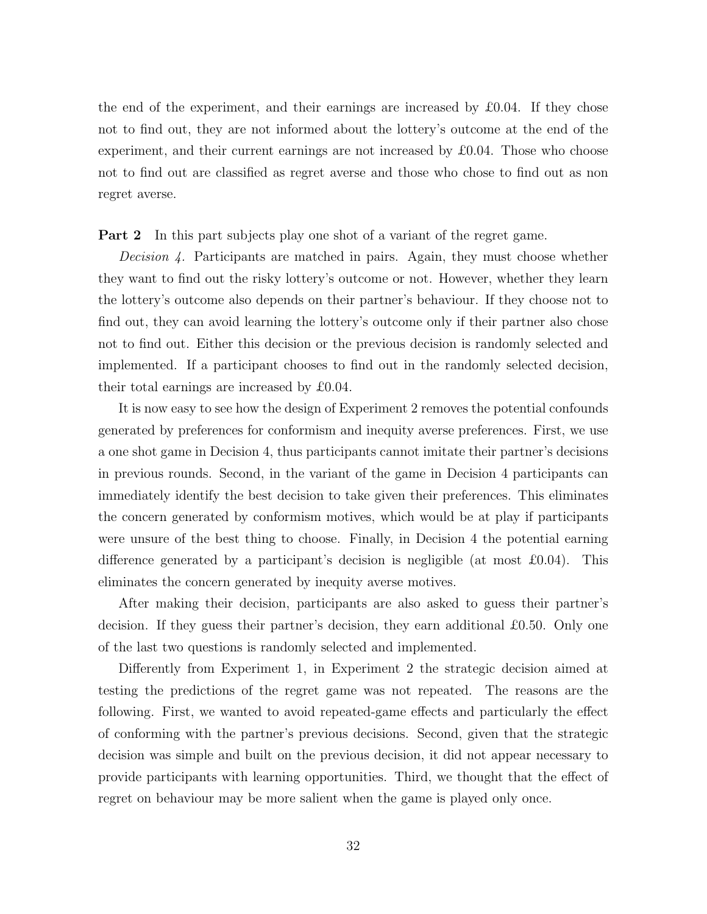the end of the experiment, and their earnings are increased by £0.04. If they chose not to find out, they are not informed about the lottery's outcome at the end of the experiment, and their current earnings are not increased by £0.04. Those who choose not to find out are classified as regret averse and those who chose to find out as non regret averse.

**Part 2** In this part subjects play one shot of a variant of the regret game.

*Decision 4.* Participants are matched in pairs. Again, they must choose whether they want to find out the risky lottery's outcome or not. However, whether they learn the lottery's outcome also depends on their partner's behaviour. If they choose not to find out, they can avoid learning the lottery's outcome only if their partner also chose not to find out. Either this decision or the previous decision is randomly selected and implemented. If a participant chooses to find out in the randomly selected decision, their total earnings are increased by £0.04.

It is now easy to see how the design of Experiment 2 removes the potential confounds generated by preferences for conformism and inequity averse preferences. First, we use a one shot game in Decision 4, thus participants cannot imitate their partner's decisions in previous rounds. Second, in the variant of the game in Decision 4 participants can immediately identify the best decision to take given their preferences. This eliminates the concern generated by conformism motives, which would be at play if participants were unsure of the best thing to choose. Finally, in Decision 4 the potential earning difference generated by a participant's decision is negligible (at most £0.04). This eliminates the concern generated by inequity averse motives.

After making their decision, participants are also asked to guess their partner's decision. If they guess their partner's decision, they earn additional £0.50. Only one of the last two questions is randomly selected and implemented.

Differently from Experiment 1, in Experiment 2 the strategic decision aimed at testing the predictions of the regret game was not repeated. The reasons are the following. First, we wanted to avoid repeated-game effects and particularly the effect of conforming with the partner's previous decisions. Second, given that the strategic decision was simple and built on the previous decision, it did not appear necessary to provide participants with learning opportunities. Third, we thought that the effect of regret on behaviour may be more salient when the game is played only once.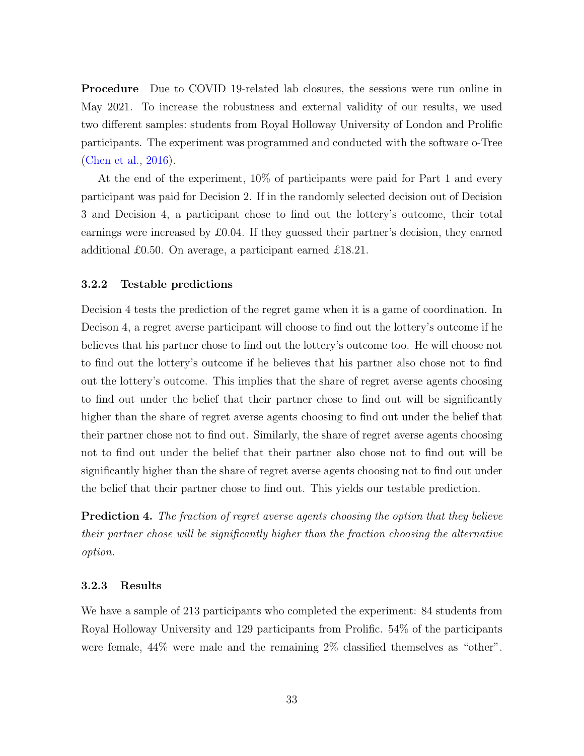**Procedure** Due to COVID 19-related lab closures, the sessions were run online in May 2021. To increase the robustness and external validity of our results, we used two different samples: students from Royal Holloway University of London and Prolific participants. The experiment was programmed and conducted with the software o-Tree (Chen et al., 2016).

At the end of the experiment, 10% of participants were paid for Part 1 and every participant was paid for Decision 2. If in the randomly selected decision out of Decision 3 and Decision 4, a participant chose to find out the lottery's outcome, their total earnings were increased by £0.04. If they guessed their partner's decision, they earned additional £0.50. On average, a participant earned £18.21.

### 3.2.2 Testable predictions

Decision 4 tests the prediction of the regret game when it is a game of coordination. In Decison 4, a regret averse participant will choose to find out the lottery's outcome if he believes that his partner chose to find out the lottery's outcome too. He will choose not to find out the lottery's outcome if he believes that his partner also chose not to find out the lottery's outcome. This implies that the share of regret averse agents choosing to find out under the belief that their partner chose to find out will be significantly higher than the share of regret averse agents choosing to find out under the belief that their partner chose not to find out. Similarly, the share of regret averse agents choosing not to find out under the belief that their partner also chose not to find out will be significantly higher than the share of regret averse agents choosing not to find out under the belief that their partner chose to find out. This yields our testable prediction.

**Prediction 4.** *The fraction of regret averse agents choosing the option that they believe their partner chose will be significantly higher than the fraction choosing the alternative option.*

### 3.2.3 Results

We have a sample of 213 participants who completed the experiment: 84 students from Royal Holloway University and 129 participants from Prolific. 54% of the participants were female, 44% were male and the remaining 2% classified themselves as "other".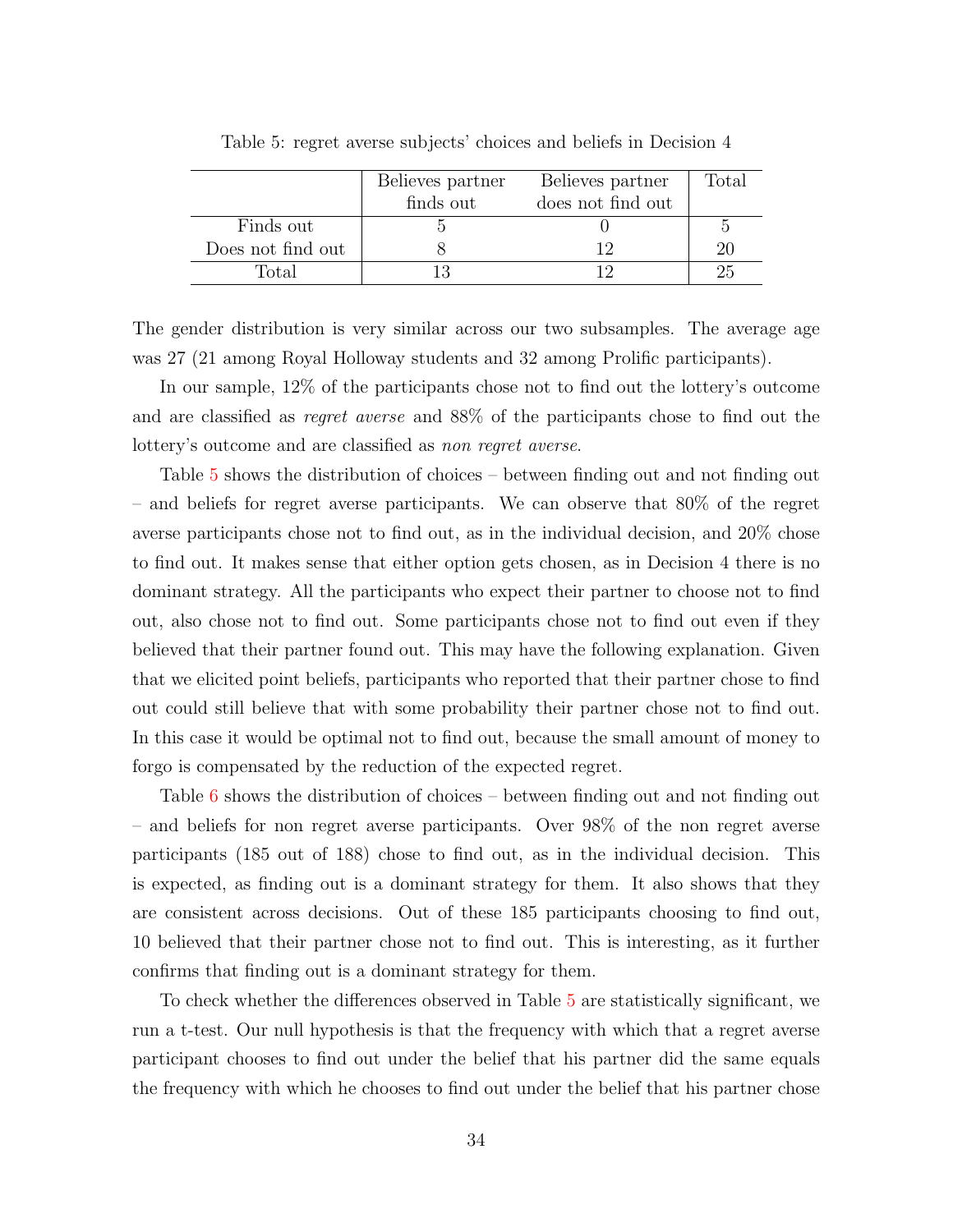Table 5: regret averse subjects' choices and beliefs in Decision 4

| | Believes partner finds out | Believes partner does not find out | Total |
|---|---|---|---|
| Finds out | 5 | 0 | 5 |
| Does not find out | 8 | 12 | 20 |
| Total | 13 | 12 | 25 |

The gender distribution is very similar across our two subsamples. The average age was 27 (21 among Royal Holloway students and 32 among Prolific participants).

In our sample, 12% of the participants chose not to find out the lottery's outcome and are classified as *regret averse* and 88% of the participants chose to find out the lottery's outcome and are classified as *non regret averse*.

Table 5 shows the distribution of choices – between finding out and not finding out – and beliefs for regret averse participants. We can observe that 80% of the regret averse participants chose not to find out, as in the individual decision, and 20% chose to find out. It makes sense that either option gets chosen, as in Decision 4 there is no dominant strategy. All the participants who expect their partner to choose not to find out, also chose not to find out. Some participants chose not to find out even if they believed that their partner found out. This may have the following explanation. Given that we elicited point beliefs, participants who reported that their partner chose to find out could still believe that with some probability their partner chose not to find out. In this case it would be optimal not to find out, because the small amount of money to forgo is compensated by the reduction of the expected regret.

Table 6 shows the distribution of choices – between finding out and not finding out – and beliefs for non regret averse participants. Over 98% of the non regret averse participants (185 out of 188) chose to find out, as in the individual decision. This is expected, as finding out is a dominant strategy for them. It also shows that they are consistent across decisions. Out of these 185 participants choosing to find out, 10 believed that their partner chose not to find out. This is interesting, as it further confirms that finding out is a dominant strategy for them.

To check whether the differences observed in Table 5 are statistically significant, we run a t-test. Our null hypothesis is that the frequency with which that a regret averse participant chooses to find out under the belief that his partner did the same equals the frequency with which he chooses to find out under the belief that his partner chose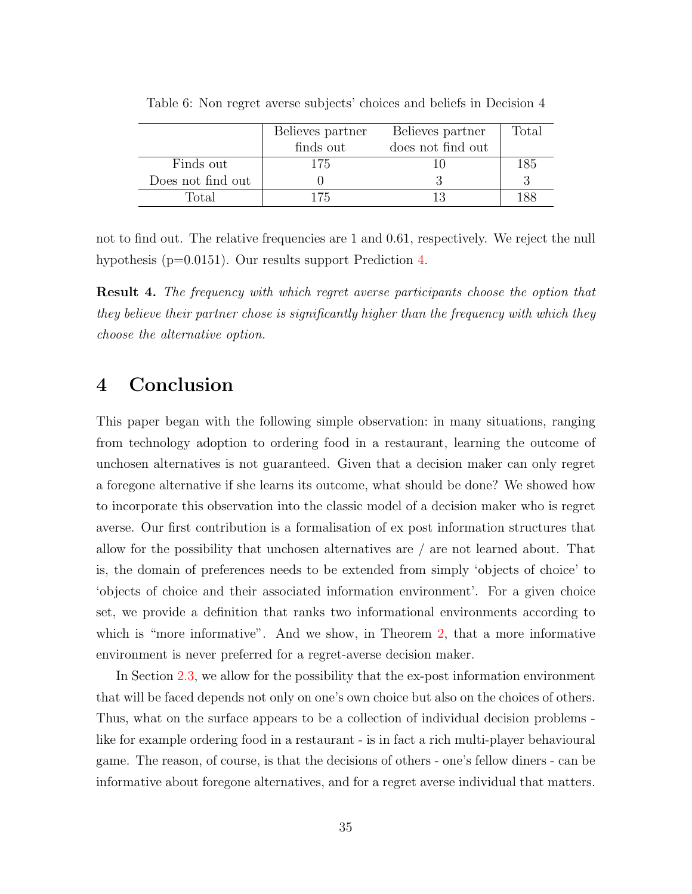Table 6: Non regret averse subjects' choices and beliefs in Decision 4

| | Believes partner finds out | Believes partner does not find out | Total |
|---|---|---|---|
| Finds out | 175 | 10 | 185 |
| Does not find out | 0 | 3 | 3 |
| Total | 175 | 13 | 188 |

not to find out. The relative frequencies are 1 and 0.61, respectively. We reject the null hypothesis (p=0.0151). Our results support Prediction 4.

**Result 4.** *The frequency with which regret averse participants choose the option that they believe their partner chose is significantly higher than the frequency with which they choose the alternative option.*

# 4 Conclusion

This paper began with the following simple observation: in many situations, ranging from technology adoption to ordering food in a restaurant, learning the outcome of unchosen alternatives is not guaranteed. Given that a decision maker can only regret a foregone alternative if she learns its outcome, what should be done? We showed how to incorporate this observation into the classic model of a decision maker who is regret averse. Our first contribution is a formalisation of ex post information structures that allow for the possibility that unchosen alternatives are / are not learned about. That is, the domain of preferences needs to be extended from simply 'objects of choice' to 'objects of choice and their associated information environment'. For a given choice set, we provide a definition that ranks two informational environments according to which is "more informative". And we show, in Theorem 2, that a more informative environment is never preferred for a regret-averse decision maker.

In Section 2.3, we allow for the possibility that the ex-post information environment that will be faced depends not only on one's own choice but also on the choices of others. Thus, what on the surface appears to be a collection of individual decision problems - like for example ordering food in a restaurant - is in fact a rich multi-player behavioural game. The reason, of course, is that the decisions of others - one's fellow diners - can be informative about foregone alternatives, and for a regret averse individual that matters.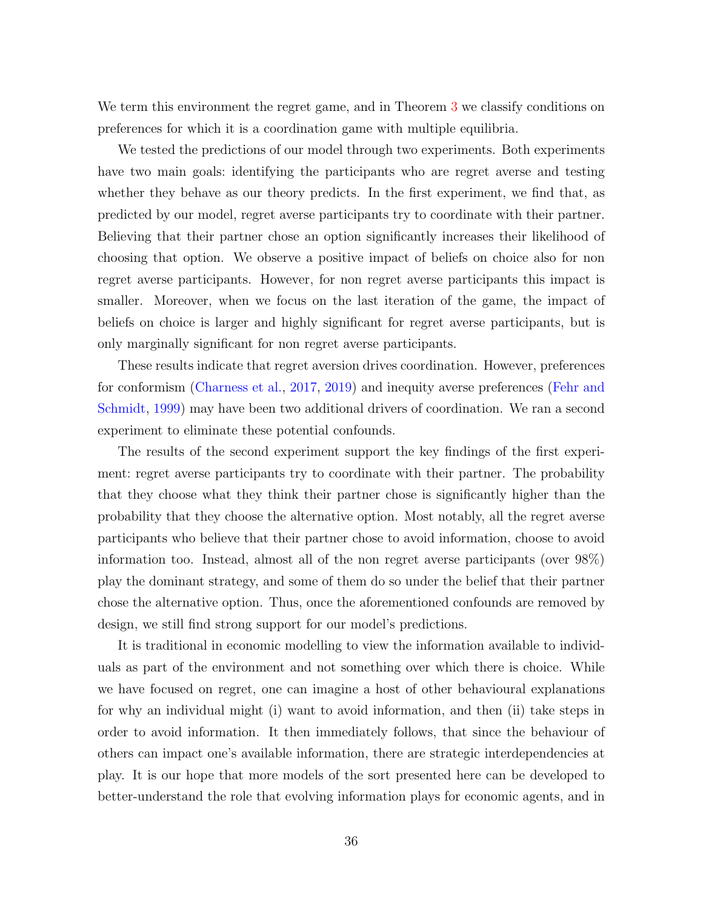We term this environment the regret game, and in Theorem 3 we classify conditions on preferences for which it is a coordination game with multiple equilibria.

We tested the predictions of our model through two experiments. Both experiments have two main goals: identifying the participants who are regret averse and testing whether they behave as our theory predicts. In the first experiment, we find that, as predicted by our model, regret averse participants try to coordinate with their partner. Believing that their partner chose an option significantly increases their likelihood of choosing that option. We observe a positive impact of beliefs on choice also for non regret averse participants. However, for non regret averse participants this impact is smaller. Moreover, when we focus on the last iteration of the game, the impact of beliefs on choice is larger and highly significant for regret averse participants, but is only marginally significant for non regret averse participants.

These results indicate that regret aversion drives coordination. However, preferences for conformism (Charness et al., 2017, 2019) and inequity averse preferences (Fehr and Schmidt, 1999) may have been two additional drivers of coordination. We ran a second experiment to eliminate these potential confounds.

The results of the second experiment support the key findings of the first experiment: regret averse participants try to coordinate with their partner. The probability that they choose what they think their partner chose is significantly higher than the probability that they choose the alternative option. Most notably, all the regret averse participants who believe that their partner chose to avoid information, choose to avoid information too. Instead, almost all of the non regret averse participants (over 98%) play the dominant strategy, and some of them do so under the belief that their partner chose the alternative option. Thus, once the aforementioned confounds are removed by design, we still find strong support for our model's predictions.

It is traditional in economic modelling to view the information available to individuals as part of the environment and not something over which there is choice. While we have focused on regret, one can imagine a host of other behavioural explanations for why an individual might (i) want to avoid information, and then (ii) take steps in order to avoid information. It then immediately follows, that since the behaviour of others can impact one's available information, there are strategic interdependencies at play. It is our hope that more models of the sort presented here can be developed to better-understand the role that evolving information plays for economic agents, and in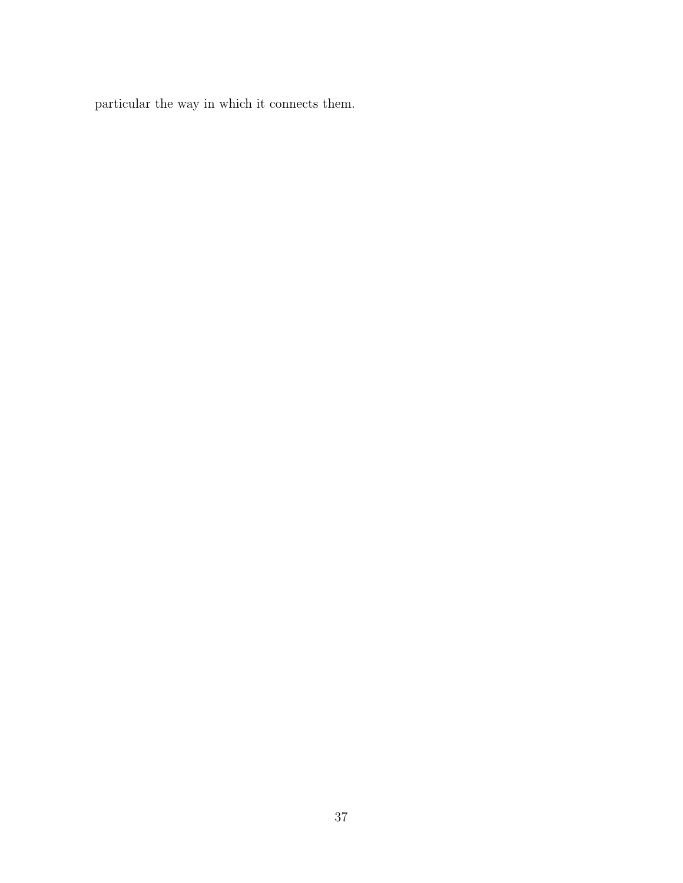particular the way in which it connects them.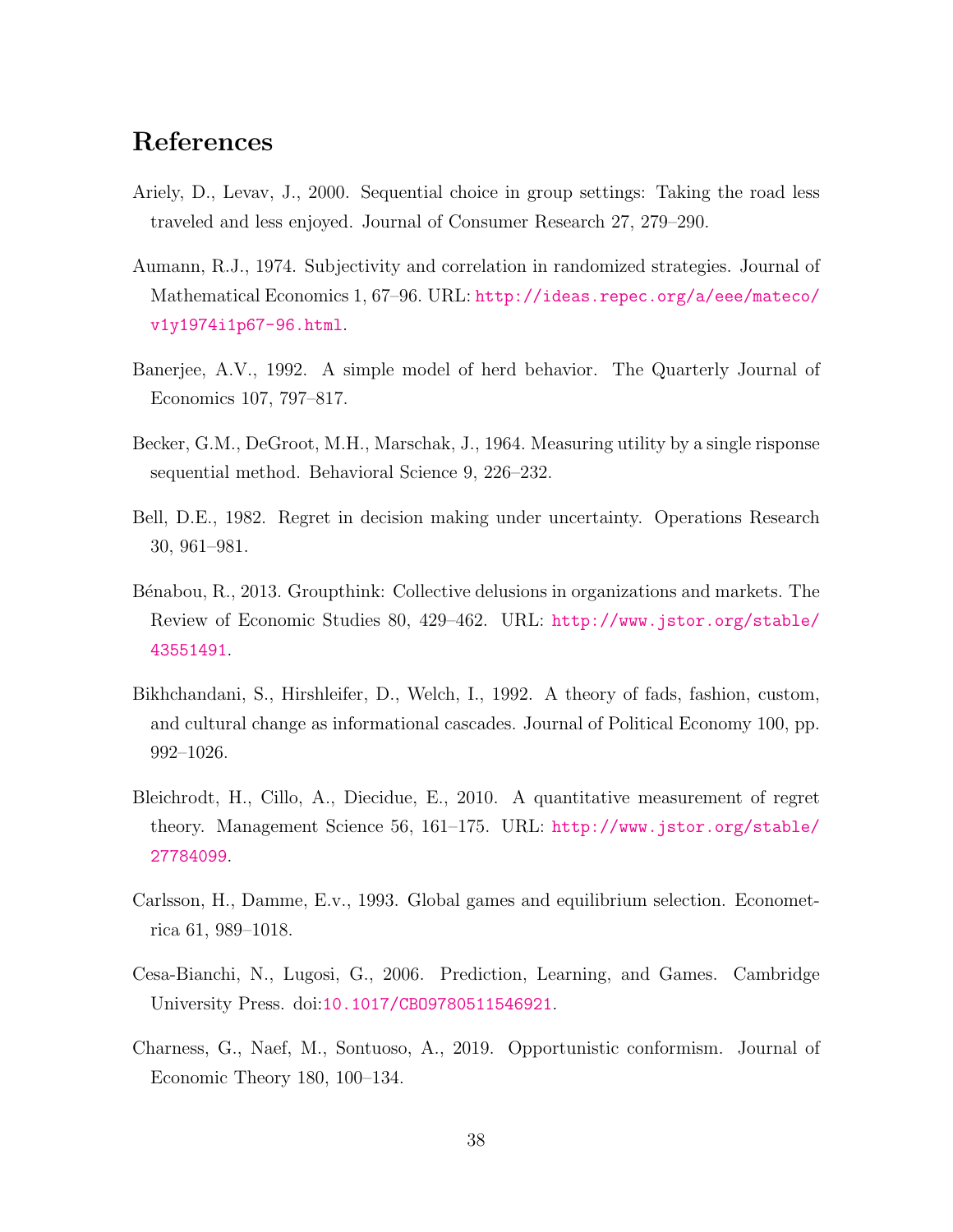# References

Ariely, D., Levav, J., 2000. Sequential choice in group settings: Taking the road less traveled and less enjoyed. Journal of Consumer Research 27, 279–290.

Aumann, R.J., 1974. Subjectivity and correlation in randomized strategies. Journal of Mathematical Economics 1, 67–96. URL: http://ideas.repec.org/a/eee/mateco/v1y1974i1p67-96.html.

Banerjee, A.V., 1992. A simple model of herd behavior. The Quarterly Journal of Economics 107, 797–817.

Becker, G.M., DeGroot, M.H., Marschak, J., 1964. Measuring utility by a single risponse sequential method. Behavioral Science 9, 226–232.

Bell, D.E., 1982. Regret in decision making under uncertainty. Operations Research 30, 961–981.

Bénabou, R., 2013. Groupthink: Collective delusions in organizations and markets. The Review of Economic Studies 80, 429–462. URL: http://www.jstor.org/stable/43551491.

Bikhchandani, S., Hirshleifer, D., Welch, I., 1992. A theory of fads, fashion, custom, and cultural change as informational cascades. Journal of Political Economy 100, pp. 992–1026.

Bleichrodt, H., Cillo, A., Diecidue, E., 2010. A quantitative measurement of regret theory. Management Science 56, 161–175. URL: http://www.jstor.org/stable/27784099.

Carlsson, H., Damme, E.v., 1993. Global games and equilibrium selection. Econometrica 61, 989–1018.

Cesa-Bianchi, N., Lugosi, G., 2006. Prediction, Learning, and Games. Cambridge University Press. doi:10.1017/CBO9780511546921.

Charness, G., Naef, M., Sontuoso, A., 2019. Opportunistic conformism. Journal of Economic Theory 180, 100–134.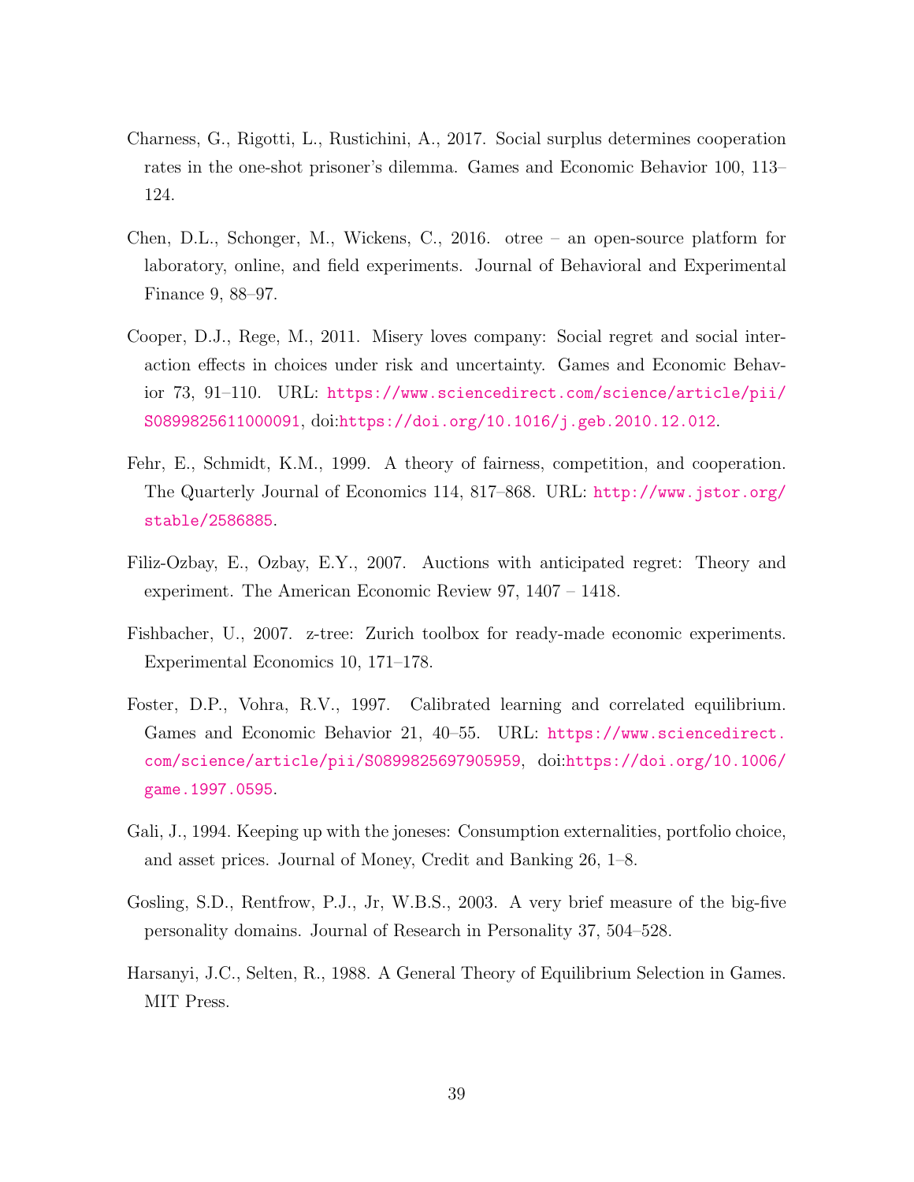Charness, G., Rigotti, L., Rustichini, A., 2017. Social surplus determines cooperation rates in the one-shot prisoner's dilemma. Games and Economic Behavior 100, 113–124.

Chen, D.L., Schonger, M., Wickens, C., 2016. otree – an open-source platform for laboratory, online, and field experiments. Journal of Behavioral and Experimental Finance 9, 88–97.

Cooper, D.J., Rege, M., 2011. Misery loves company: Social regret and social interaction effects in choices under risk and uncertainty. Games and Economic Behavior 73, 91–110. URL: https://www.sciencedirect.com/science/article/pii/S0899825611000091, doi:https://doi.org/10.1016/j.geb.2010.12.012.

Fehr, E., Schmidt, K.M., 1999. A theory of fairness, competition, and cooperation. The Quarterly Journal of Economics 114, 817–868. URL: http://www.jstor.org/stable/2586885.

Filiz-Ozbay, E., Ozbay, E.Y., 2007. Auctions with anticipated regret: Theory and experiment. The American Economic Review 97, 1407 – 1418.

Fishbacher, U., 2007. z-tree: Zurich toolbox for ready-made economic experiments. Experimental Economics 10, 171–178.

Foster, D.P., Vohra, R.V., 1997. Calibrated learning and correlated equilibrium. Games and Economic Behavior 21, 40–55. URL: https://www.sciencedirect.com/science/article/pii/S0899825697905959, doi:https://doi.org/10.1006/game.1997.0595.

Gali, J., 1994. Keeping up with the joneses: Consumption externalities, portfolio choice, and asset prices. Journal of Money, Credit and Banking 26, 1–8.

Gosling, S.D., Rentfrow, P.J., Jr, W.B.S., 2003. A very brief measure of the big-five personality domains. Journal of Research in Personality 37, 504–528.

Harsanyi, J.C., Selten, R., 1988. A General Theory of Equilibrium Selection in Games. MIT Press.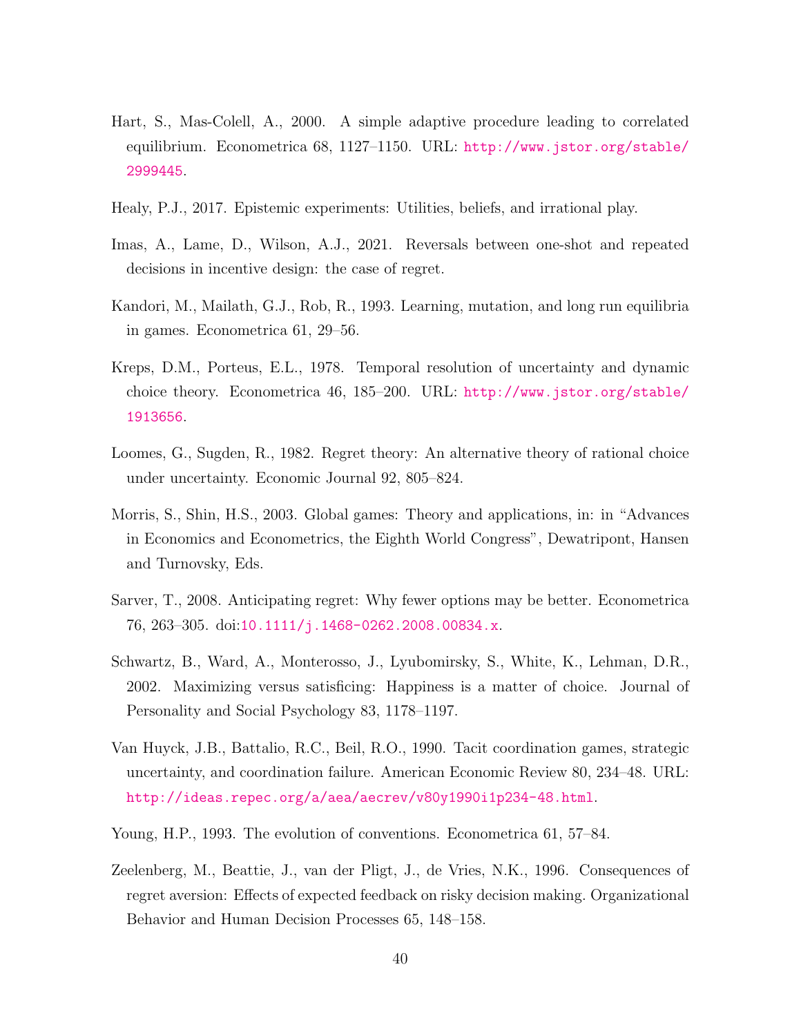Hart, S., Mas-Colell, A., 2000. A simple adaptive procedure leading to correlated equilibrium. Econometrica 68, 1127–1150. URL: http://www.jstor.org/stable/2999445.

Healy, P.J., 2017. Epistemic experiments: Utilities, beliefs, and irrational play.

Imas, A., Lame, D., Wilson, A.J., 2021. Reversals between one-shot and repeated decisions in incentive design: the case of regret.

Kandori, M., Mailath, G.J., Rob, R., 1993. Learning, mutation, and long run equilibria in games. Econometrica 61, 29–56.

Kreps, D.M., Porteus, E.L., 1978. Temporal resolution of uncertainty and dynamic choice theory. Econometrica 46, 185–200. URL: http://www.jstor.org/stable/1913656.

Loomes, G., Sugden, R., 1982. Regret theory: An alternative theory of rational choice under uncertainty. Economic Journal 92, 805–824.

Morris, S., Shin, H.S., 2003. Global games: Theory and applications, in: in "Advances in Economics and Econometrics, the Eighth World Congress", Dewatripont, Hansen and Turnovsky, Eds.

Sarver, T., 2008. Anticipating regret: Why fewer options may be better. Econometrica 76, 263–305. doi:10.1111/j.1468-0262.2008.00834.x.

Schwartz, B., Ward, A., Monterosso, J., Lyubomirsky, S., White, K., Lehman, D.R., 2002. Maximizing versus satisficing: Happiness is a matter of choice. Journal of Personality and Social Psychology 83, 1178–1197.

Van Huyck, J.B., Battalio, R.C., Beil, R.O., 1990. Tacit coordination games, strategic uncertainty, and coordination failure. American Economic Review 80, 234–48. URL: http://ideas.repec.org/a/aea/aecrev/v80y1990i1p234-48.html.

Young, H.P., 1993. The evolution of conventions. Econometrica 61, 57–84.

Zeelenberg, M., Beattie, J., van der Pligt, J., de Vries, N.K., 1996. Consequences of regret aversion: Effects of expected feedback on risky decision making. Organizational Behavior and Human Decision Processes 65, 148–158.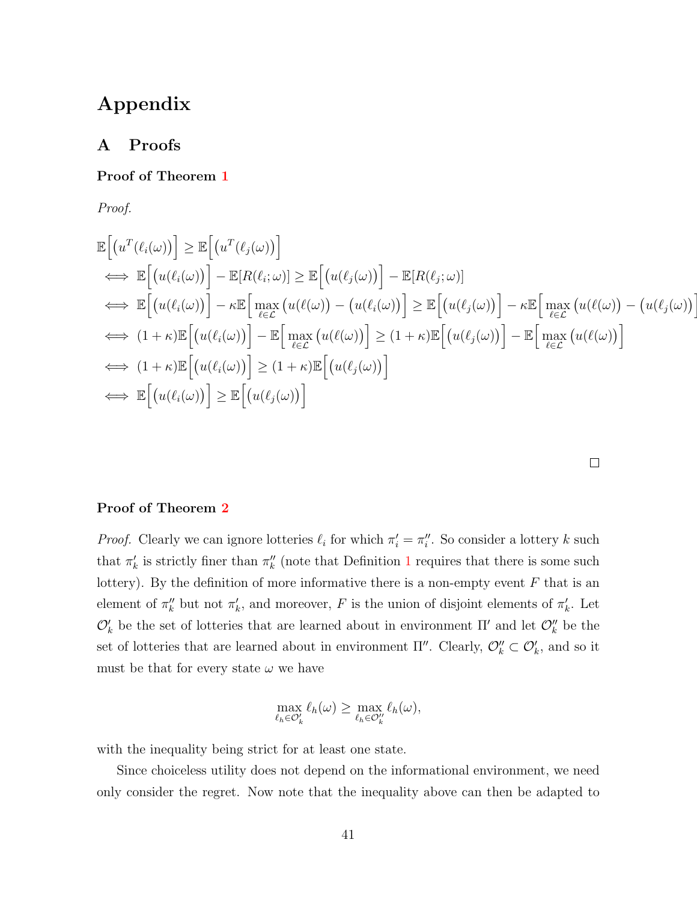# Appendix

## A Proofs

**Proof of Theorem 1**

*Proof.*

$$
\begin{aligned}
&\mathbb{E}\Big[\big(u^T(\ell_i(\omega)\big)\Big] \geq \mathbb{E}\Big[\big(u^T(\ell_j(\omega)\big)\Big] \\
&\iff \mathbb{E}\Big[\big(u(\ell_i(\omega)\big)\Big] - \mathbb{E}[R(\ell_i;\omega)] \geq \mathbb{E}\Big[\big(u(\ell_j(\omega)\big)\Big] - \mathbb{E}[R(\ell_j;\omega)] \\
&\iff \mathbb{E}\Big[\big(u(\ell_i(\omega)\big)\Big] - \kappa\mathbb{E}\Big[\max_{\ell\in\mathcal{L}}\big(u(\ell(\omega)\big) - \big(u(\ell_i(\omega)\big)\Big] \geq \mathbb{E}\Big[\big(u(\ell_j(\omega)\big)\Big] - \kappa\mathbb{E}\Big[\max_{\ell\in\mathcal{L}}\big(u(\ell(\omega)\big) - \big(u(\ell_j(\omega)\big)\Big] \\
&\iff (1+\kappa)\mathbb{E}\Big[\big(u(\ell_i(\omega)\big)\Big] - \mathbb{E}\Big[\max_{\ell\in\mathcal{L}}\big(u(\ell(\omega)\big)\Big] \geq (1+\kappa)\mathbb{E}\Big[\big(u(\ell_j(\omega)\big)\Big] - \mathbb{E}\Big[\max_{\ell\in\mathcal{L}}\big(u(\ell(\omega)\big)\Big] \\
&\iff (1+\kappa)\mathbb{E}\Big[\big(u(\ell_i(\omega)\big)\Big] \geq (1+\kappa)\mathbb{E}\Big[\big(u(\ell_j(\omega)\big)\Big] \\
&\iff \mathbb{E}\Big[\big(u(\ell_i(\omega)\big)\Big] \geq \mathbb{E}\Big[\big(u(\ell_j(\omega)\big)\Big]
\end{aligned}
$$

□

**Proof of Theorem 2**

*Proof.* Clearly we can ignore lotteries $\ell_i$ for which $\pi_i' = \pi_i''$. So consider a lottery $k$ such that $\pi_k'$ is strictly finer than $\pi_k''$ (note that Definition 1 requires that there is some such lottery). By the definition of more informative there is a non-empty event $F$ that is an element of $\pi_k''$ but not $\pi_k'$, and moreover, $F$ is the union of disjoint elements of $\pi_k'$. Let $\mathcal{O}_k'$ be the set of lotteries that are learned about in environment $\Pi'$ and let $\mathcal{O}_k''$ be the set of lotteries that are learned about in environment $\Pi''$. Clearly, $\mathcal{O}_k'' \subset \mathcal{O}_k'$, and so it must be that for every state $\omega$ we have

$$\max_{\ell_h\in\mathcal{O}_k'} \ell_h(\omega) \geq \max_{\ell_h\in\mathcal{O}_k''} \ell_h(\omega),$$

with the inequality being strict for at least one state.

Since choiceless utility does not depend on the informational environment, we need only consider the regret. Now note that the inequality above can then be adapted to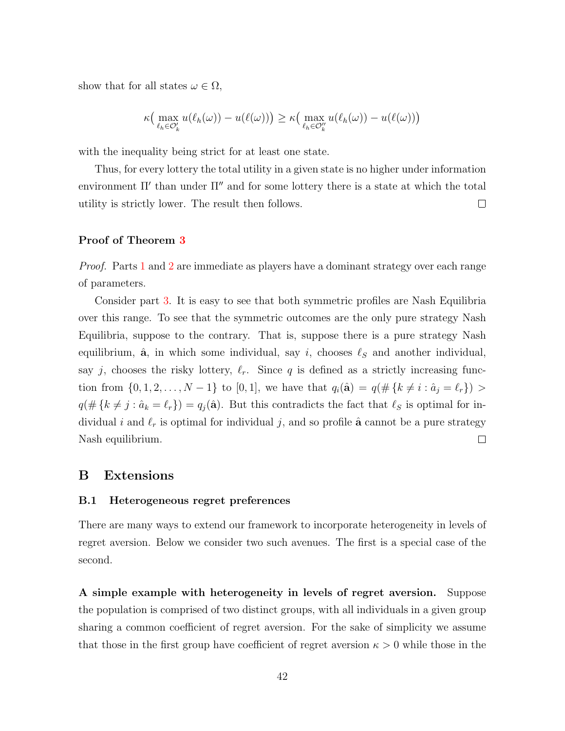show that for all states $\omega \in \Omega$,

$$\kappa\big(\max_{\ell_h \in \mathcal{O}'_k} u(\ell_h(\omega)) - u(\ell(\omega))\big) \geq \kappa\big(\max_{\ell_h \in \mathcal{O}''_k} u(\ell_h(\omega)) - u(\ell(\omega))\big)$$

with the inequality being strict for at least one state.

Thus, for every lottery the total utility in a given state is no higher under information environment $\Pi'$ than under $\Pi''$ and for some lottery there is a state at which the total utility is strictly lower. The result then follows. □

**Proof of Theorem 3**

*Proof.* Parts 1 and 2 are immediate as players have a dominant strategy over each range of parameters.

Consider part 3. It is easy to see that both symmetric profiles are Nash Equilibria over this range. To see that the symmetric outcomes are the only pure strategy Nash Equilibria, suppose to the contrary. That is, suppose there is a pure strategy Nash equilibrium, $\hat{\mathbf{a}}$, in which some individual, say $i$, chooses $\ell_S$ and another individual, say $j$, chooses the risky lottery, $\ell_r$. Since $q$ is defined as a strictly increasing function from $\{0, 1, 2, \ldots, N-1\}$ to $[0, 1]$, we have that $q_i(\hat{\mathbf{a}}) = q(\#\{k \neq i : \hat{a}_j = \ell_r\}) > q(\#\{k \neq j : \hat{a}_k = \ell_r\}) = q_j(\hat{\mathbf{a}})$. But this contradicts the fact that $\ell_S$ is optimal for individual $i$ and $\ell_r$ is optimal for individual $j$, and so profile $\hat{\mathbf{a}}$ cannot be a pure strategy Nash equilibrium. □

# B Extensions

## B.1 Heterogeneous regret preferences

There are many ways to extend our framework to incorporate heterogeneity in levels of regret aversion. Below we consider two such avenues. The first is a special case of the second.

**A simple example with heterogeneity in levels of regret aversion.** Suppose the population is comprised of two distinct groups, with all individuals in a given group sharing a common coefficient of regret aversion. For the sake of simplicity we assume that those in the first group have coefficient of regret aversion $\kappa > 0$ while those in the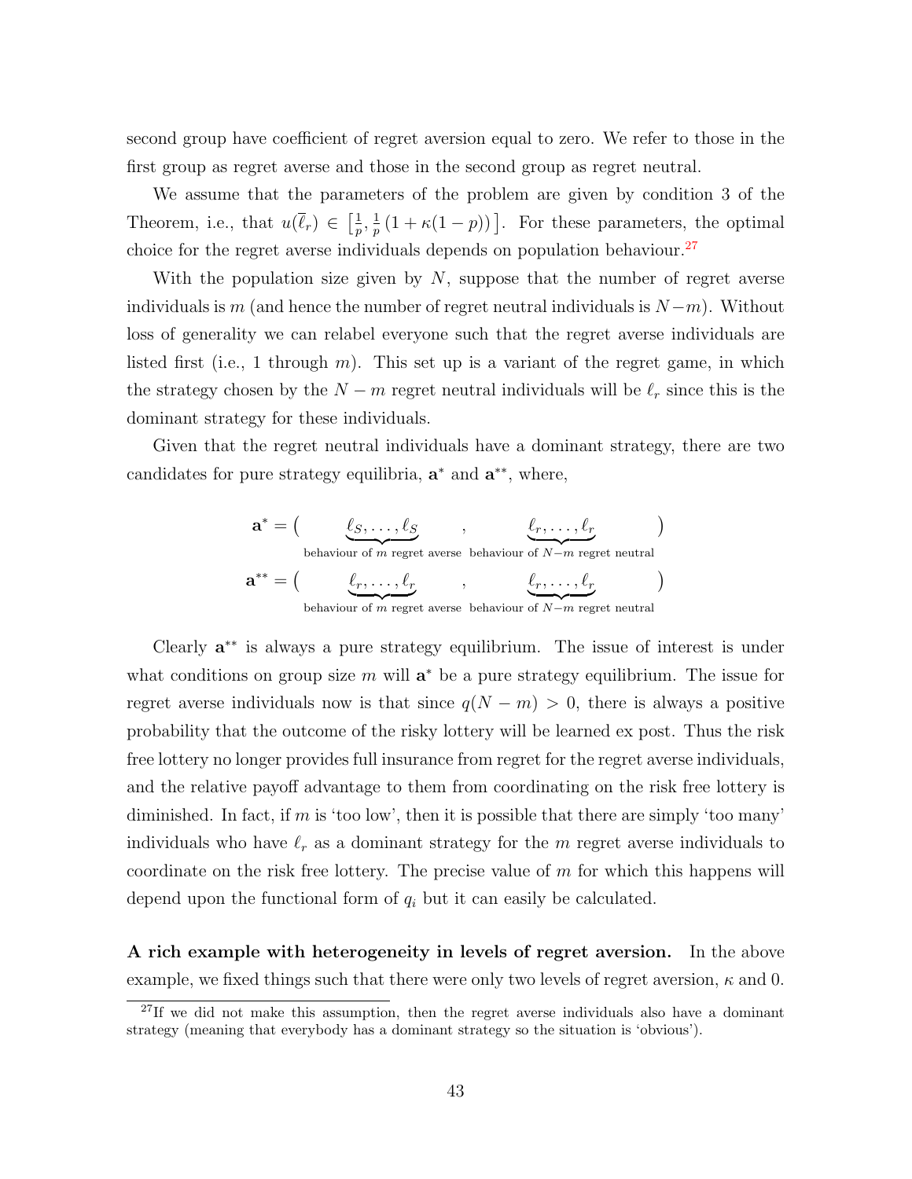second group have coefficient of regret aversion equal to zero. We refer to those in the first group as regret averse and those in the second group as regret neutral.

We assume that the parameters of the problem are given by condition 3 of the Theorem, i.e., that $u(\overline{\ell}_r) \in \left[\frac{1}{p}, \frac{1}{p}\left(1+\kappa(1-p)\right)\right]$. For these parameters, the optimal choice for the regret averse individuals depends on population behaviour.[27]

With the population size given by $N$, suppose that the number of regret averse individuals is $m$ (and hence the number of regret neutral individuals is $N-m$). Without loss of generality we can relabel everyone such that the regret averse individuals are listed first (i.e., 1 through $m$). This set up is a variant of the regret game, in which the strategy chosen by the $N-m$ regret neutral individuals will be $\ell_r$ since this is the dominant strategy for these individuals.

Given that the regret neutral individuals have a dominant strategy, there are two candidates for pure strategy equilibria, $\mathbf{a}^*$ and $\mathbf{a}^{**}$, where,

$$\mathbf{a}^* = (\underbrace{\ell_S, \ldots, \ell_S}_{\text{behaviour of } m \text{ regret averse}}, \underbrace{\ell_r, \ldots, \ell_r}_{\text{behaviour of } N-m \text{ regret neutral}})$$

$$\mathbf{a}^{**} = (\underbrace{\ell_r, \ldots, \ell_r}_{\text{behaviour of } m \text{ regret averse}}, \underbrace{\ell_r, \ldots, \ell_r}_{\text{behaviour of } N-m \text{ regret neutral}})$$

Clearly $\mathbf{a}^{**}$ is always a pure strategy equilibrium. The issue of interest is under what conditions on group size $m$ will $\mathbf{a}^*$ be a pure strategy equilibrium. The issue for regret averse individuals now is that since $q(N-m) > 0$, there is always a positive probability that the outcome of the risky lottery will be learned ex post. Thus the risk free lottery no longer provides full insurance from regret for the regret averse individuals, and the relative payoff advantage to them from coordinating on the risk free lottery is diminished. In fact, if $m$ is 'too low', then it is possible that there are simply 'too many' individuals who have $\ell_r$ as a dominant strategy for the $m$ regret averse individuals to coordinate on the risk free lottery. The precise value of $m$ for which this happens will depend upon the functional form of $q_i$ but it can easily be calculated.

**A rich example with heterogeneity in levels of regret aversion.** In the above example, we fixed things such that there were only two levels of regret aversion, $\kappa$ and 0.

[27] If we did not make this assumption, then the regret averse individuals also have a dominant strategy (meaning that everybody has a dominant strategy so the situation is 'obvious').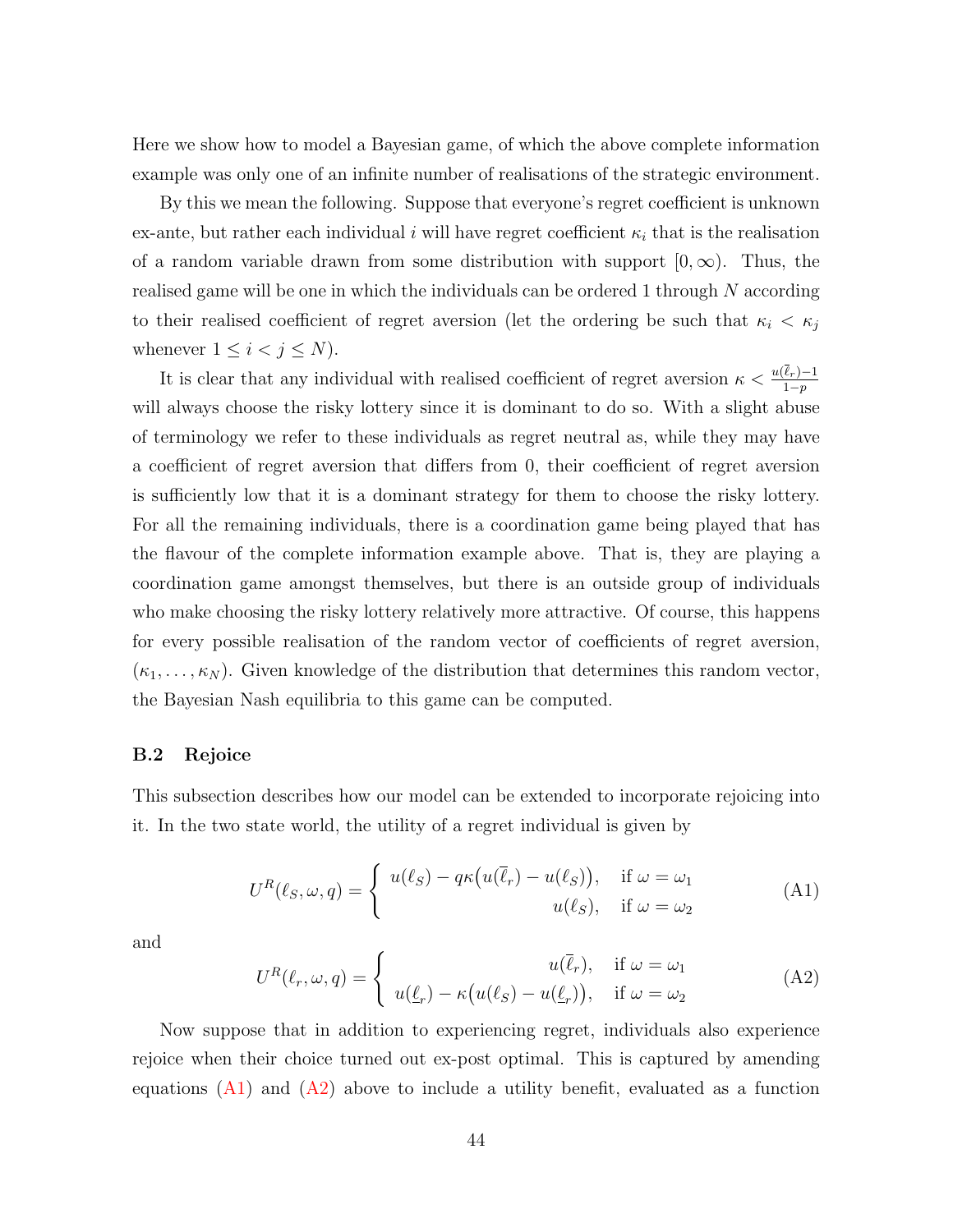Here we show how to model a Bayesian game, of which the above complete information example was only one of an infinite number of realisations of the strategic environment.

By this we mean the following. Suppose that everyone's regret coefficient is unknown ex-ante, but rather each individual $i$ will have regret coefficient $\kappa_i$ that is the realisation of a random variable drawn from some distribution with support $[0, \infty)$. Thus, the realised game will be one in which the individuals can be ordered 1 through $N$ according to their realised coefficient of regret aversion (let the ordering be such that $\kappa_i < \kappa_j$ whenever $1 \leq i < j \leq N$).

It is clear that any individual with realised coefficient of regret aversion $\kappa < \frac{u(\overline{\ell}_r)-1}{1-p}$ will always choose the risky lottery since it is dominant to do so. With a slight abuse of terminology we refer to these individuals as regret neutral as, while they may have a coefficient of regret aversion that differs from 0, their coefficient of regret aversion is sufficiently low that it is a dominant strategy for them to choose the risky lottery. For all the remaining individuals, there is a coordination game being played that has the flavour of the complete information example above. That is, they are playing a coordination game amongst themselves, but there is an outside group of individuals who make choosing the risky lottery relatively more attractive. Of course, this happens for every possible realisation of the random vector of coefficients of regret aversion, $(\kappa_1, \ldots, \kappa_N)$. Given knowledge of the distribution that determines this random vector, the Bayesian Nash equilibria to this game can be computed.

### B.2 Rejoice

This subsection describes how our model can be extended to incorporate rejoicing into it. In the two state world, the utility of a regret individual is given by

$$U^R(\ell_S, \omega, q) = \begin{cases} u(\ell_S) - q\kappa\big(u(\overline{\ell}_r) - u(\ell_S)\big), & \text{if } \omega = \omega_1 \\ u(\ell_S), & \text{if } \omega = \omega_2 \end{cases} \tag{A1}$$

and

$$U^R(\ell_r, \omega, q) = \begin{cases} u(\overline{\ell}_r), & \text{if } \omega = \omega_1 \\ u(\underline{\ell}_r) - \kappa\big(u(\ell_S) - u(\underline{\ell}_r)\big), & \text{if } \omega = \omega_2 \end{cases} \tag{A2}$$

Now suppose that in addition to experiencing regret, individuals also experience rejoice when their choice turned out ex-post optimal. This is captured by amending equations (A1) and (A2) above to include a utility benefit, evaluated as a function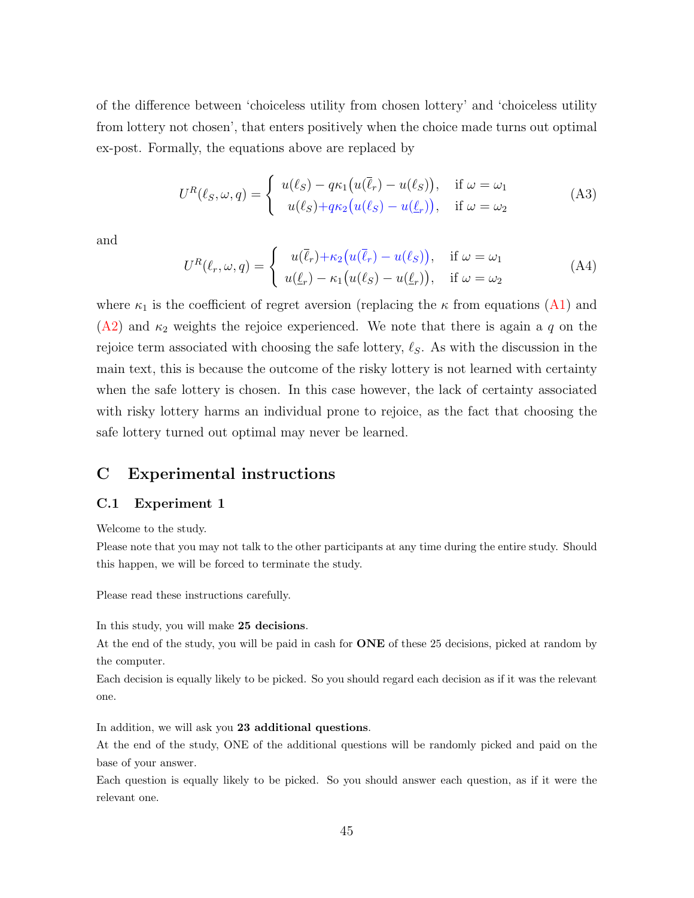of the difference between 'choiceless utility from chosen lottery' and 'choiceless utility from lottery not chosen', that enters positively when the choice made turns out optimal ex-post. Formally, the equations above are replaced by

$$U^R(\ell_S, \omega, q) = \begin{cases} u(\ell_S) - q\kappa_1\big(u(\overline{\ell}_r) - u(\ell_S)\big), & \text{if } \omega = \omega_1 \\ u(\ell_S) + q\kappa_2\big(u(\ell_S) - u(\underline{\ell}_r)\big), & \text{if } \omega = \omega_2 \end{cases} \tag{A3}$$

and

$$U^R(\ell_r, \omega, q) = \begin{cases} u(\overline{\ell}_r) + \kappa_2\big(u(\overline{\ell}_r) - u(\ell_S)\big), & \text{if } \omega = \omega_1 \\ u(\underline{\ell}_r) - \kappa_1\big(u(\ell_S) - u(\underline{\ell}_r)\big), & \text{if } \omega = \omega_2 \end{cases} \tag{A4}$$

where $\kappa_1$ is the coefficient of regret aversion (replacing the $\kappa$ from equations (A1) and (A2) and $\kappa_2$ weights the rejoice experienced. We note that there is again a $q$ on the rejoice term associated with choosing the safe lottery, $\ell_S$. As with the discussion in the main text, this is because the outcome of the risky lottery is not learned with certainty when the safe lottery is chosen. In this case however, the lack of certainty associated with risky lottery harms an individual prone to rejoice, as the fact that choosing the safe lottery turned out optimal may never be learned.

# C Experimental instructions

## C.1 Experiment 1

Welcome to the study.

Please note that you may not talk to the other participants at any time during the entire study. Should this happen, we will be forced to terminate the study.

Please read these instructions carefully.

In this study, you will make **25 decisions**.

At the end of the study, you will be paid in cash for **ONE** of these 25 decisions, picked at random by the computer.

Each decision is equally likely to be picked. So you should regard each decision as if it was the relevant one.

In addition, we will ask you **23 additional questions**.

At the end of the study, ONE of the additional questions will be randomly picked and paid on the base of your answer.

Each question is equally likely to be picked. So you should answer each question, as if it were the relevant one.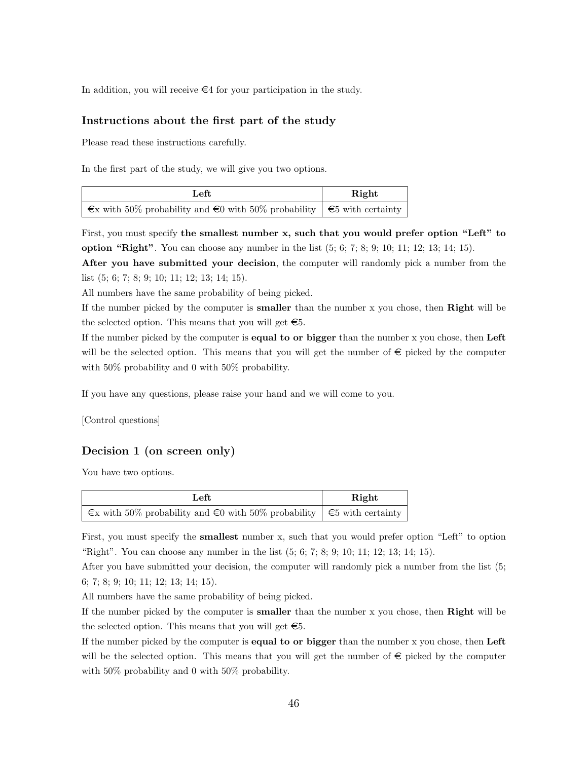In addition, you will receive €4 for your participation in the study.

### Instructions about the first part of the study

Please read these instructions carefully.

In the first part of the study, we will give you two options.

| Left | Right |
|---|---|
| €x with 50% probability and €0 with 50% probability | €5 with certainty |

First, you must specify **the smallest number x, such that you would prefer option "Left" to option "Right"**. You can choose any number in the list (5; 6; 7; 8; 9; 10; 11; 12; 13; 14; 15).
**After you have submitted your decision**, the computer will randomly pick a number from the list (5; 6; 7; 8; 9; 10; 11; 12; 13; 14; 15).
All numbers have the same probability of being picked.
If the number picked by the computer is **smaller** than the number x you chose, then **Right** will be the selected option. This means that you will get €5.
If the number picked by the computer is **equal to or bigger** than the number x you chose, then **Left** will be the selected option. This means that you will get the number of € picked by the computer with 50% probability and 0 with 50% probability.

If you have any questions, please raise your hand and we will come to you.

[Control questions]

### Decision 1 (on screen only)

You have two options.

| Left | Right |
|---|---|
| €x with 50% probability and €0 with 50% probability | €5 with certainty |

First, you must specify the **smallest** number x, such that you would prefer option "Left" to option "Right". You can choose any number in the list (5; 6; 7; 8; 9; 10; 11; 12; 13; 14; 15).
After you have submitted your decision, the computer will randomly pick a number from the list (5; 6; 7; 8; 9; 10; 11; 12; 13; 14; 15).
All numbers have the same probability of being picked.
If the number picked by the computer is **smaller** than the number x you chose, then **Right** will be the selected option. This means that you will get €5.
If the number picked by the computer is **equal to or bigger** than the number x you chose, then **Left** will be the selected option. This means that you will get the number of € picked by the computer with 50% probability and 0 with 50% probability.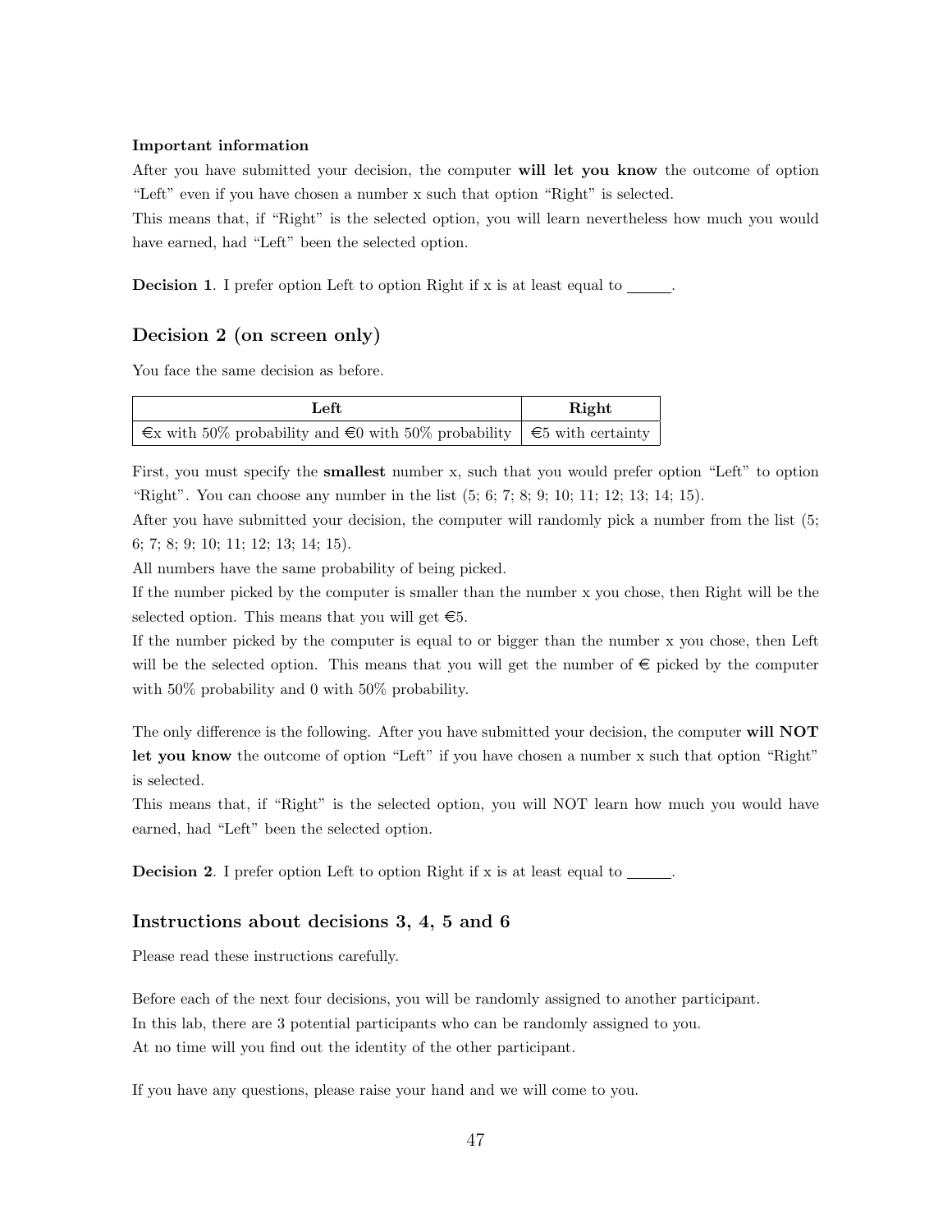**Important information**

After you have submitted your decision, the computer **will let you know** the outcome of option "Left" even if you have chosen a number x such that option "Right" is selected.

This means that, if "Right" is the selected option, you will learn nevertheless how much you would have earned, had "Left" been the selected option.

**Decision 1**. I prefer option Left to option Right if x is at least equal to ______.

## Decision 2 (on screen only)

You face the same decision as before.

| Left | Right |
|---|---|
| €x with 50% probability and €0 with 50% probability | €5 with certainty |

First, you must specify the **smallest** number x, such that you would prefer option "Left" to option "Right". You can choose any number in the list (5; 6; 7; 8; 9; 10; 11; 12; 13; 14; 15).

After you have submitted your decision, the computer will randomly pick a number from the list (5; 6; 7; 8; 9; 10; 11; 12; 13; 14; 15).

All numbers have the same probability of being picked.

If the number picked by the computer is smaller than the number x you chose, then Right will be the selected option. This means that you will get €5.

If the number picked by the computer is equal to or bigger than the number x you chose, then Left will be the selected option. This means that you will get the number of € picked by the computer with 50% probability and 0 with 50% probability.

The only difference is the following. After you have submitted your decision, the computer **will NOT let you know** the outcome of option "Left" if you have chosen a number x such that option "Right" is selected.

This means that, if "Right" is the selected option, you will NOT learn how much you would have earned, had "Left" been the selected option.

**Decision 2**. I prefer option Left to option Right if x is at least equal to ______.

## Instructions about decisions 3, 4, 5 and 6

Please read these instructions carefully.

Before each of the next four decisions, you will be randomly assigned to another participant.
In this lab, there are 3 potential participants who can be randomly assigned to you.
At no time will you find out the identity of the other participant.

If you have any questions, please raise your hand and we will come to you.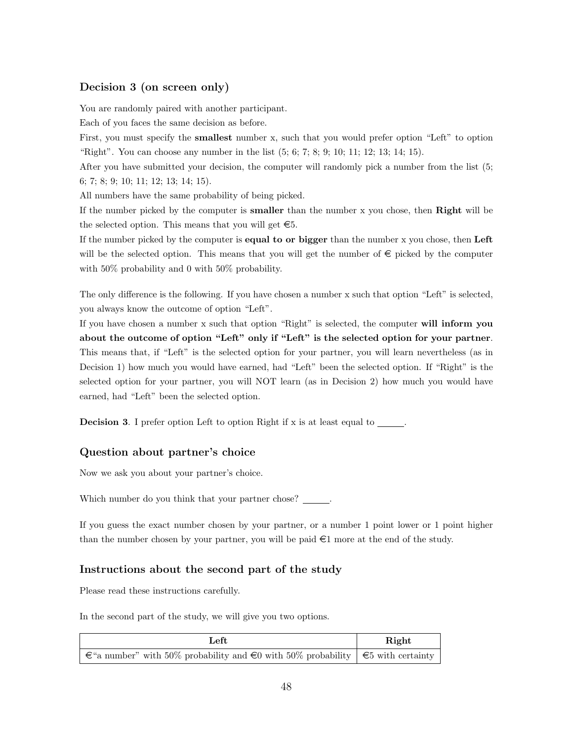### Decision 3 (on screen only)

You are randomly paired with another participant.

Each of you faces the same decision as before.

First, you must specify the **smallest** number x, such that you would prefer option "Left" to option "Right". You can choose any number in the list (5; 6; 7; 8; 9; 10; 11; 12; 13; 14; 15).

After you have submitted your decision, the computer will randomly pick a number from the list (5; 6; 7; 8; 9; 10; 11; 12; 13; 14; 15).

All numbers have the same probability of being picked.

If the number picked by the computer is **smaller** than the number x you chose, then **Right** will be the selected option. This means that you will get €5.

If the number picked by the computer is **equal to or bigger** than the number x you chose, then **Left** will be the selected option. This means that you will get the number of € picked by the computer with 50% probability and 0 with 50% probability.

The only difference is the following. If you have chosen a number x such that option "Left" is selected, you always know the outcome of option "Left".

If you have chosen a number x such that option "Right" is selected, the computer **will inform you about the outcome of option "Left" only if "Left" is the selected option for your partner**. This means that, if "Left" is the selected option for your partner, you will learn nevertheless (as in Decision 1) how much you would have earned, had "Left" been the selected option. If "Right" is the selected option for your partner, you will NOT learn (as in Decision 2) how much you would have earned, had "Left" been the selected option.

**Decision 3**. I prefer option Left to option Right if x is at least equal to ______.

### Question about partner's choice

Now we ask you about your partner's choice.

Which number do you think that your partner chose? ______.

If you guess the exact number chosen by your partner, or a number 1 point lower or 1 point higher than the number chosen by your partner, you will be paid €1 more at the end of the study.

### Instructions about the second part of the study

Please read these instructions carefully.

In the second part of the study, we will give you two options.

| Left | Right |
|---|---|
| €"a number" with 50% probability and €0 with 50% probability | €5 with certainty |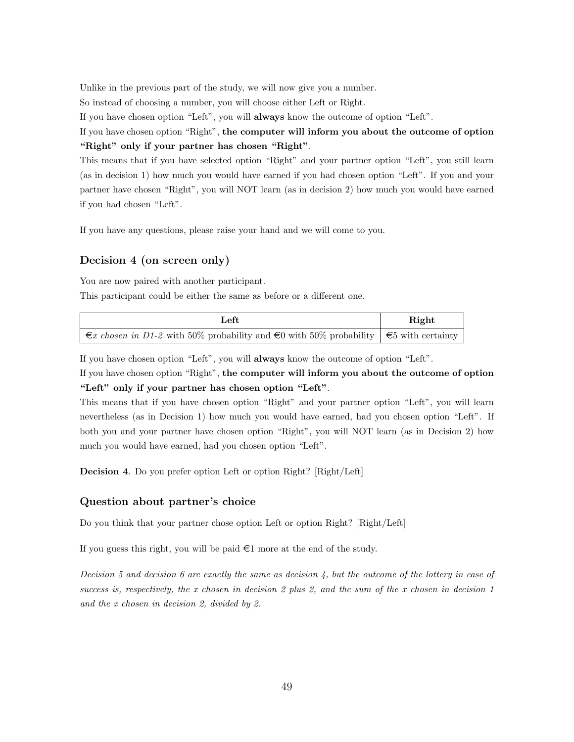Unlike in the previous part of the study, we will now give you a number.

So instead of choosing a number, you will choose either Left or Right.

If you have chosen option "Left", you will **always** know the outcome of option "Left".

If you have chosen option "Right", **the computer will inform you about the outcome of option "Right" only if your partner has chosen "Right"**.

This means that if you have selected option "Right" and your partner option "Left", you still learn (as in decision 1) how much you would have earned if you had chosen option "Left". If you and your partner have chosen "Right", you will NOT learn (as in decision 2) how much you would have earned if you had chosen "Left".

If you have any questions, please raise your hand and we will come to you.

### Decision 4 (on screen only)

You are now paired with another participant.

This participant could be either the same as before or a different one.

| Left | Right |
|---|---|
| €$x$ *chosen in D1-2* with 50% probability and €0 with 50% probability | €5 with certainty |

If you have chosen option "Left", you will **always** know the outcome of option "Left".

If you have chosen option "Right", **the computer will inform you about the outcome of option "Left" only if your partner has chosen option "Left"**.

This means that if you have chosen option "Right" and your partner option "Left", you will learn nevertheless (as in Decision 1) how much you would have earned, had you chosen option "Left". If both you and your partner have chosen option "Right", you will NOT learn (as in Decision 2) how much you would have earned, had you chosen option "Left".

**Decision 4**. Do you prefer option Left or option Right? [Right/Left]

### Question about partner's choice

Do you think that your partner chose option Left or option Right? [Right/Left]

If you guess this right, you will be paid €1 more at the end of the study.

*Decision 5 and decision 6 are exactly the same as decision 4, but the outcome of the lottery in case of success is, respectively, the x chosen in decision 2 plus 2, and the sum of the x chosen in decision 1 and the x chosen in decision 2, divided by 2.*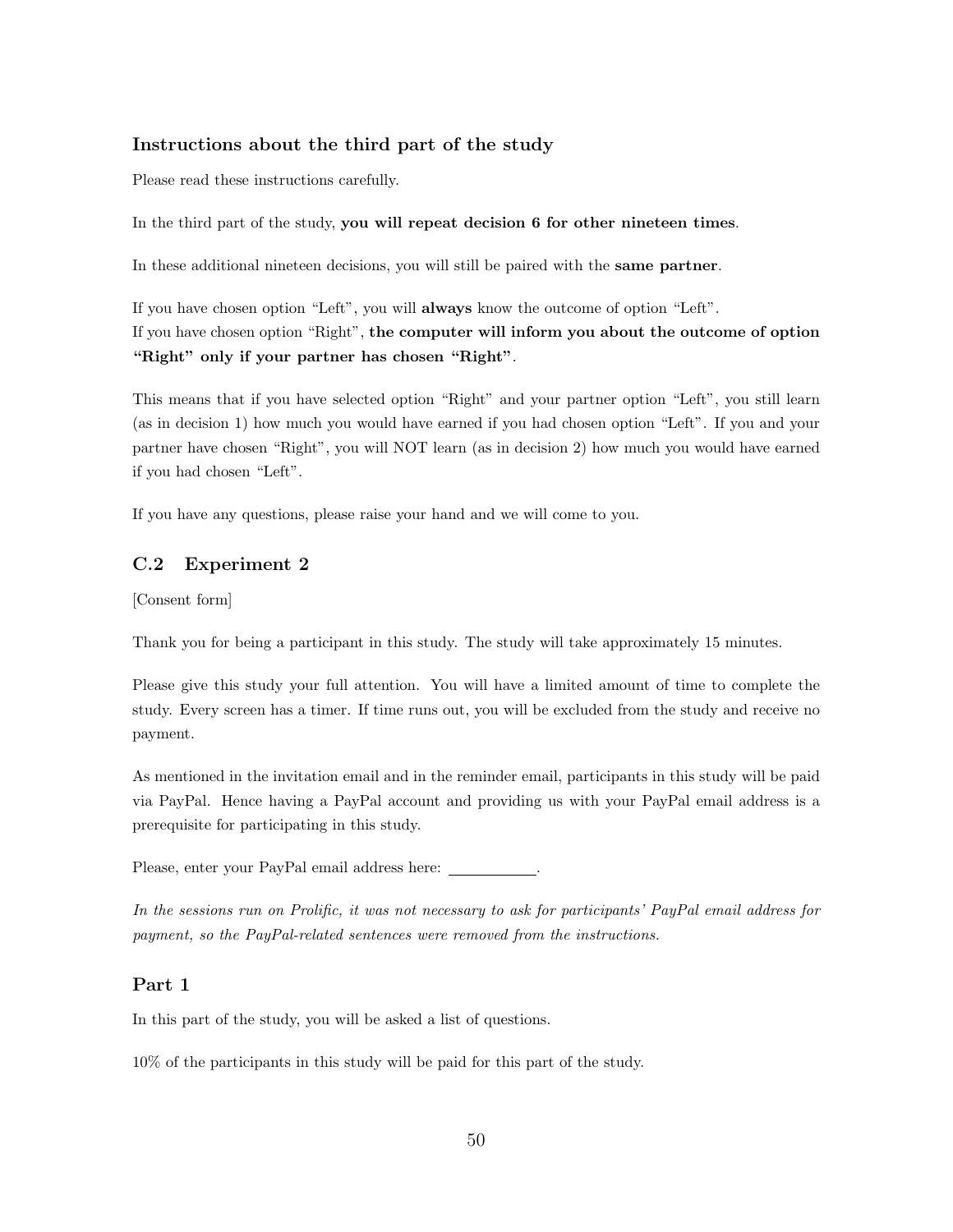### Instructions about the third part of the study

Please read these instructions carefully.

In the third part of the study, **you will repeat decision 6 for other nineteen times**.

In these additional nineteen decisions, you will still be paired with the **same partner**.

If you have chosen option "Left", you will **always** know the outcome of option "Left".
If you have chosen option "Right", **the computer will inform you about the outcome of option "Right" only if your partner has chosen "Right"**.

This means that if you have selected option "Right" and your partner option "Left", you still learn (as in decision 1) how much you would have earned if you had chosen option "Left". If you and your partner have chosen "Right", you will NOT learn (as in decision 2) how much you would have earned if you had chosen "Left".

If you have any questions, please raise your hand and we will come to you.

## C.2 Experiment 2

[Consent form]

Thank you for being a participant in this study. The study will take approximately 15 minutes.

Please give this study your full attention. You will have a limited amount of time to complete the study. Every screen has a timer. If time runs out, you will be excluded from the study and receive no payment.

As mentioned in the invitation email and in the reminder email, participants in this study will be paid via PayPal. Hence having a PayPal account and providing us with your PayPal email address is a prerequisite for participating in this study.

Please, enter your PayPal email address here: ___________.

*In the sessions run on Prolific, it was not necessary to ask for participants' PayPal email address for payment, so the PayPal-related sentences were removed from the instructions.*

### Part 1

In this part of the study, you will be asked a list of questions.

10% of the participants in this study will be paid for this part of the study.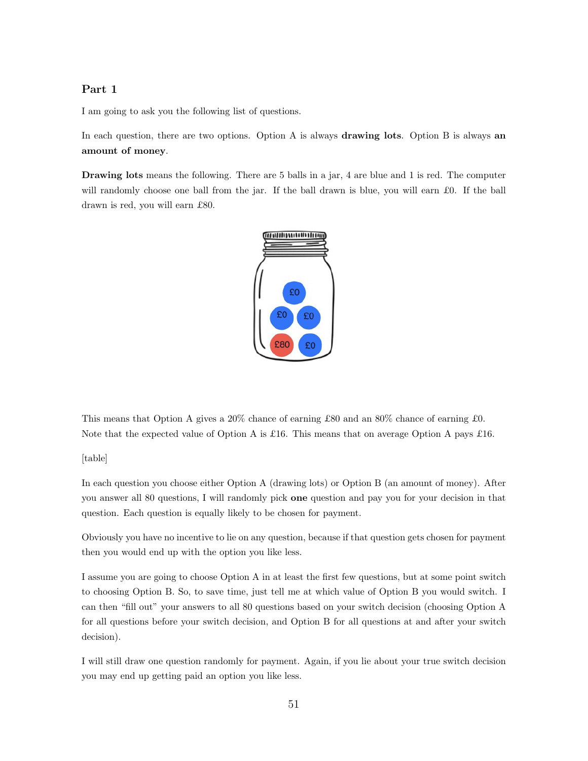## Part 1

I am going to ask you the following list of questions.

In each question, there are two options. Option A is always **drawing lots**. Option B is always **an amount of money**.

**Drawing lots** means the following. There are 5 balls in a jar, 4 are blue and 1 is red. The computer will randomly choose one ball from the jar. If the ball drawn is blue, you will earn £0. If the ball drawn is red, you will earn £80.

This means that Option A gives a 20% chance of earning £80 and an 80% chance of earning £0. Note that the expected value of Option A is £16. This means that on average Option A pays £16.

[table]

In each question you choose either Option A (drawing lots) or Option B (an amount of money). After you answer all 80 questions, I will randomly pick **one** question and pay you for your decision in that question. Each question is equally likely to be chosen for payment.

Obviously you have no incentive to lie on any question, because if that question gets chosen for payment then you would end up with the option you like less.

I assume you are going to choose Option A in at least the first few questions, but at some point switch to choosing Option B. So, to save time, just tell me at which value of Option B you would switch. I can then "fill out" your answers to all 80 questions based on your switch decision (choosing Option A for all questions before your switch decision, and Option B for all questions at and after your switch decision).

I will still draw one question randomly for payment. Again, if you lie about your true switch decision you may end up getting paid an option you like less.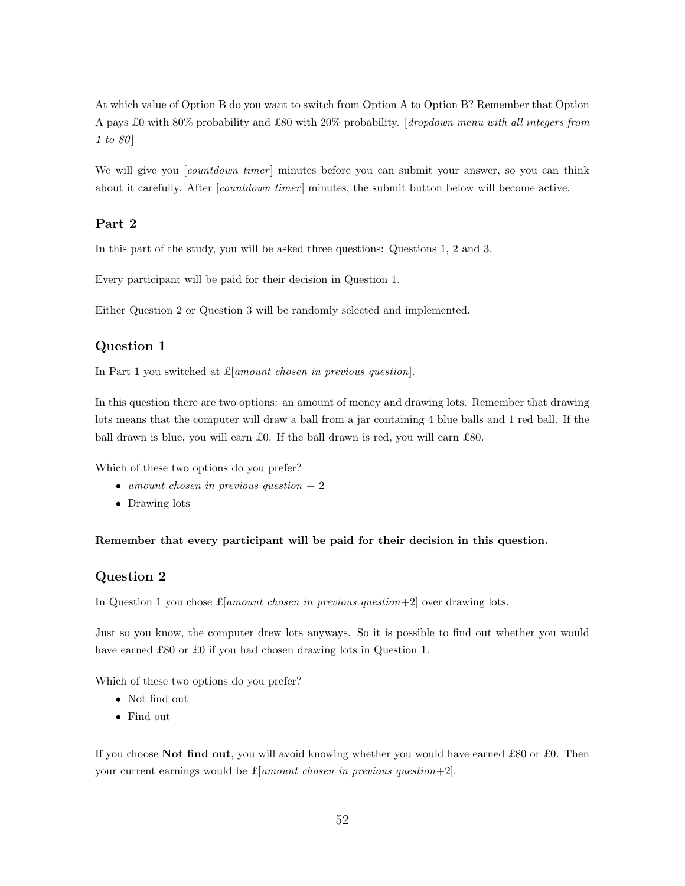At which value of Option B do you want to switch from Option A to Option B? Remember that Option A pays £0 with 80% probability and £80 with 20% probability. [*dropdown menu with all integers from 1 to 80*]

We will give you [*countdown timer*] minutes before you can submit your answer, so you can think about it carefully. After [*countdown timer*] minutes, the submit button below will become active.

## Part 2

In this part of the study, you will be asked three questions: Questions 1, 2 and 3.

Every participant will be paid for their decision in Question 1.

Either Question 2 or Question 3 will be randomly selected and implemented.

## Question 1

In Part 1 you switched at £[*amount chosen in previous question*].

In this question there are two options: an amount of money and drawing lots. Remember that drawing lots means that the computer will draw a ball from a jar containing 4 blue balls and 1 red ball. If the ball drawn is blue, you will earn £0. If the ball drawn is red, you will earn £80.

Which of these two options do you prefer?

- *amount chosen in previous question* + 2
- Drawing lots

**Remember that every participant will be paid for their decision in this question.**

## Question 2

In Question 1 you chose £[*amount chosen in previous question*+2] over drawing lots.

Just so you know, the computer drew lots anyways. So it is possible to find out whether you would have earned £80 or £0 if you had chosen drawing lots in Question 1.

Which of these two options do you prefer?

- Not find out
- Find out

If you choose **Not find out**, you will avoid knowing whether you would have earned £80 or £0. Then your current earnings would be £[*amount chosen in previous question*+2].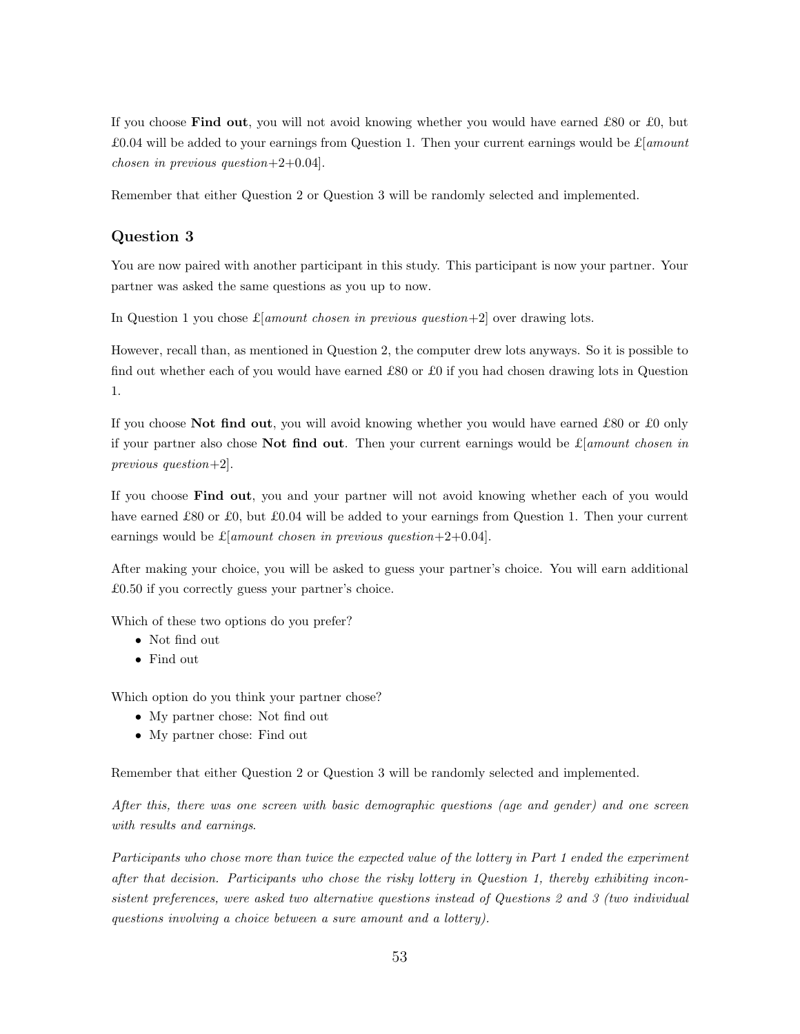If you choose **Find out**, you will not avoid knowing whether you would have earned £80 or £0, but £0.04 will be added to your earnings from Question 1. Then your current earnings would be £[*amount chosen in previous question*+2+0.04].

Remember that either Question 2 or Question 3 will be randomly selected and implemented.

## Question 3

You are now paired with another participant in this study. This participant is now your partner. Your partner was asked the same questions as you up to now.

In Question 1 you chose £[*amount chosen in previous question*+2] over drawing lots.

However, recall than, as mentioned in Question 2, the computer drew lots anyways. So it is possible to find out whether each of you would have earned £80 or £0 if you had chosen drawing lots in Question 1.

If you choose **Not find out**, you will avoid knowing whether you would have earned £80 or £0 only if your partner also chose **Not find out**. Then your current earnings would be £[*amount chosen in previous question*+2].

If you choose **Find out**, you and your partner will not avoid knowing whether each of you would have earned £80 or £0, but £0.04 will be added to your earnings from Question 1. Then your current earnings would be £[*amount chosen in previous question*+2+0.04].

After making your choice, you will be asked to guess your partner's choice. You will earn additional £0.50 if you correctly guess your partner's choice.

Which of these two options do you prefer?

- Not find out
- Find out

Which option do you think your partner chose?

- My partner chose: Not find out
- My partner chose: Find out

Remember that either Question 2 or Question 3 will be randomly selected and implemented.

*After this, there was one screen with basic demographic questions (age and gender) and one screen with results and earnings.*

*Participants who chose more than twice the expected value of the lottery in Part 1 ended the experiment after that decision. Participants who chose the risky lottery in Question 1, thereby exhibiting inconsistent preferences, were asked two alternative questions instead of Questions 2 and 3 (two individual questions involving a choice between a sure amount and a lottery).*